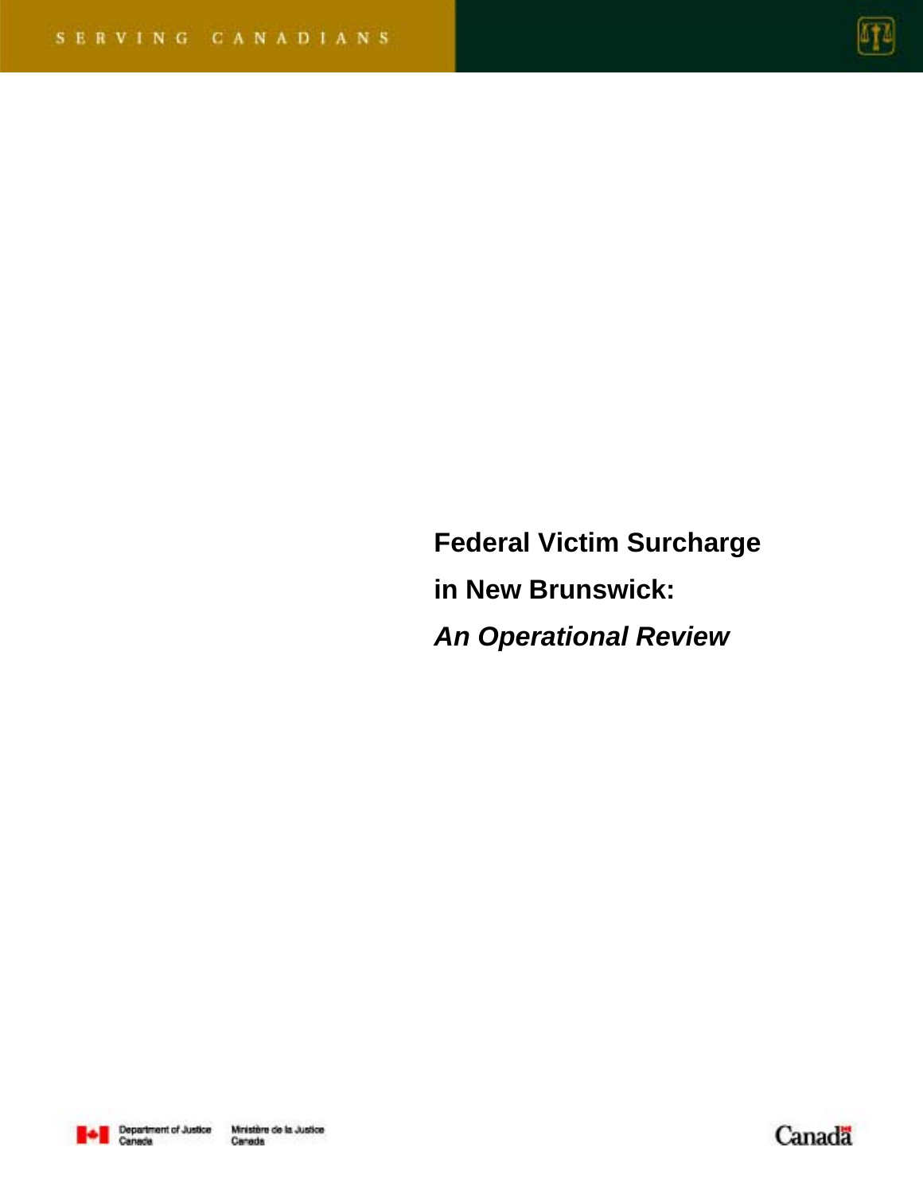SERVING CANADIANS

# Federal Victim Surcharge in New Brunswick: *An Operational Review*

Department of Justice Canada / Ministère de la Justice Canada

Canada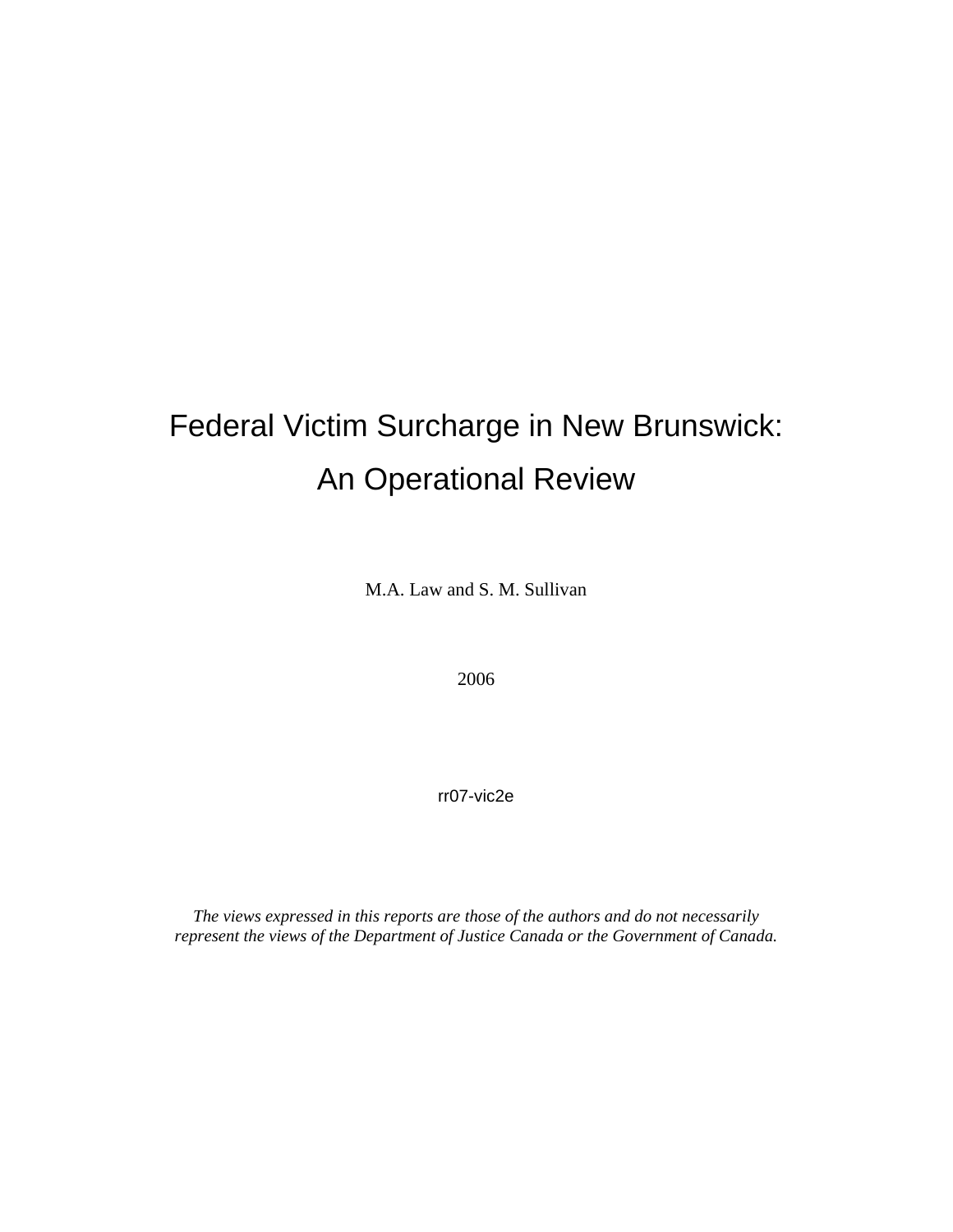# Federal Victim Surcharge in New Brunswick: An Operational Review

M.A. Law and S. M. Sullivan

2006

rr07-vic2e

*The views expressed in this reports are those of the authors and do not necessarily represent the views of the Department of Justice Canada or the Government of Canada.*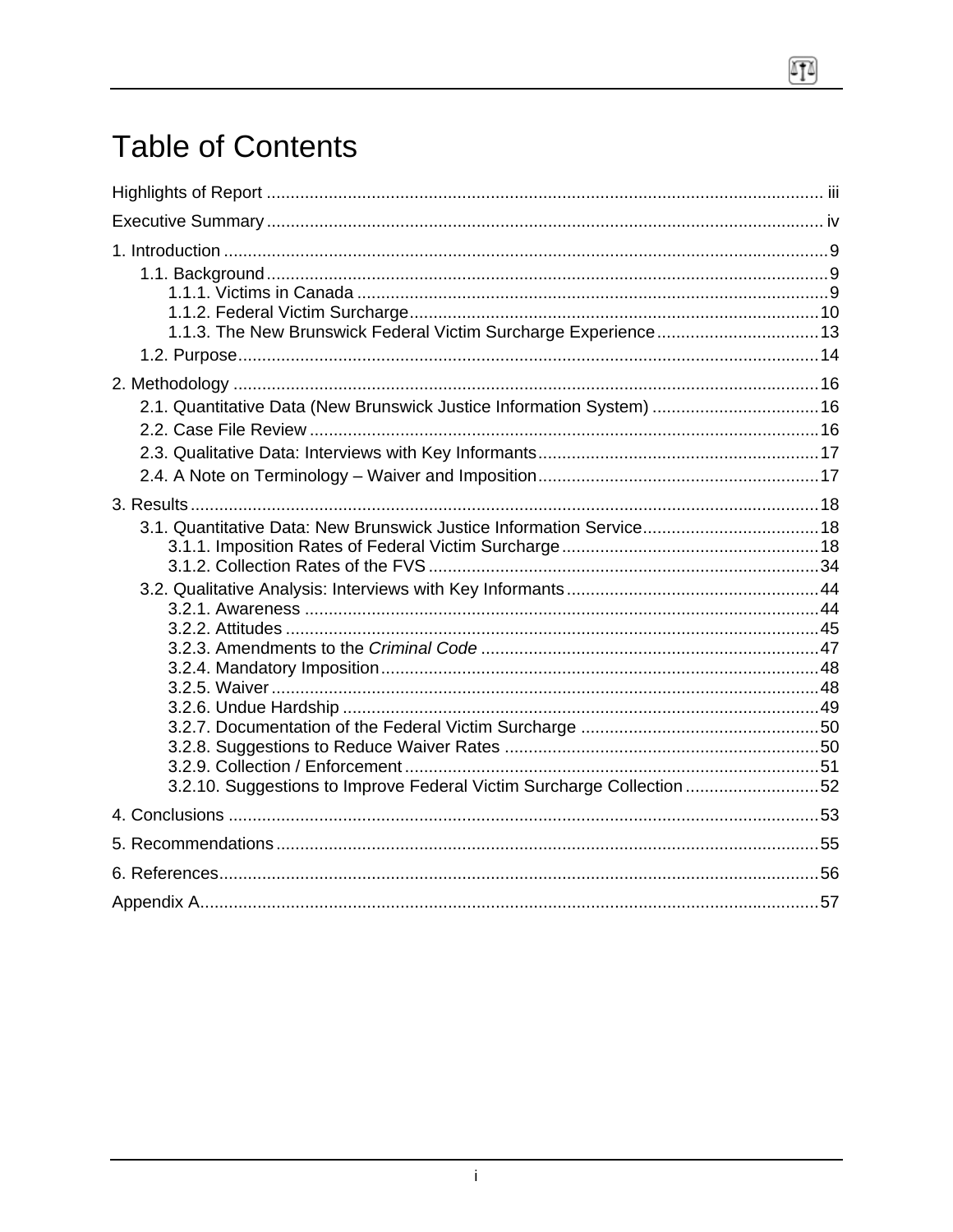# Table of Contents

Highlights of Report ..... iii

Executive Summary ..... iv

1. Introduction ..... 9
   - 1.1. Background ..... 9
     - 1.1.1. Victims in Canada ..... 9
     - 1.1.2. Federal Victim Surcharge ..... 10
     - 1.1.3. The New Brunswick Federal Victim Surcharge Experience ..... 13
   - 1.2. Purpose ..... 14

2. Methodology ..... 16
   - 2.1. Quantitative Data (New Brunswick Justice Information System) ..... 16
   - 2.2. Case File Review ..... 16
   - 2.3. Qualitative Data: Interviews with Key Informants ..... 17
   - 2.4. A Note on Terminology – Waiver and Imposition ..... 17

3. Results ..... 18
   - 3.1. Quantitative Data: New Brunswick Justice Information Service ..... 18
     - 3.1.1. Imposition Rates of Federal Victim Surcharge ..... 18
     - 3.1.2. Collection Rates of the FVS ..... 34
   - 3.2. Qualitative Analysis: Interviews with Key Informants ..... 44
     - 3.2.1. Awareness ..... 44
     - 3.2.2. Attitudes ..... 45
     - 3.2.3. Amendments to the *Criminal Code* ..... 47
     - 3.2.4. Mandatory Imposition ..... 48
     - 3.2.5. Waiver ..... 48
     - 3.2.6. Undue Hardship ..... 49
     - 3.2.7. Documentation of the Federal Victim Surcharge ..... 50
     - 3.2.8. Suggestions to Reduce Waiver Rates ..... 50
     - 3.2.9. Collection / Enforcement ..... 51
     - 3.2.10. Suggestions to Improve Federal Victim Surcharge Collection ..... 52

4. Conclusions ..... 53

5. Recommendations ..... 55

6. References ..... 56

Appendix A ..... 57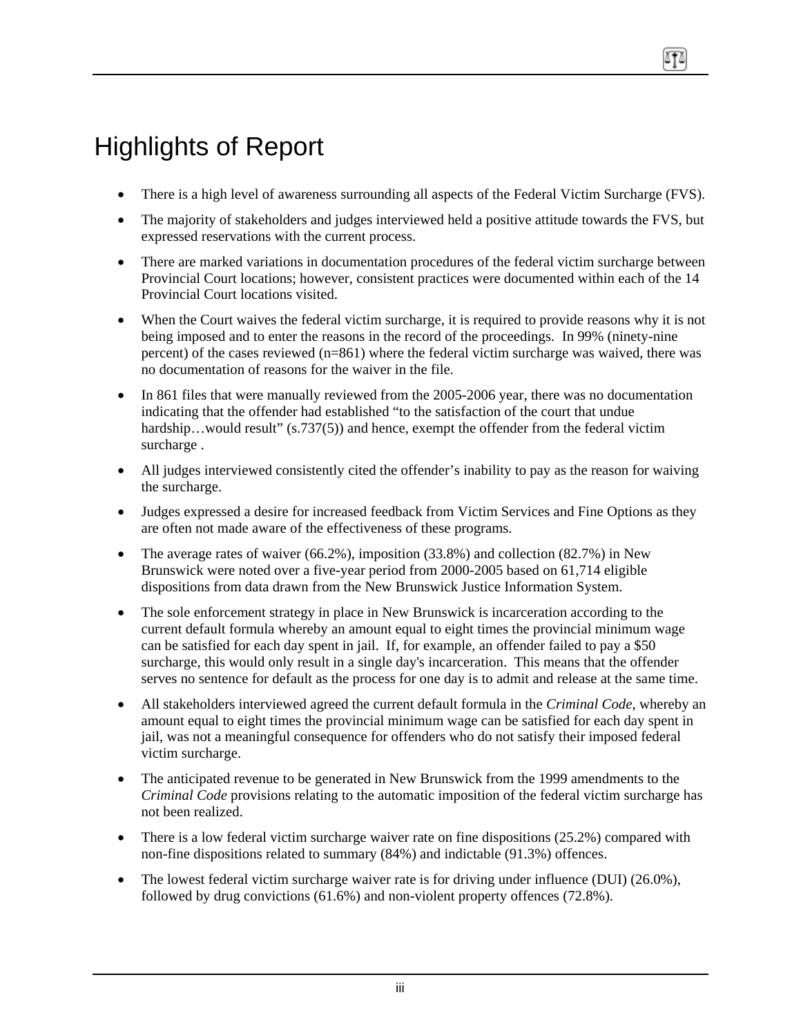# Highlights of Report

- There is a high level of awareness surrounding all aspects of the Federal Victim Surcharge (FVS).
- The majority of stakeholders and judges interviewed held a positive attitude towards the FVS, but expressed reservations with the current process.
- There are marked variations in documentation procedures of the federal victim surcharge between Provincial Court locations; however, consistent practices were documented within each of the 14 Provincial Court locations visited.
- When the Court waives the federal victim surcharge, it is required to provide reasons why it is not being imposed and to enter the reasons in the record of the proceedings. In 99% (ninety-nine percent) of the cases reviewed (n=861) where the federal victim surcharge was waived, there was no documentation of reasons for the waiver in the file.
- In 861 files that were manually reviewed from the 2005-2006 year, there was no documentation indicating that the offender had established "to the satisfaction of the court that undue hardship…would result" (s.737(5)) and hence, exempt the offender from the federal victim surcharge .
- All judges interviewed consistently cited the offender's inability to pay as the reason for waiving the surcharge.
- Judges expressed a desire for increased feedback from Victim Services and Fine Options as they are often not made aware of the effectiveness of these programs.
- The average rates of waiver (66.2%), imposition (33.8%) and collection (82.7%) in New Brunswick were noted over a five-year period from 2000-2005 based on 61,714 eligible dispositions from data drawn from the New Brunswick Justice Information System.
- The sole enforcement strategy in place in New Brunswick is incarceration according to the current default formula whereby an amount equal to eight times the provincial minimum wage can be satisfied for each day spent in jail. If, for example, an offender failed to pay a $50 surcharge, this would only result in a single day's incarceration. This means that the offender serves no sentence for default as the process for one day is to admit and release at the same time.
- All stakeholders interviewed agreed the current default formula in the *Criminal Code*, whereby an amount equal to eight times the provincial minimum wage can be satisfied for each day spent in jail, was not a meaningful consequence for offenders who do not satisfy their imposed federal victim surcharge.
- The anticipated revenue to be generated in New Brunswick from the 1999 amendments to the *Criminal Code* provisions relating to the automatic imposition of the federal victim surcharge has not been realized.
- There is a low federal victim surcharge waiver rate on fine dispositions (25.2%) compared with non-fine dispositions related to summary (84%) and indictable (91.3%) offences.
- The lowest federal victim surcharge waiver rate is for driving under influence (DUI) (26.0%), followed by drug convictions (61.6%) and non-violent property offences (72.8%).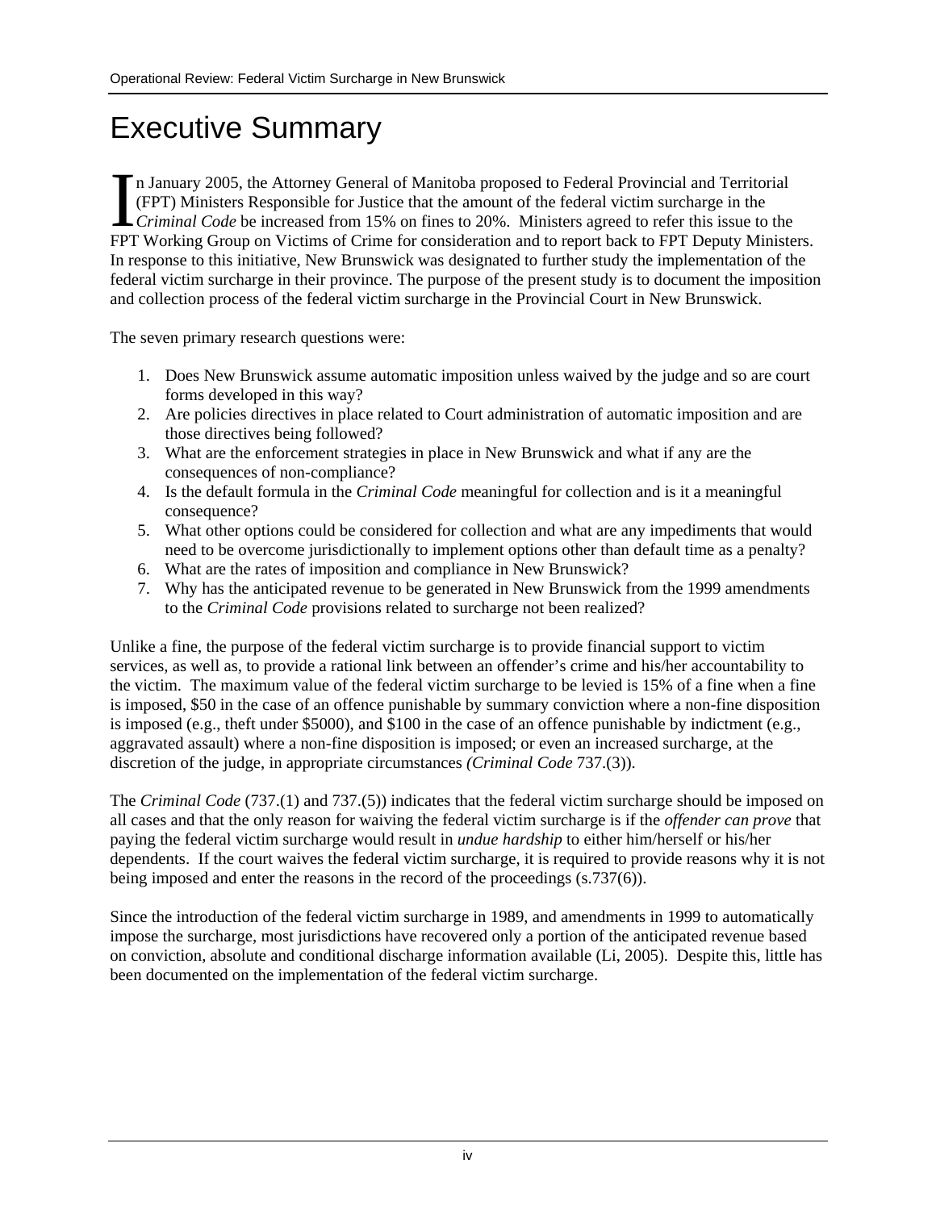# Executive Summary

In January 2005, the Attorney General of Manitoba proposed to Federal Provincial and Territorial (FPT) Ministers Responsible for Justice that the amount of the federal victim surcharge in the *Criminal Code* be increased from 15% on fines to 20%. Ministers agreed to refer this issue to the FPT Working Group on Victims of Crime for consideration and to report back to FPT Deputy Ministers. In response to this initiative, New Brunswick was designated to further study the implementation of the federal victim surcharge in their province. The purpose of the present study is to document the imposition and collection process of the federal victim surcharge in the Provincial Court in New Brunswick.

The seven primary research questions were:

1. Does New Brunswick assume automatic imposition unless waived by the judge and so are court forms developed in this way?
2. Are policies directives in place related to Court administration of automatic imposition and are those directives being followed?
3. What are the enforcement strategies in place in New Brunswick and what if any are the consequences of non-compliance?
4. Is the default formula in the *Criminal Code* meaningful for collection and is it a meaningful consequence?
5. What other options could be considered for collection and what are any impediments that would need to be overcome jurisdictionally to implement options other than default time as a penalty?
6. What are the rates of imposition and compliance in New Brunswick?
7. Why has the anticipated revenue to be generated in New Brunswick from the 1999 amendments to the *Criminal Code* provisions related to surcharge not been realized?

Unlike a fine, the purpose of the federal victim surcharge is to provide financial support to victim services, as well as, to provide a rational link between an offender's crime and his/her accountability to the victim. The maximum value of the federal victim surcharge to be levied is 15% of a fine when a fine is imposed, $50 in the case of an offence punishable by summary conviction where a non-fine disposition is imposed (e.g., theft under $5000), and $100 in the case of an offence punishable by indictment (e.g., aggravated assault) where a non-fine disposition is imposed; or even an increased surcharge, at the discretion of the judge, in appropriate circumstances *(Criminal Code* 737.(3)).

The *Criminal Code* (737.(1) and 737.(5)) indicates that the federal victim surcharge should be imposed on all cases and that the only reason for waiving the federal victim surcharge is if the *offender can prove* that paying the federal victim surcharge would result in *undue hardship* to either him/herself or his/her dependents. If the court waives the federal victim surcharge, it is required to provide reasons why it is not being imposed and enter the reasons in the record of the proceedings (s.737(6)).

Since the introduction of the federal victim surcharge in 1989, and amendments in 1999 to automatically impose the surcharge, most jurisdictions have recovered only a portion of the anticipated revenue based on conviction, absolute and conditional discharge information available (Li, 2005). Despite this, little has been documented on the implementation of the federal victim surcharge.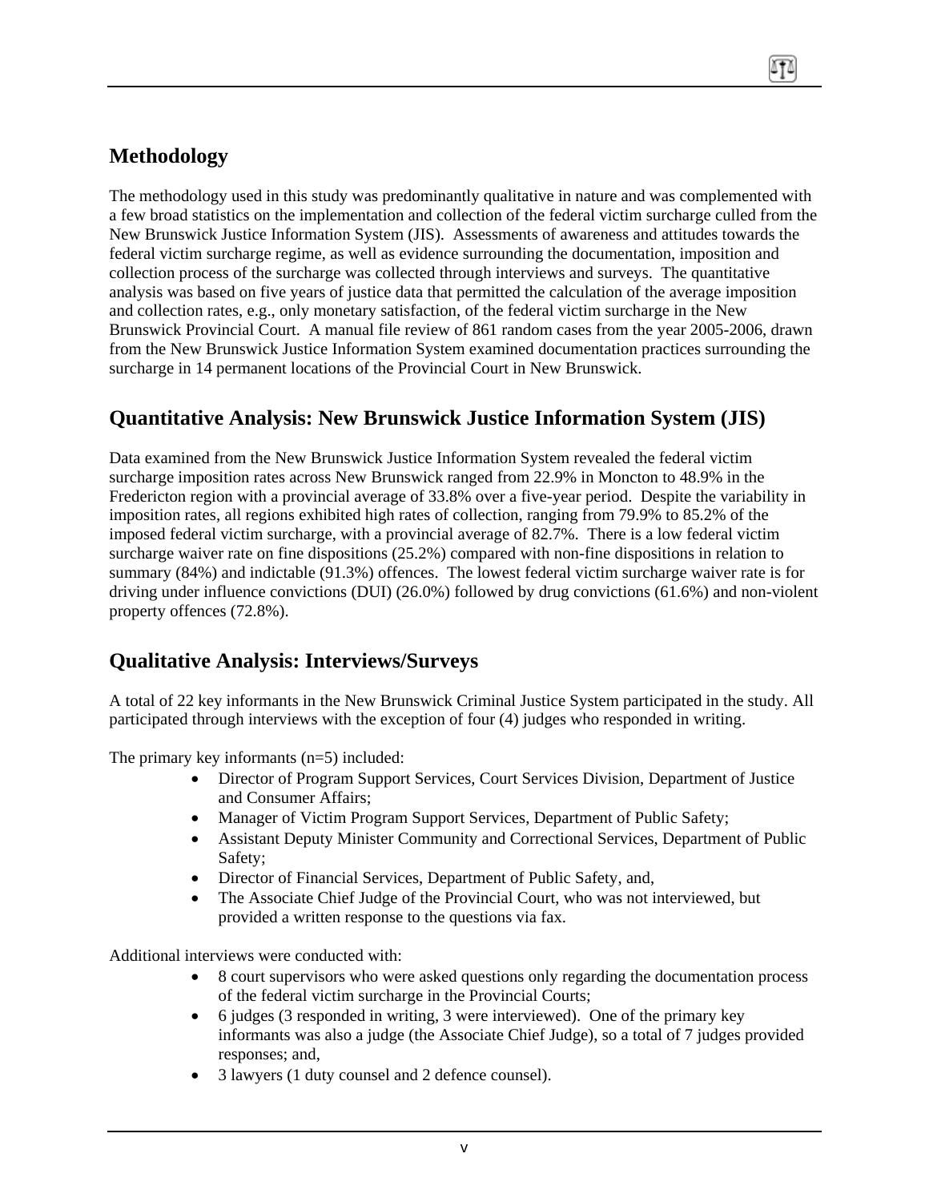## Methodology

The methodology used in this study was predominantly qualitative in nature and was complemented with a few broad statistics on the implementation and collection of the federal victim surcharge culled from the New Brunswick Justice Information System (JIS). Assessments of awareness and attitudes towards the federal victim surcharge regime, as well as evidence surrounding the documentation, imposition and collection process of the surcharge was collected through interviews and surveys. The quantitative analysis was based on five years of justice data that permitted the calculation of the average imposition and collection rates, e.g., only monetary satisfaction, of the federal victim surcharge in the New Brunswick Provincial Court. A manual file review of 861 random cases from the year 2005-2006, drawn from the New Brunswick Justice Information System examined documentation practices surrounding the surcharge in 14 permanent locations of the Provincial Court in New Brunswick.

## Quantitative Analysis: New Brunswick Justice Information System (JIS)

Data examined from the New Brunswick Justice Information System revealed the federal victim surcharge imposition rates across New Brunswick ranged from 22.9% in Moncton to 48.9% in the Fredericton region with a provincial average of 33.8% over a five-year period. Despite the variability in imposition rates, all regions exhibited high rates of collection, ranging from 79.9% to 85.2% of the imposed federal victim surcharge, with a provincial average of 82.7%. There is a low federal victim surcharge waiver rate on fine dispositions (25.2%) compared with non-fine dispositions in relation to summary (84%) and indictable (91.3%) offences. The lowest federal victim surcharge waiver rate is for driving under influence convictions (DUI) (26.0%) followed by drug convictions (61.6%) and non-violent property offences (72.8%).

## Qualitative Analysis: Interviews/Surveys

A total of 22 key informants in the New Brunswick Criminal Justice System participated in the study. All participated through interviews with the exception of four (4) judges who responded in writing.

The primary key informants (n=5) included:

- Director of Program Support Services, Court Services Division, Department of Justice and Consumer Affairs;
- Manager of Victim Program Support Services, Department of Public Safety;
- Assistant Deputy Minister Community and Correctional Services, Department of Public Safety;
- Director of Financial Services, Department of Public Safety, and,
- The Associate Chief Judge of the Provincial Court, who was not interviewed, but provided a written response to the questions via fax.

Additional interviews were conducted with:

- 8 court supervisors who were asked questions only regarding the documentation process of the federal victim surcharge in the Provincial Courts;
- 6 judges (3 responded in writing, 3 were interviewed). One of the primary key informants was also a judge (the Associate Chief Judge), so a total of 7 judges provided responses; and,
- 3 lawyers (1 duty counsel and 2 defence counsel).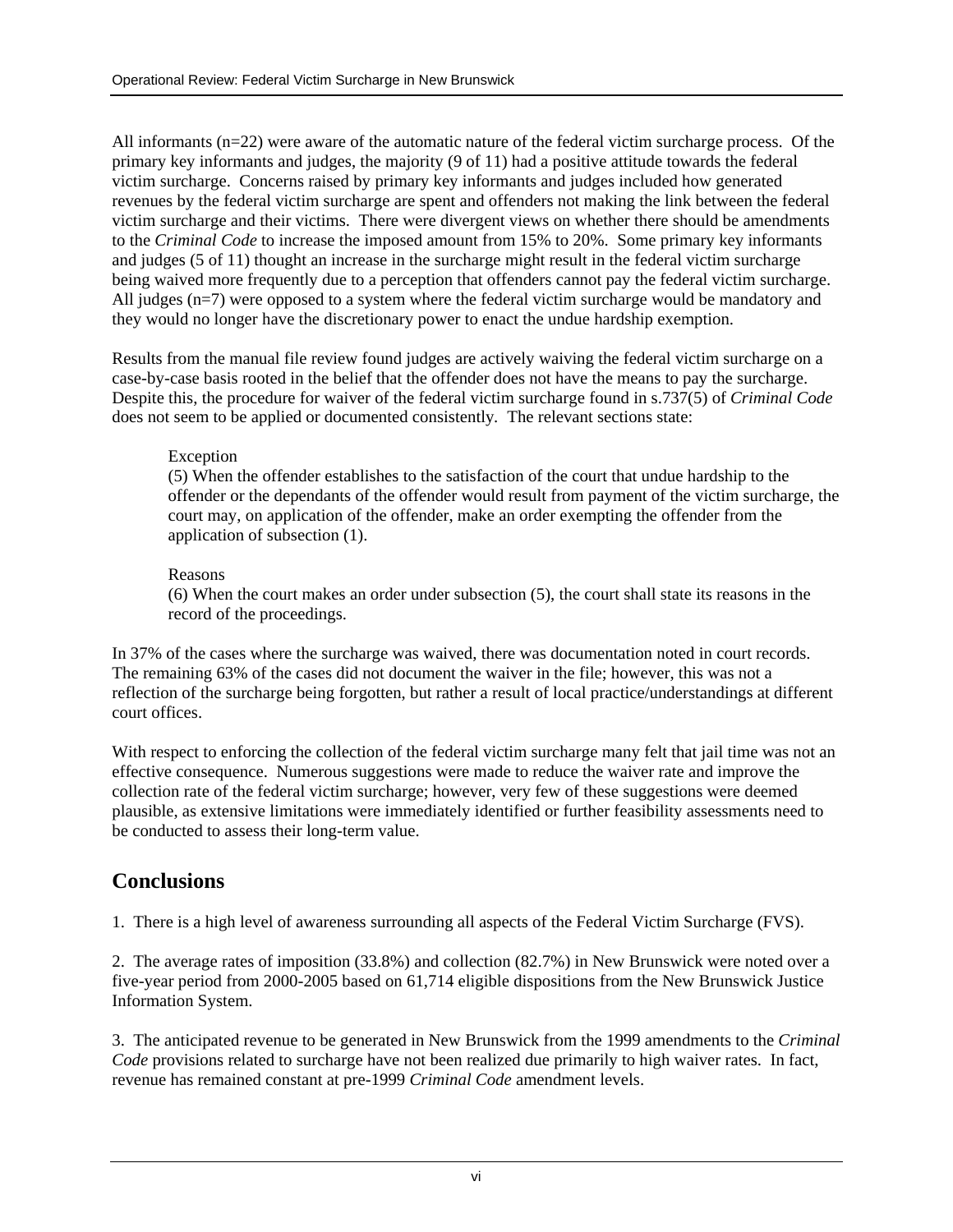All informants (n=22) were aware of the automatic nature of the federal victim surcharge process. Of the primary key informants and judges, the majority (9 of 11) had a positive attitude towards the federal victim surcharge. Concerns raised by primary key informants and judges included how generated revenues by the federal victim surcharge are spent and offenders not making the link between the federal victim surcharge and their victims. There were divergent views on whether there should be amendments to the *Criminal Code* to increase the imposed amount from 15% to 20%. Some primary key informants and judges (5 of 11) thought an increase in the surcharge might result in the federal victim surcharge being waived more frequently due to a perception that offenders cannot pay the federal victim surcharge. All judges (n=7) were opposed to a system where the federal victim surcharge would be mandatory and they would no longer have the discretionary power to enact the undue hardship exemption.

Results from the manual file review found judges are actively waiving the federal victim surcharge on a case-by-case basis rooted in the belief that the offender does not have the means to pay the surcharge. Despite this, the procedure for waiver of the federal victim surcharge found in s.737(5) of *Criminal Code* does not seem to be applied or documented consistently. The relevant sections state:

> Exception
> (5) When the offender establishes to the satisfaction of the court that undue hardship to the offender or the dependants of the offender would result from payment of the victim surcharge, the court may, on application of the offender, make an order exempting the offender from the application of subsection (1).
>
> Reasons
> (6) When the court makes an order under subsection (5), the court shall state its reasons in the record of the proceedings.

In 37% of the cases where the surcharge was waived, there was documentation noted in court records. The remaining 63% of the cases did not document the waiver in the file; however, this was not a reflection of the surcharge being forgotten, but rather a result of local practice/understandings at different court offices.

With respect to enforcing the collection of the federal victim surcharge many felt that jail time was not an effective consequence. Numerous suggestions were made to reduce the waiver rate and improve the collection rate of the federal victim surcharge; however, very few of these suggestions were deemed plausible, as extensive limitations were immediately identified or further feasibility assessments need to be conducted to assess their long-term value.

## Conclusions

1. There is a high level of awareness surrounding all aspects of the Federal Victim Surcharge (FVS).

2. The average rates of imposition (33.8%) and collection (82.7%) in New Brunswick were noted over a five-year period from 2000-2005 based on 61,714 eligible dispositions from the New Brunswick Justice Information System.

3. The anticipated revenue to be generated in New Brunswick from the 1999 amendments to the *Criminal Code* provisions related to surcharge have not been realized due primarily to high waiver rates. In fact, revenue has remained constant at pre-1999 *Criminal Code* amendment levels.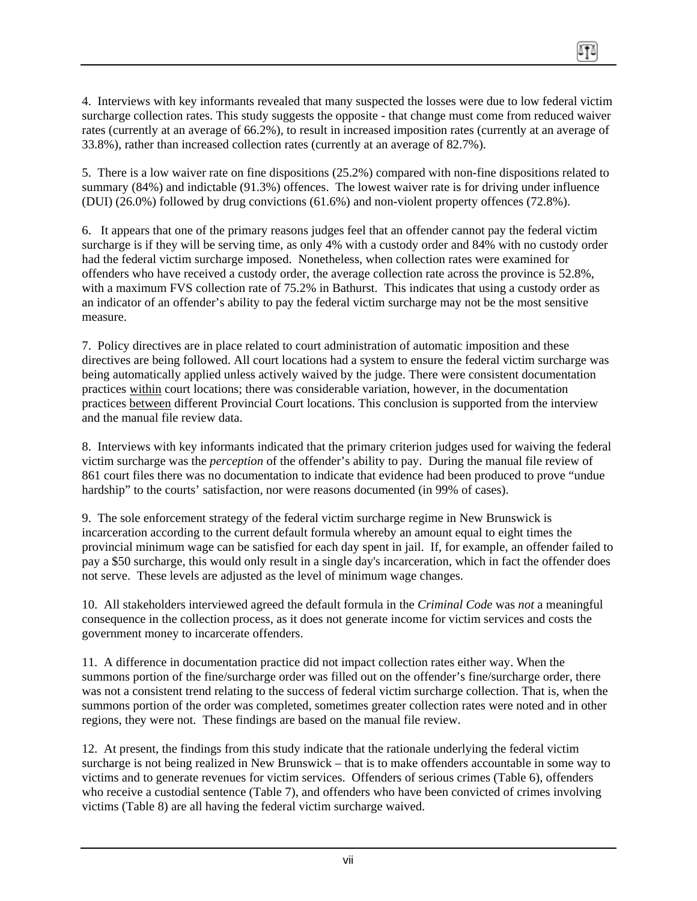4. Interviews with key informants revealed that many suspected the losses were due to low federal victim surcharge collection rates. This study suggests the opposite - that change must come from reduced waiver rates (currently at an average of 66.2%), to result in increased imposition rates (currently at an average of 33.8%), rather than increased collection rates (currently at an average of 82.7%).

5. There is a low waiver rate on fine dispositions (25.2%) compared with non-fine dispositions related to summary (84%) and indictable (91.3%) offences. The lowest waiver rate is for driving under influence (DUI) (26.0%) followed by drug convictions (61.6%) and non-violent property offences (72.8%).

6. It appears that one of the primary reasons judges feel that an offender cannot pay the federal victim surcharge is if they will be serving time, as only 4% with a custody order and 84% with no custody order had the federal victim surcharge imposed. Nonetheless, when collection rates were examined for offenders who have received a custody order, the average collection rate across the province is 52.8%, with a maximum FVS collection rate of 75.2% in Bathurst. This indicates that using a custody order as an indicator of an offender's ability to pay the federal victim surcharge may not be the most sensitive measure.

7. Policy directives are in place related to court administration of automatic imposition and these directives are being followed. All court locations had a system to ensure the federal victim surcharge was being automatically applied unless actively waived by the judge. There were consistent documentation practices <u>within</u> court locations; there was considerable variation, however, in the documentation practices <u>between</u> different Provincial Court locations. This conclusion is supported from the interview and the manual file review data.

8. Interviews with key informants indicated that the primary criterion judges used for waiving the federal victim surcharge was the *perception* of the offender's ability to pay. During the manual file review of 861 court files there was no documentation to indicate that evidence had been produced to prove "undue hardship" to the courts' satisfaction, nor were reasons documented (in 99% of cases).

9. The sole enforcement strategy of the federal victim surcharge regime in New Brunswick is incarceration according to the current default formula whereby an amount equal to eight times the provincial minimum wage can be satisfied for each day spent in jail. If, for example, an offender failed to pay a $50 surcharge, this would only result in a single day's incarceration, which in fact the offender does not serve. These levels are adjusted as the level of minimum wage changes.

10. All stakeholders interviewed agreed the default formula in the *Criminal Code* was *not* a meaningful consequence in the collection process, as it does not generate income for victim services and costs the government money to incarcerate offenders.

11. A difference in documentation practice did not impact collection rates either way. When the summons portion of the fine/surcharge order was filled out on the offender's fine/surcharge order, there was not a consistent trend relating to the success of federal victim surcharge collection. That is, when the summons portion of the order was completed, sometimes greater collection rates were noted and in other regions, they were not. These findings are based on the manual file review.

12. At present, the findings from this study indicate that the rationale underlying the federal victim surcharge is not being realized in New Brunswick – that is to make offenders accountable in some way to victims and to generate revenues for victim services. Offenders of serious crimes (Table 6), offenders who receive a custodial sentence (Table 7), and offenders who have been convicted of crimes involving victims (Table 8) are all having the federal victim surcharge waived.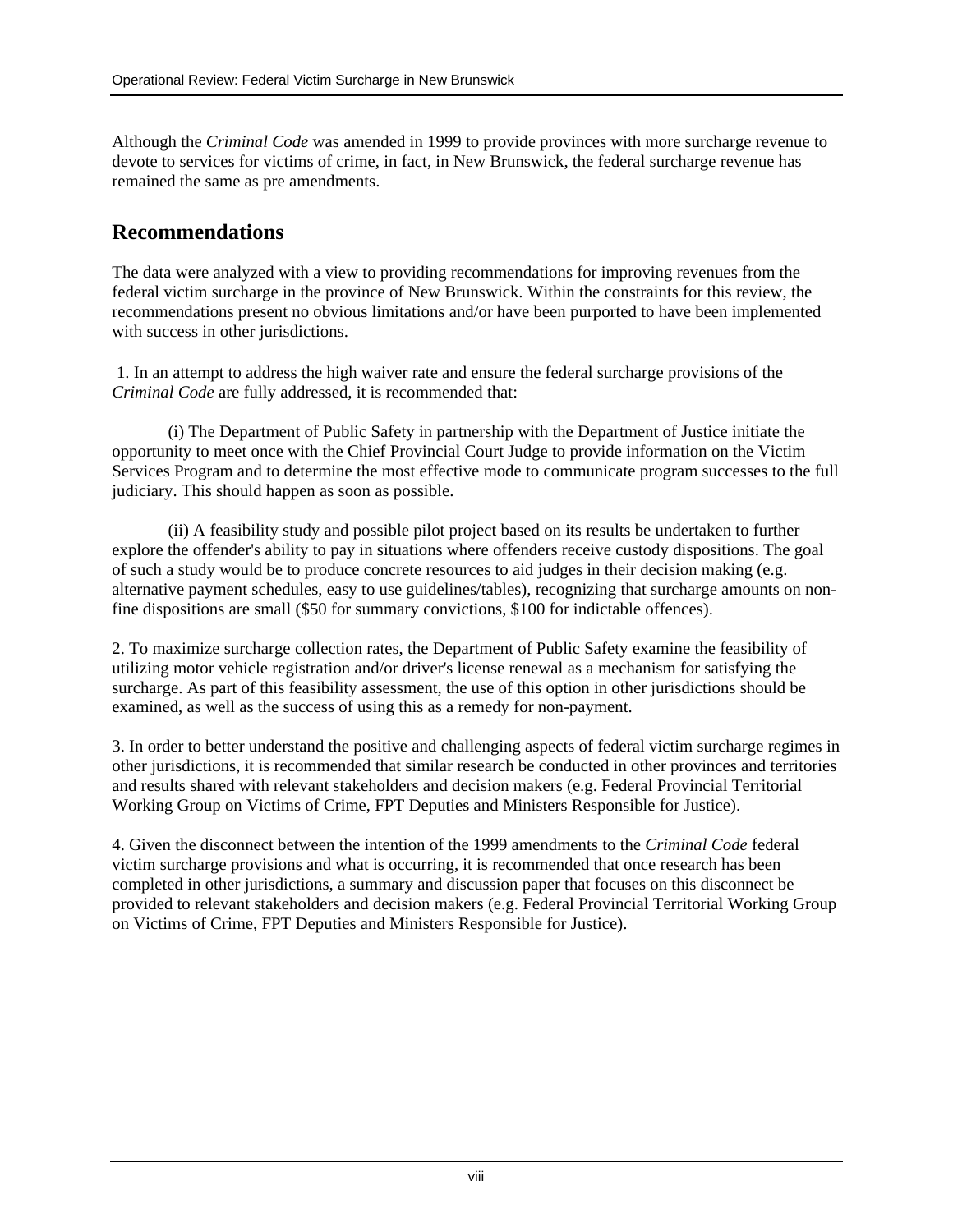Although the *Criminal Code* was amended in 1999 to provide provinces with more surcharge revenue to devote to services for victims of crime, in fact, in New Brunswick, the federal surcharge revenue has remained the same as pre amendments.

## Recommendations

The data were analyzed with a view to providing recommendations for improving revenues from the federal victim surcharge in the province of New Brunswick. Within the constraints for this review, the recommendations present no obvious limitations and/or have been purported to have been implemented with success in other jurisdictions.

1. In an attempt to address the high waiver rate and ensure the federal surcharge provisions of the *Criminal Code* are fully addressed, it is recommended that:

(i) The Department of Public Safety in partnership with the Department of Justice initiate the opportunity to meet once with the Chief Provincial Court Judge to provide information on the Victim Services Program and to determine the most effective mode to communicate program successes to the full judiciary. This should happen as soon as possible.

(ii) A feasibility study and possible pilot project based on its results be undertaken to further explore the offender's ability to pay in situations where offenders receive custody dispositions. The goal of such a study would be to produce concrete resources to aid judges in their decision making (e.g. alternative payment schedules, easy to use guidelines/tables), recognizing that surcharge amounts on non-fine dispositions are small ($50 for summary convictions, $100 for indictable offences).

2. To maximize surcharge collection rates, the Department of Public Safety examine the feasibility of utilizing motor vehicle registration and/or driver's license renewal as a mechanism for satisfying the surcharge. As part of this feasibility assessment, the use of this option in other jurisdictions should be examined, as well as the success of using this as a remedy for non-payment.

3. In order to better understand the positive and challenging aspects of federal victim surcharge regimes in other jurisdictions, it is recommended that similar research be conducted in other provinces and territories and results shared with relevant stakeholders and decision makers (e.g. Federal Provincial Territorial Working Group on Victims of Crime, FPT Deputies and Ministers Responsible for Justice).

4. Given the disconnect between the intention of the 1999 amendments to the *Criminal Code* federal victim surcharge provisions and what is occurring, it is recommended that once research has been completed in other jurisdictions, a summary and discussion paper that focuses on this disconnect be provided to relevant stakeholders and decision makers (e.g. Federal Provincial Territorial Working Group on Victims of Crime, FPT Deputies and Ministers Responsible for Justice).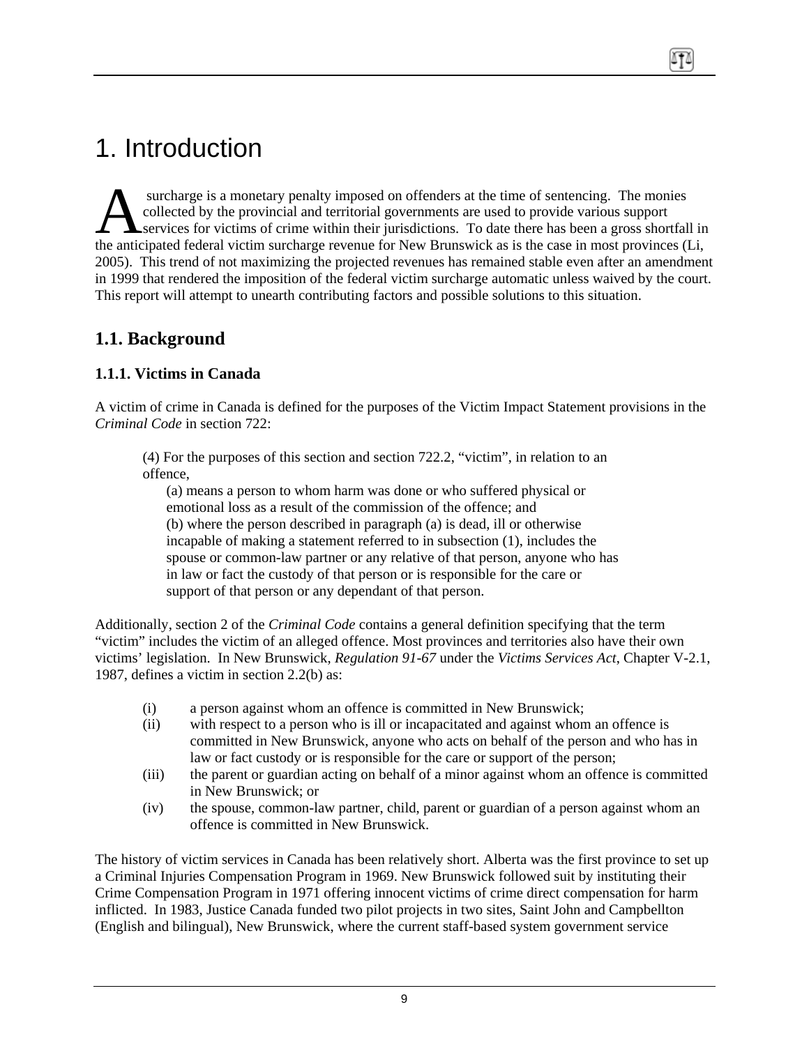# 1. Introduction

A surcharge is a monetary penalty imposed on offenders at the time of sentencing. The monies collected by the provincial and territorial governments are used to provide various support services for victims of crime within their jurisdictions. To date there has been a gross shortfall in the anticipated federal victim surcharge revenue for New Brunswick as is the case in most provinces (Li, 2005). This trend of not maximizing the projected revenues has remained stable even after an amendment in 1999 that rendered the imposition of the federal victim surcharge automatic unless waived by the court. This report will attempt to unearth contributing factors and possible solutions to this situation.

## 1.1. Background

### 1.1.1. Victims in Canada

A victim of crime in Canada is defined for the purposes of the Victim Impact Statement provisions in the *Criminal Code* in section 722:

> (4) For the purposes of this section and section 722.2, "victim", in relation to an offence,
>
> (a) means a person to whom harm was done or who suffered physical or emotional loss as a result of the commission of the offence; and
>
> (b) where the person described in paragraph (a) is dead, ill or otherwise incapable of making a statement referred to in subsection (1), includes the spouse or common-law partner or any relative of that person, anyone who has in law or fact the custody of that person or is responsible for the care or support of that person or any dependant of that person.

Additionally, section 2 of the *Criminal Code* contains a general definition specifying that the term "victim" includes the victim of an alleged offence. Most provinces and territories also have their own victims' legislation. In New Brunswick, *Regulation 91-67* under the *Victims Services Act*, Chapter V-2.1, 1987, defines a victim in section 2.2(b) as:

- (i) a person against whom an offence is committed in New Brunswick;
- (ii) with respect to a person who is ill or incapacitated and against whom an offence is committed in New Brunswick, anyone who acts on behalf of the person and who has in law or fact custody or is responsible for the care or support of the person;
- (iii) the parent or guardian acting on behalf of a minor against whom an offence is committed in New Brunswick; or
- (iv) the spouse, common-law partner, child, parent or guardian of a person against whom an offence is committed in New Brunswick.

The history of victim services in Canada has been relatively short. Alberta was the first province to set up a Criminal Injuries Compensation Program in 1969. New Brunswick followed suit by instituting their Crime Compensation Program in 1971 offering innocent victims of crime direct compensation for harm inflicted. In 1983, Justice Canada funded two pilot projects in two sites, Saint John and Campbellton (English and bilingual), New Brunswick, where the current staff-based system government service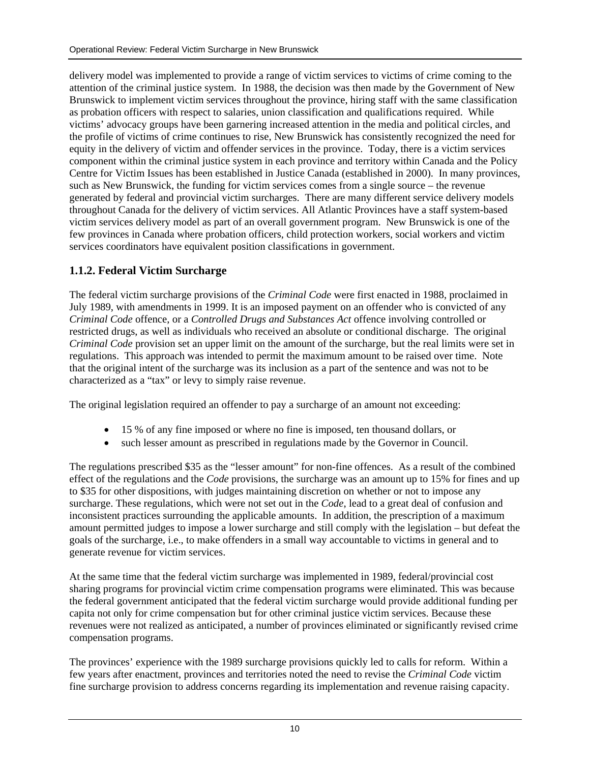delivery model was implemented to provide a range of victim services to victims of crime coming to the attention of the criminal justice system. In 1988, the decision was then made by the Government of New Brunswick to implement victim services throughout the province, hiring staff with the same classification as probation officers with respect to salaries, union classification and qualifications required. While victims' advocacy groups have been garnering increased attention in the media and political circles, and the profile of victims of crime continues to rise, New Brunswick has consistently recognized the need for equity in the delivery of victim and offender services in the province. Today, there is a victim services component within the criminal justice system in each province and territory within Canada and the Policy Centre for Victim Issues has been established in Justice Canada (established in 2000). In many provinces, such as New Brunswick, the funding for victim services comes from a single source – the revenue generated by federal and provincial victim surcharges. There are many different service delivery models throughout Canada for the delivery of victim services. All Atlantic Provinces have a staff system-based victim services delivery model as part of an overall government program. New Brunswick is one of the few provinces in Canada where probation officers, child protection workers, social workers and victim services coordinators have equivalent position classifications in government.

### 1.1.2. Federal Victim Surcharge

The federal victim surcharge provisions of the *Criminal Code* were first enacted in 1988, proclaimed in July 1989, with amendments in 1999. It is an imposed payment on an offender who is convicted of any *Criminal Code* offence, or a *Controlled Drugs and Substances Act* offence involving controlled or restricted drugs, as well as individuals who received an absolute or conditional discharge. The original *Criminal Code* provision set an upper limit on the amount of the surcharge, but the real limits were set in regulations. This approach was intended to permit the maximum amount to be raised over time. Note that the original intent of the surcharge was its inclusion as a part of the sentence and was not to be characterized as a "tax" or levy to simply raise revenue.

The original legislation required an offender to pay a surcharge of an amount not exceeding:

- 15 % of any fine imposed or where no fine is imposed, ten thousand dollars, or
- such lesser amount as prescribed in regulations made by the Governor in Council.

The regulations prescribed $35 as the "lesser amount" for non-fine offences. As a result of the combined effect of the regulations and the *Code* provisions, the surcharge was an amount up to 15% for fines and up to $35 for other dispositions, with judges maintaining discretion on whether or not to impose any surcharge. These regulations, which were not set out in the *Code*, lead to a great deal of confusion and inconsistent practices surrounding the applicable amounts. In addition, the prescription of a maximum amount permitted judges to impose a lower surcharge and still comply with the legislation – but defeat the goals of the surcharge, i.e., to make offenders in a small way accountable to victims in general and to generate revenue for victim services.

At the same time that the federal victim surcharge was implemented in 1989, federal/provincial cost sharing programs for provincial victim crime compensation programs were eliminated. This was because the federal government anticipated that the federal victim surcharge would provide additional funding per capita not only for crime compensation but for other criminal justice victim services. Because these revenues were not realized as anticipated, a number of provinces eliminated or significantly revised crime compensation programs.

The provinces' experience with the 1989 surcharge provisions quickly led to calls for reform. Within a few years after enactment, provinces and territories noted the need to revise the *Criminal Code* victim fine surcharge provision to address concerns regarding its implementation and revenue raising capacity.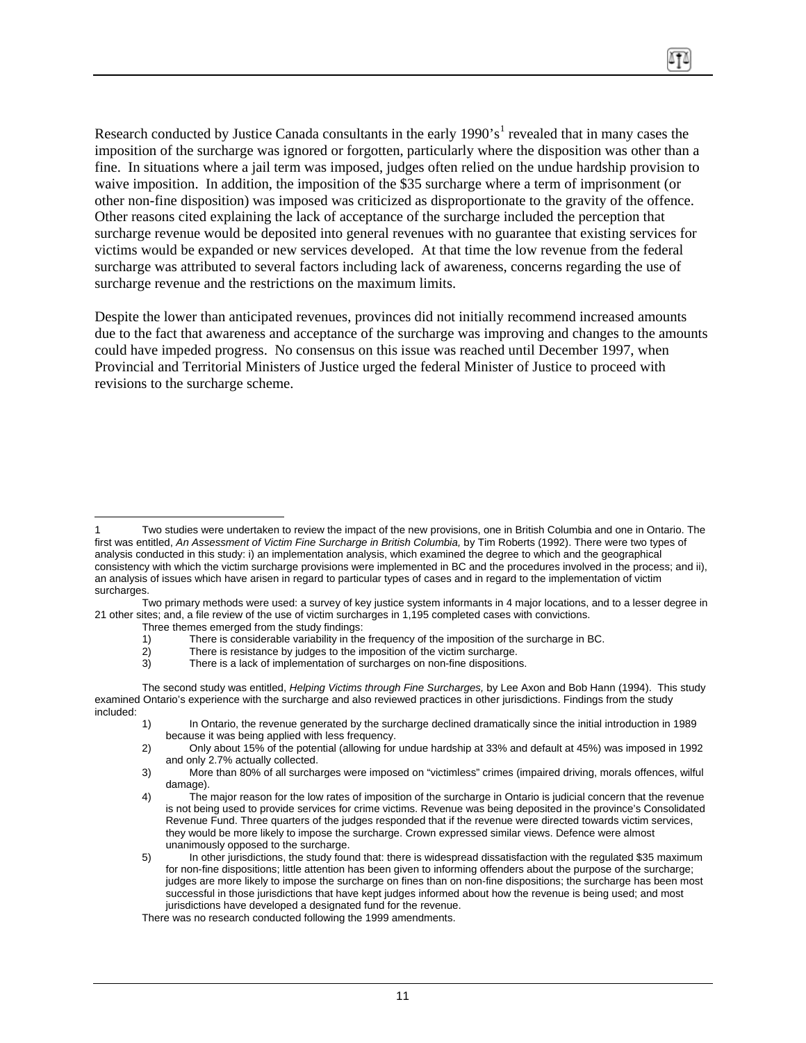Research conducted by Justice Canada consultants in the early 1990's[1] revealed that in many cases the imposition of the surcharge was ignored or forgotten, particularly where the disposition was other than a fine. In situations where a jail term was imposed, judges often relied on the undue hardship provision to waive imposition. In addition, the imposition of the $35 surcharge where a term of imprisonment (or other non-fine disposition) was imposed was criticized as disproportionate to the gravity of the offence. Other reasons cited explaining the lack of acceptance of the surcharge included the perception that surcharge revenue would be deposited into general revenues with no guarantee that existing services for victims would be expanded or new services developed. At that time the low revenue from the federal surcharge was attributed to several factors including lack of awareness, concerns regarding the use of surcharge revenue and the restrictions on the maximum limits.

Despite the lower than anticipated revenues, provinces did not initially recommend increased amounts due to the fact that awareness and acceptance of the surcharge was improving and changes to the amounts could have impeded progress. No consensus on this issue was reached until December 1997, when Provincial and Territorial Ministers of Justice urged the federal Minister of Justice to proceed with revisions to the surcharge scheme.

---

1 Two studies were undertaken to review the impact of the new provisions, one in British Columbia and one in Ontario. The first was entitled, *An Assessment of Victim Fine Surcharge in British Columbia,* by Tim Roberts (1992). There were two types of analysis conducted in this study: i) an implementation analysis, which examined the degree to which and the geographical consistency with which the victim surcharge provisions were implemented in BC and the procedures involved in the process; and ii), an analysis of issues which have arisen in regard to particular types of cases and in regard to the implementation of victim surcharges.

Two primary methods were used: a survey of key justice system informants in 4 major locations, and to a lesser degree in 21 other sites; and, a file review of the use of victim surcharges in 1,195 completed cases with convictions.

Three themes emerged from the study findings:

1) There is considerable variability in the frequency of the imposition of the surcharge in BC.
2) There is resistance by judges to the imposition of the victim surcharge.
3) There is a lack of implementation of surcharges on non-fine dispositions.

The second study was entitled, *Helping Victims through Fine Surcharges,* by Lee Axon and Bob Hann (1994). This study examined Ontario's experience with the surcharge and also reviewed practices in other jurisdictions. Findings from the study included:

1) In Ontario, the revenue generated by the surcharge declined dramatically since the initial introduction in 1989 because it was being applied with less frequency.
2) Only about 15% of the potential (allowing for undue hardship at 33% and default at 45%) was imposed in 1992 and only 2.7% actually collected.
3) More than 80% of all surcharges were imposed on "victimless" crimes (impaired driving, morals offences, wilful damage).
4) The major reason for the low rates of imposition of the surcharge in Ontario is judicial concern that the revenue is not being used to provide services for crime victims. Revenue was being deposited in the province's Consolidated Revenue Fund. Three quarters of the judges responded that if the revenue were directed towards victim services, they would be more likely to impose the surcharge. Crown expressed similar views. Defence were almost unanimously opposed to the surcharge.
5) In other jurisdictions, the study found that: there is widespread dissatisfaction with the regulated $35 maximum for non-fine dispositions; little attention has been given to informing offenders about the purpose of the surcharge; judges are more likely to impose the surcharge on fines than on non-fine dispositions; the surcharge has been most successful in those jurisdictions that have kept judges informed about how the revenue is being used; and most jurisdictions have developed a designated fund for the revenue.

There was no research conducted following the 1999 amendments.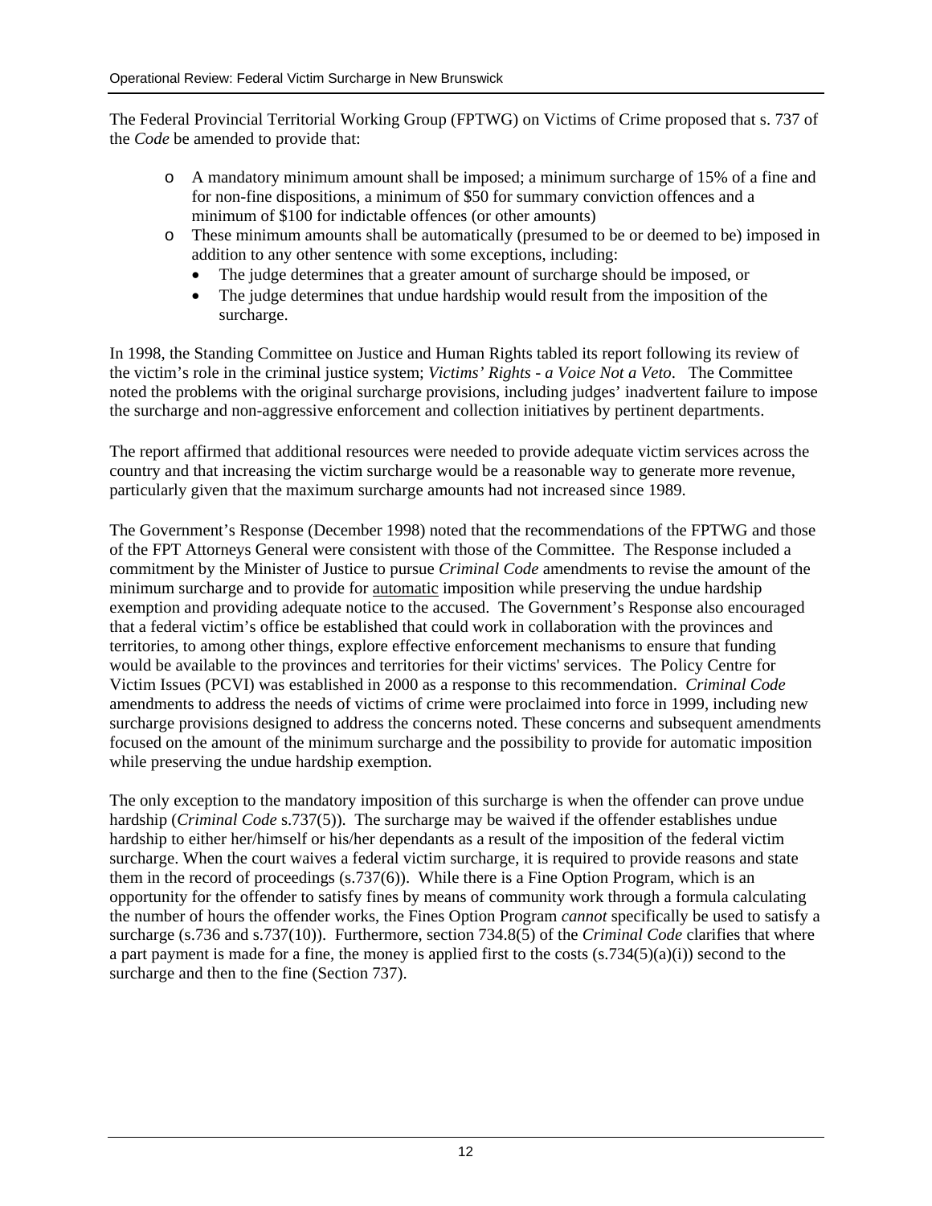The Federal Provincial Territorial Working Group (FPTWG) on Victims of Crime proposed that s. 737 of the *Code* be amended to provide that:

- A mandatory minimum amount shall be imposed; a minimum surcharge of 15% of a fine and for non-fine dispositions, a minimum of $50 for summary conviction offences and a minimum of $100 for indictable offences (or other amounts)
- These minimum amounts shall be automatically (presumed to be or deemed to be) imposed in addition to any other sentence with some exceptions, including:
  - The judge determines that a greater amount of surcharge should be imposed, or
  - The judge determines that undue hardship would result from the imposition of the surcharge.

In 1998, the Standing Committee on Justice and Human Rights tabled its report following its review of the victim's role in the criminal justice system; *Victims' Rights - a Voice Not a Veto*. The Committee noted the problems with the original surcharge provisions, including judges' inadvertent failure to impose the surcharge and non-aggressive enforcement and collection initiatives by pertinent departments.

The report affirmed that additional resources were needed to provide adequate victim services across the country and that increasing the victim surcharge would be a reasonable way to generate more revenue, particularly given that the maximum surcharge amounts had not increased since 1989.

The Government's Response (December 1998) noted that the recommendations of the FPTWG and those of the FPT Attorneys General were consistent with those of the Committee. The Response included a commitment by the Minister of Justice to pursue *Criminal Code* amendments to revise the amount of the minimum surcharge and to provide for <u>automatic</u> imposition while preserving the undue hardship exemption and providing adequate notice to the accused. The Government's Response also encouraged that a federal victim's office be established that could work in collaboration with the provinces and territories, to among other things, explore effective enforcement mechanisms to ensure that funding would be available to the provinces and territories for their victims' services. The Policy Centre for Victim Issues (PCVI) was established in 2000 as a response to this recommendation. *Criminal Code* amendments to address the needs of victims of crime were proclaimed into force in 1999, including new surcharge provisions designed to address the concerns noted. These concerns and subsequent amendments focused on the amount of the minimum surcharge and the possibility to provide for automatic imposition while preserving the undue hardship exemption.

The only exception to the mandatory imposition of this surcharge is when the offender can prove undue hardship (*Criminal Code* s.737(5)). The surcharge may be waived if the offender establishes undue hardship to either her/himself or his/her dependants as a result of the imposition of the federal victim surcharge. When the court waives a federal victim surcharge, it is required to provide reasons and state them in the record of proceedings (s.737(6)). While there is a Fine Option Program, which is an opportunity for the offender to satisfy fines by means of community work through a formula calculating the number of hours the offender works, the Fines Option Program *cannot* specifically be used to satisfy a surcharge (s.736 and s.737(10)). Furthermore, section 734.8(5) of the *Criminal Code* clarifies that where a part payment is made for a fine, the money is applied first to the costs (s.734(5)(a)(i)) second to the surcharge and then to the fine (Section 737).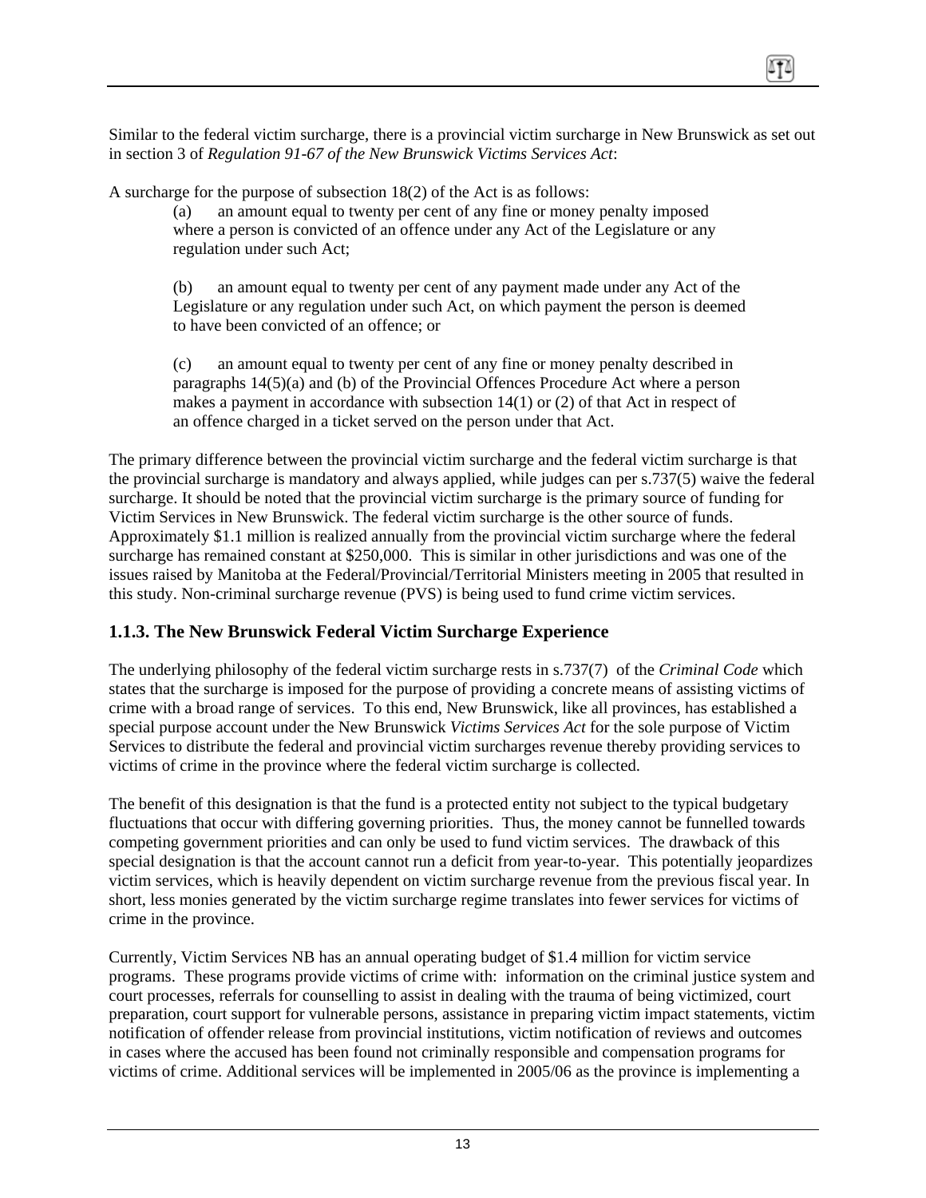Similar to the federal victim surcharge, there is a provincial victim surcharge in New Brunswick as set out in section 3 of *Regulation 91-67 of the New Brunswick Victims Services Act*:

A surcharge for the purpose of subsection 18(2) of the Act is as follows:

> (a) an amount equal to twenty per cent of any fine or money penalty imposed where a person is convicted of an offence under any Act of the Legislature or any regulation under such Act;
>
> (b) an amount equal to twenty per cent of any payment made under any Act of the Legislature or any regulation under such Act, on which payment the person is deemed to have been convicted of an offence; or
>
> (c) an amount equal to twenty per cent of any fine or money penalty described in paragraphs 14(5)(a) and (b) of the Provincial Offences Procedure Act where a person makes a payment in accordance with subsection 14(1) or (2) of that Act in respect of an offence charged in a ticket served on the person under that Act.

The primary difference between the provincial victim surcharge and the federal victim surcharge is that the provincial surcharge is mandatory and always applied, while judges can per s.737(5) waive the federal surcharge. It should be noted that the provincial victim surcharge is the primary source of funding for Victim Services in New Brunswick. The federal victim surcharge is the other source of funds. Approximately $1.1 million is realized annually from the provincial victim surcharge where the federal surcharge has remained constant at $250,000. This is similar in other jurisdictions and was one of the issues raised by Manitoba at the Federal/Provincial/Territorial Ministers meeting in 2005 that resulted in this study. Non-criminal surcharge revenue (PVS) is being used to fund crime victim services.

### 1.1.3. The New Brunswick Federal Victim Surcharge Experience

The underlying philosophy of the federal victim surcharge rests in s.737(7) of the *Criminal Code* which states that the surcharge is imposed for the purpose of providing a concrete means of assisting victims of crime with a broad range of services. To this end, New Brunswick, like all provinces, has established a special purpose account under the New Brunswick *Victims Services Act* for the sole purpose of Victim Services to distribute the federal and provincial victim surcharges revenue thereby providing services to victims of crime in the province where the federal victim surcharge is collected.

The benefit of this designation is that the fund is a protected entity not subject to the typical budgetary fluctuations that occur with differing governing priorities. Thus, the money cannot be funnelled towards competing government priorities and can only be used to fund victim services. The drawback of this special designation is that the account cannot run a deficit from year-to-year. This potentially jeopardizes victim services, which is heavily dependent on victim surcharge revenue from the previous fiscal year. In short, less monies generated by the victim surcharge regime translates into fewer services for victims of crime in the province.

Currently, Victim Services NB has an annual operating budget of $1.4 million for victim service programs. These programs provide victims of crime with: information on the criminal justice system and court processes, referrals for counselling to assist in dealing with the trauma of being victimized, court preparation, court support for vulnerable persons, assistance in preparing victim impact statements, victim notification of offender release from provincial institutions, victim notification of reviews and outcomes in cases where the accused has been found not criminally responsible and compensation programs for victims of crime. Additional services will be implemented in 2005/06 as the province is implementing a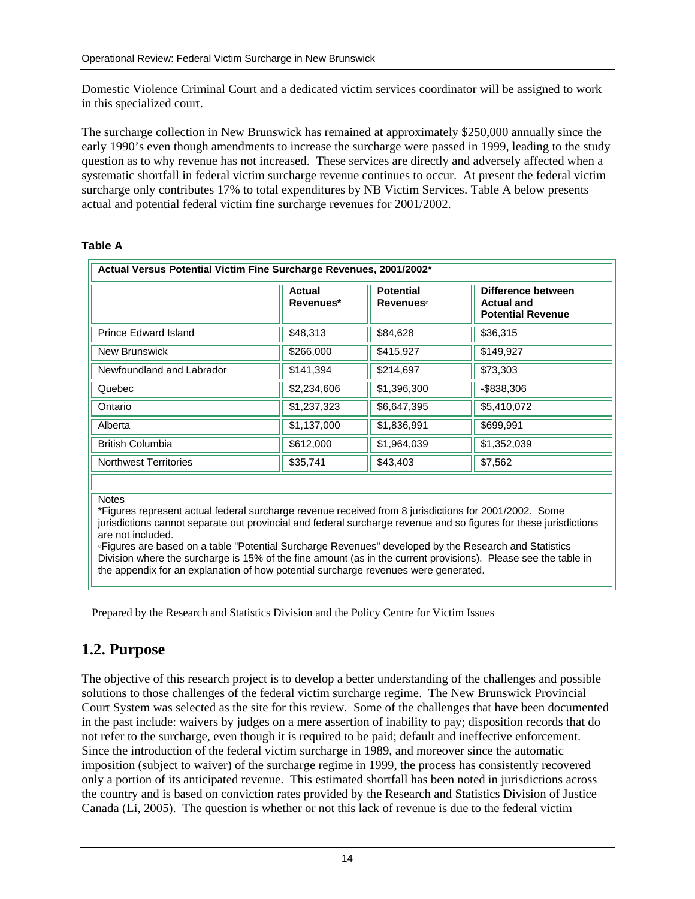Domestic Violence Criminal Court and a dedicated victim services coordinator will be assigned to work in this specialized court.

The surcharge collection in New Brunswick has remained at approximately $250,000 annually since the early 1990's even though amendments to increase the surcharge were passed in 1999, leading to the study question as to why revenue has not increased. These services are directly and adversely affected when a systematic shortfall in federal victim surcharge revenue continues to occur. At present the federal victim surcharge only contributes 17% to total expenditures by NB Victim Services. Table A below presents actual and potential federal victim fine surcharge revenues for 2001/2002.

**Table A**

**Actual Versus Potential Victim Fine Surcharge Revenues, 2001/2002***

| | Actual Revenues* | Potential Revenues◦ | Difference between Actual and Potential Revenue |
|---|---|---|---|
| Prince Edward Island | $48,313 | $84,628 | $36,315 |
| New Brunswick | $266,000 | $415,927 | $149,927 |
| Newfoundland and Labrador | $141,394 | $214,697 | $73,303 |
| Quebec | $2,234,606 | $1,396,300 | -$838,306 |
| Ontario | $1,237,323 | $6,647,395 | $5,410,072 |
| Alberta | $1,137,000 | $1,836,991 | $699,991 |
| British Columbia | $612,000 | $1,964,039 | $1,352,039 |
| Northwest Territories | $35,741 | $43,403 | $7,562 |

Notes
*Figures represent actual federal surcharge revenue received from 8 jurisdictions for 2001/2002. Some jurisdictions cannot separate out provincial and federal surcharge revenue and so figures for these jurisdictions are not included.
◦Figures are based on a table "Potential Surcharge Revenues" developed by the Research and Statistics Division where the surcharge is 15% of the fine amount (as in the current provisions). Please see the table in the appendix for an explanation of how potential surcharge revenues were generated.

Prepared by the Research and Statistics Division and the Policy Centre for Victim Issues

## 1.2. Purpose

The objective of this research project is to develop a better understanding of the challenges and possible solutions to those challenges of the federal victim surcharge regime. The New Brunswick Provincial Court System was selected as the site for this review. Some of the challenges that have been documented in the past include: waivers by judges on a mere assertion of inability to pay; disposition records that do not refer to the surcharge, even though it is required to be paid; default and ineffective enforcement. Since the introduction of the federal victim surcharge in 1989, and moreover since the automatic imposition (subject to waiver) of the surcharge regime in 1999, the process has consistently recovered only a portion of its anticipated revenue. This estimated shortfall has been noted in jurisdictions across the country and is based on conviction rates provided by the Research and Statistics Division of Justice Canada (Li, 2005). The question is whether or not this lack of revenue is due to the federal victim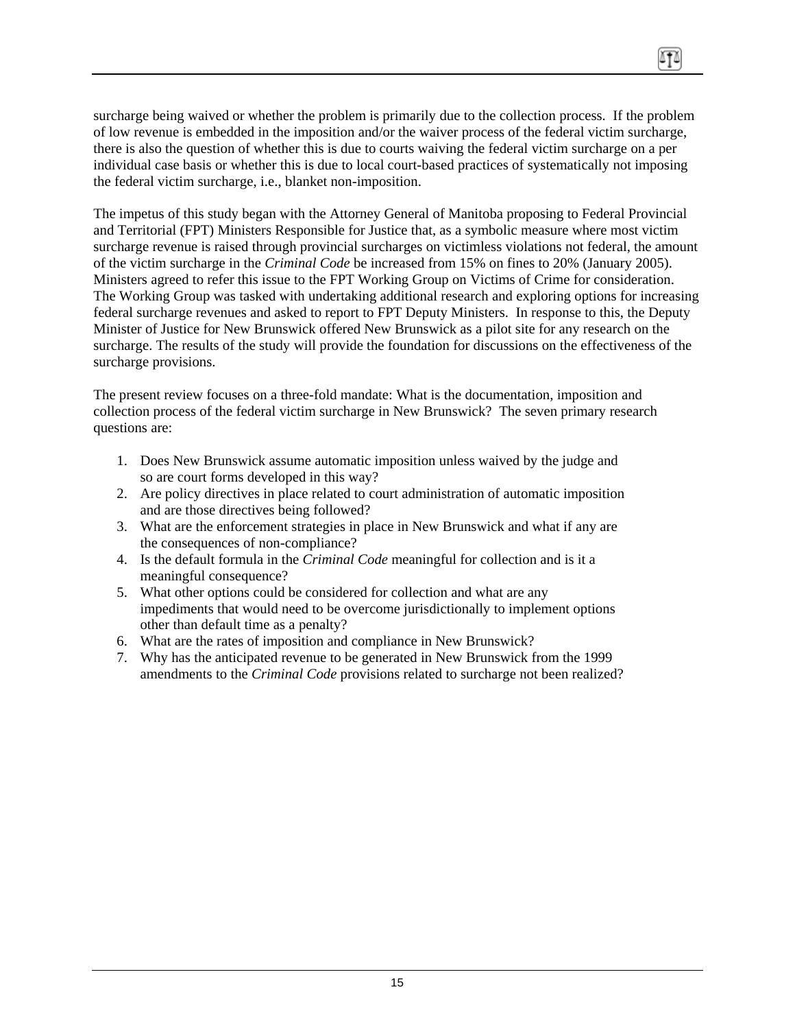surcharge being waived or whether the problem is primarily due to the collection process. If the problem of low revenue is embedded in the imposition and/or the waiver process of the federal victim surcharge, there is also the question of whether this is due to courts waiving the federal victim surcharge on a per individual case basis or whether this is due to local court-based practices of systematically not imposing the federal victim surcharge, i.e., blanket non-imposition.

The impetus of this study began with the Attorney General of Manitoba proposing to Federal Provincial and Territorial (FPT) Ministers Responsible for Justice that, as a symbolic measure where most victim surcharge revenue is raised through provincial surcharges on victimless violations not federal, the amount of the victim surcharge in the *Criminal Code* be increased from 15% on fines to 20% (January 2005). Ministers agreed to refer this issue to the FPT Working Group on Victims of Crime for consideration. The Working Group was tasked with undertaking additional research and exploring options for increasing federal surcharge revenues and asked to report to FPT Deputy Ministers. In response to this, the Deputy Minister of Justice for New Brunswick offered New Brunswick as a pilot site for any research on the surcharge. The results of the study will provide the foundation for discussions on the effectiveness of the surcharge provisions.

The present review focuses on a three-fold mandate: What is the documentation, imposition and collection process of the federal victim surcharge in New Brunswick? The seven primary research questions are:

1. Does New Brunswick assume automatic imposition unless waived by the judge and so are court forms developed in this way?
2. Are policy directives in place related to court administration of automatic imposition and are those directives being followed?
3. What are the enforcement strategies in place in New Brunswick and what if any are the consequences of non-compliance?
4. Is the default formula in the *Criminal Code* meaningful for collection and is it a meaningful consequence?
5. What other options could be considered for collection and what are any impediments that would need to be overcome jurisdictionally to implement options other than default time as a penalty?
6. What are the rates of imposition and compliance in New Brunswick?
7. Why has the anticipated revenue to be generated in New Brunswick from the 1999 amendments to the *Criminal Code* provisions related to surcharge not been realized?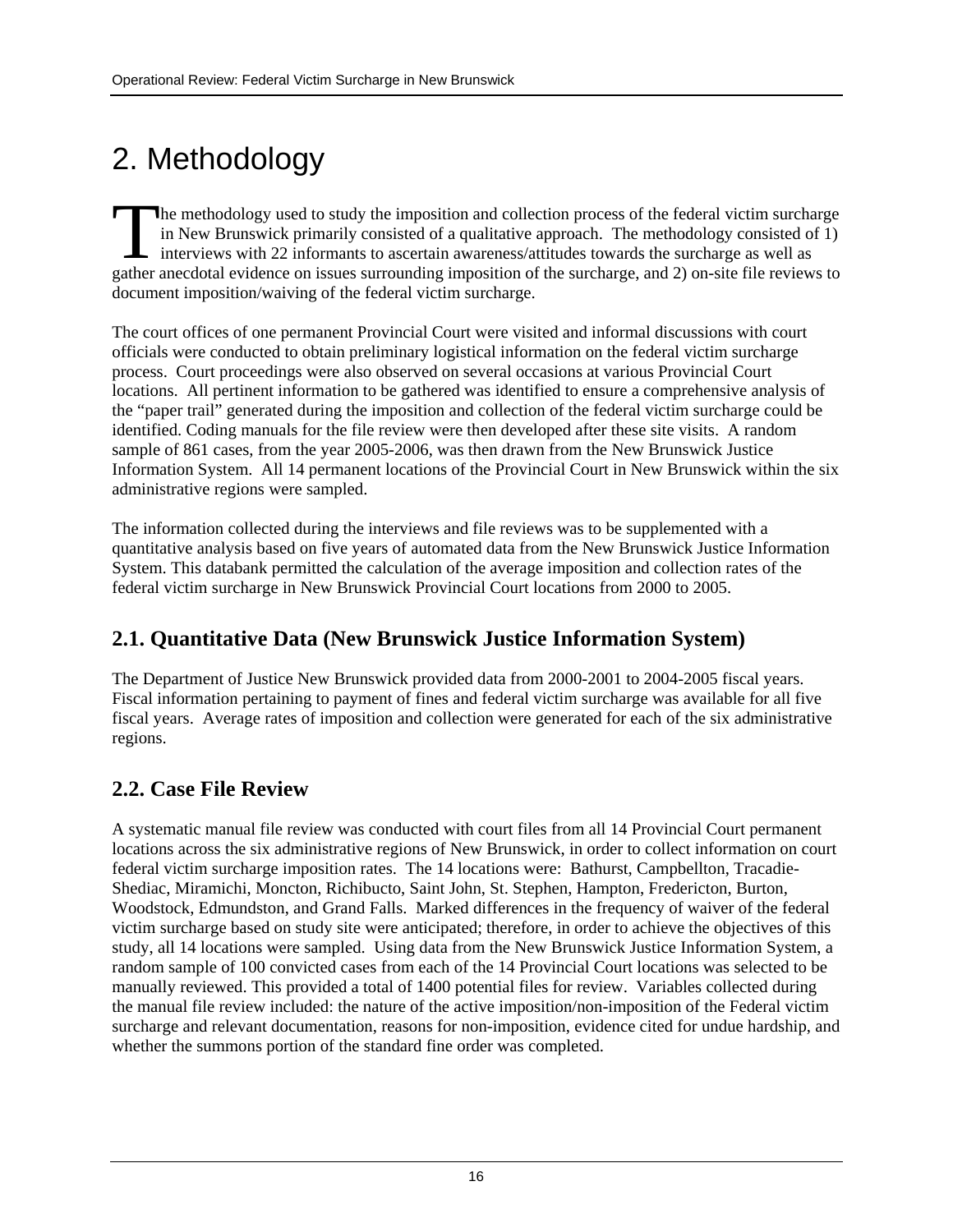# 2. Methodology

The methodology used to study the imposition and collection process of the federal victim surcharge in New Brunswick primarily consisted of a qualitative approach. The methodology consisted of 1) interviews with 22 informants to ascertain awareness/attitudes towards the surcharge as well as gather anecdotal evidence on issues surrounding imposition of the surcharge, and 2) on-site file reviews to document imposition/waiving of the federal victim surcharge.

The court offices of one permanent Provincial Court were visited and informal discussions with court officials were conducted to obtain preliminary logistical information on the federal victim surcharge process. Court proceedings were also observed on several occasions at various Provincial Court locations. All pertinent information to be gathered was identified to ensure a comprehensive analysis of the "paper trail" generated during the imposition and collection of the federal victim surcharge could be identified. Coding manuals for the file review were then developed after these site visits. A random sample of 861 cases, from the year 2005-2006, was then drawn from the New Brunswick Justice Information System. All 14 permanent locations of the Provincial Court in New Brunswick within the six administrative regions were sampled.

The information collected during the interviews and file reviews was to be supplemented with a quantitative analysis based on five years of automated data from the New Brunswick Justice Information System. This databank permitted the calculation of the average imposition and collection rates of the federal victim surcharge in New Brunswick Provincial Court locations from 2000 to 2005.

## 2.1. Quantitative Data (New Brunswick Justice Information System)

The Department of Justice New Brunswick provided data from 2000-2001 to 2004-2005 fiscal years. Fiscal information pertaining to payment of fines and federal victim surcharge was available for all five fiscal years. Average rates of imposition and collection were generated for each of the six administrative regions.

## 2.2. Case File Review

A systematic manual file review was conducted with court files from all 14 Provincial Court permanent locations across the six administrative regions of New Brunswick, in order to collect information on court federal victim surcharge imposition rates. The 14 locations were: Bathurst, Campbellton, Tracadie-Shediac, Miramichi, Moncton, Richibucto, Saint John, St. Stephen, Hampton, Fredericton, Burton, Woodstock, Edmundston, and Grand Falls. Marked differences in the frequency of waiver of the federal victim surcharge based on study site were anticipated; therefore, in order to achieve the objectives of this study, all 14 locations were sampled. Using data from the New Brunswick Justice Information System, a random sample of 100 convicted cases from each of the 14 Provincial Court locations was selected to be manually reviewed. This provided a total of 1400 potential files for review. Variables collected during the manual file review included: the nature of the active imposition/non-imposition of the Federal victim surcharge and relevant documentation, reasons for non-imposition, evidence cited for undue hardship, and whether the summons portion of the standard fine order was completed.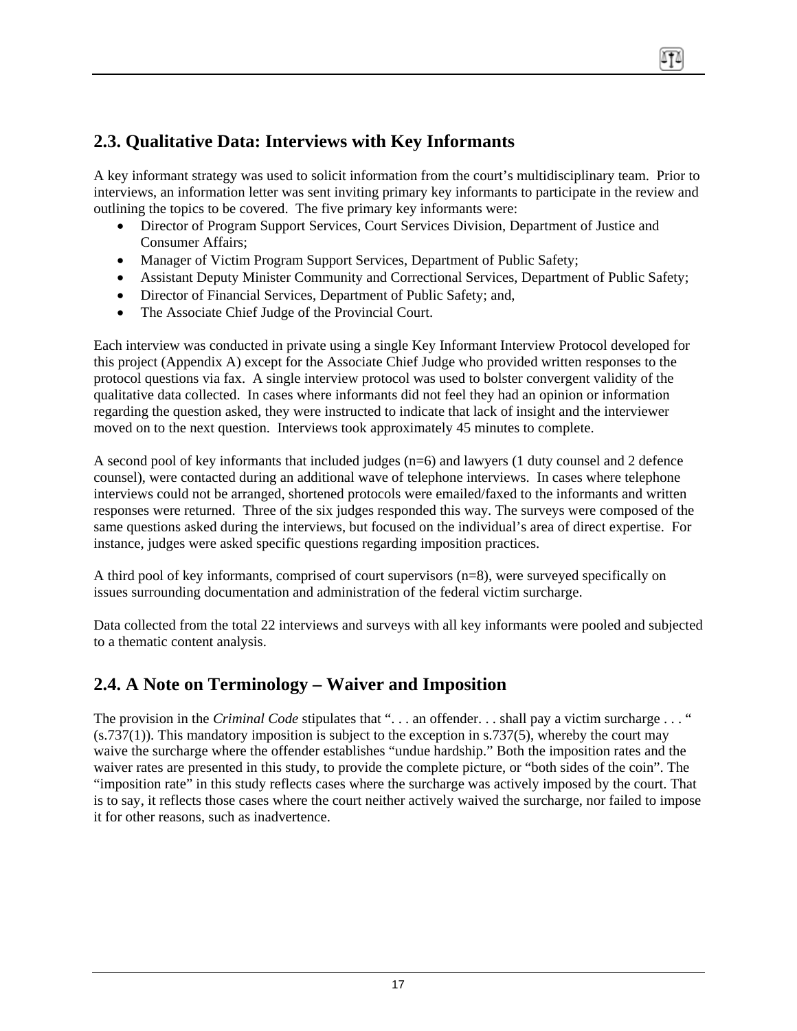## 2.3. Qualitative Data: Interviews with Key Informants

A key informant strategy was used to solicit information from the court's multidisciplinary team. Prior to interviews, an information letter was sent inviting primary key informants to participate in the review and outlining the topics to be covered. The five primary key informants were:

- Director of Program Support Services, Court Services Division, Department of Justice and Consumer Affairs;
- Manager of Victim Program Support Services, Department of Public Safety;
- Assistant Deputy Minister Community and Correctional Services, Department of Public Safety;
- Director of Financial Services, Department of Public Safety; and,
- The Associate Chief Judge of the Provincial Court.

Each interview was conducted in private using a single Key Informant Interview Protocol developed for this project (Appendix A) except for the Associate Chief Judge who provided written responses to the protocol questions via fax. A single interview protocol was used to bolster convergent validity of the qualitative data collected. In cases where informants did not feel they had an opinion or information regarding the question asked, they were instructed to indicate that lack of insight and the interviewer moved on to the next question. Interviews took approximately 45 minutes to complete.

A second pool of key informants that included judges (n=6) and lawyers (1 duty counsel and 2 defence counsel), were contacted during an additional wave of telephone interviews. In cases where telephone interviews could not be arranged, shortened protocols were emailed/faxed to the informants and written responses were returned. Three of the six judges responded this way. The surveys were composed of the same questions asked during the interviews, but focused on the individual's area of direct expertise. For instance, judges were asked specific questions regarding imposition practices.

A third pool of key informants, comprised of court supervisors (n=8), were surveyed specifically on issues surrounding documentation and administration of the federal victim surcharge.

Data collected from the total 22 interviews and surveys with all key informants were pooled and subjected to a thematic content analysis.

## 2.4. A Note on Terminology – Waiver and Imposition

The provision in the *Criminal Code* stipulates that ". . . an offender. . . shall pay a victim surcharge . . . " (s.737(1)). This mandatory imposition is subject to the exception in s.737(5), whereby the court may waive the surcharge where the offender establishes "undue hardship." Both the imposition rates and the waiver rates are presented in this study, to provide the complete picture, or "both sides of the coin". The "imposition rate" in this study reflects cases where the surcharge was actively imposed by the court. That is to say, it reflects those cases where the court neither actively waived the surcharge, nor failed to impose it for other reasons, such as inadvertence.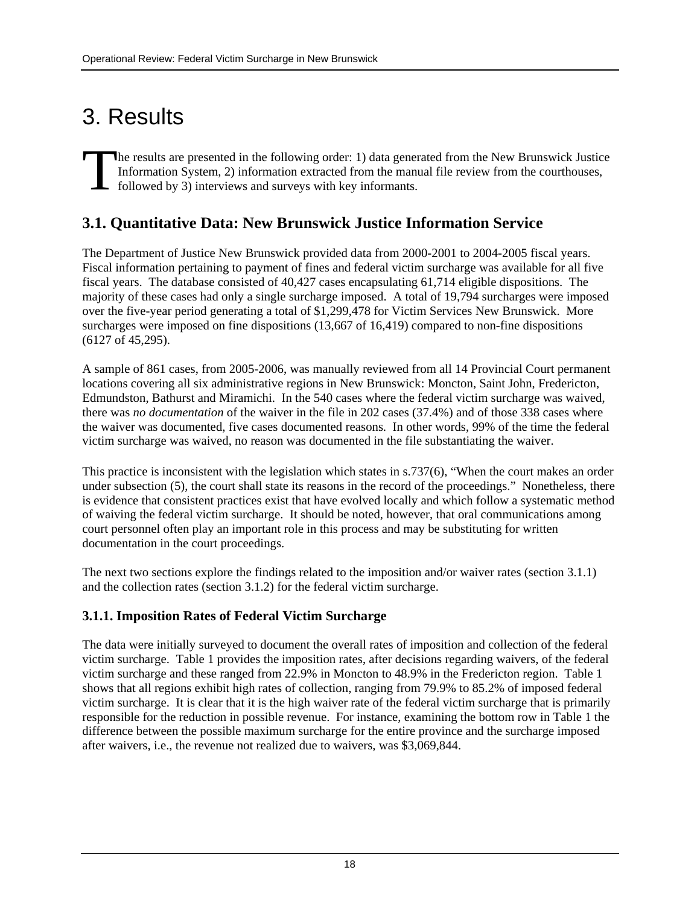# 3. Results

The results are presented in the following order: 1) data generated from the New Brunswick Justice Information System, 2) information extracted from the manual file review from the courthouses, followed by 3) interviews and surveys with key informants.

## 3.1. Quantitative Data: New Brunswick Justice Information Service

The Department of Justice New Brunswick provided data from 2000-2001 to 2004-2005 fiscal years. Fiscal information pertaining to payment of fines and federal victim surcharge was available for all five fiscal years. The database consisted of 40,427 cases encapsulating 61,714 eligible dispositions. The majority of these cases had only a single surcharge imposed. A total of 19,794 surcharges were imposed over the five-year period generating a total of $1,299,478 for Victim Services New Brunswick. More surcharges were imposed on fine dispositions (13,667 of 16,419) compared to non-fine dispositions (6127 of 45,295).

A sample of 861 cases, from 2005-2006, was manually reviewed from all 14 Provincial Court permanent locations covering all six administrative regions in New Brunswick: Moncton, Saint John, Fredericton, Edmundston, Bathurst and Miramichi. In the 540 cases where the federal victim surcharge was waived, there was *no documentation* of the waiver in the file in 202 cases (37.4%) and of those 338 cases where the waiver was documented, five cases documented reasons. In other words, 99% of the time the federal victim surcharge was waived, no reason was documented in the file substantiating the waiver.

This practice is inconsistent with the legislation which states in s.737(6), "When the court makes an order under subsection (5), the court shall state its reasons in the record of the proceedings." Nonetheless, there is evidence that consistent practices exist that have evolved locally and which follow a systematic method of waiving the federal victim surcharge. It should be noted, however, that oral communications among court personnel often play an important role in this process and may be substituting for written documentation in the court proceedings.

The next two sections explore the findings related to the imposition and/or waiver rates (section 3.1.1) and the collection rates (section 3.1.2) for the federal victim surcharge.

### 3.1.1. Imposition Rates of Federal Victim Surcharge

The data were initially surveyed to document the overall rates of imposition and collection of the federal victim surcharge. Table 1 provides the imposition rates, after decisions regarding waivers, of the federal victim surcharge and these ranged from 22.9% in Moncton to 48.9% in the Fredericton region. Table 1 shows that all regions exhibit high rates of collection, ranging from 79.9% to 85.2% of imposed federal victim surcharge. It is clear that it is the high waiver rate of the federal victim surcharge that is primarily responsible for the reduction in possible revenue. For instance, examining the bottom row in Table 1 the difference between the possible maximum surcharge for the entire province and the surcharge imposed after waivers, i.e., the revenue not realized due to waivers, was $3,069,844.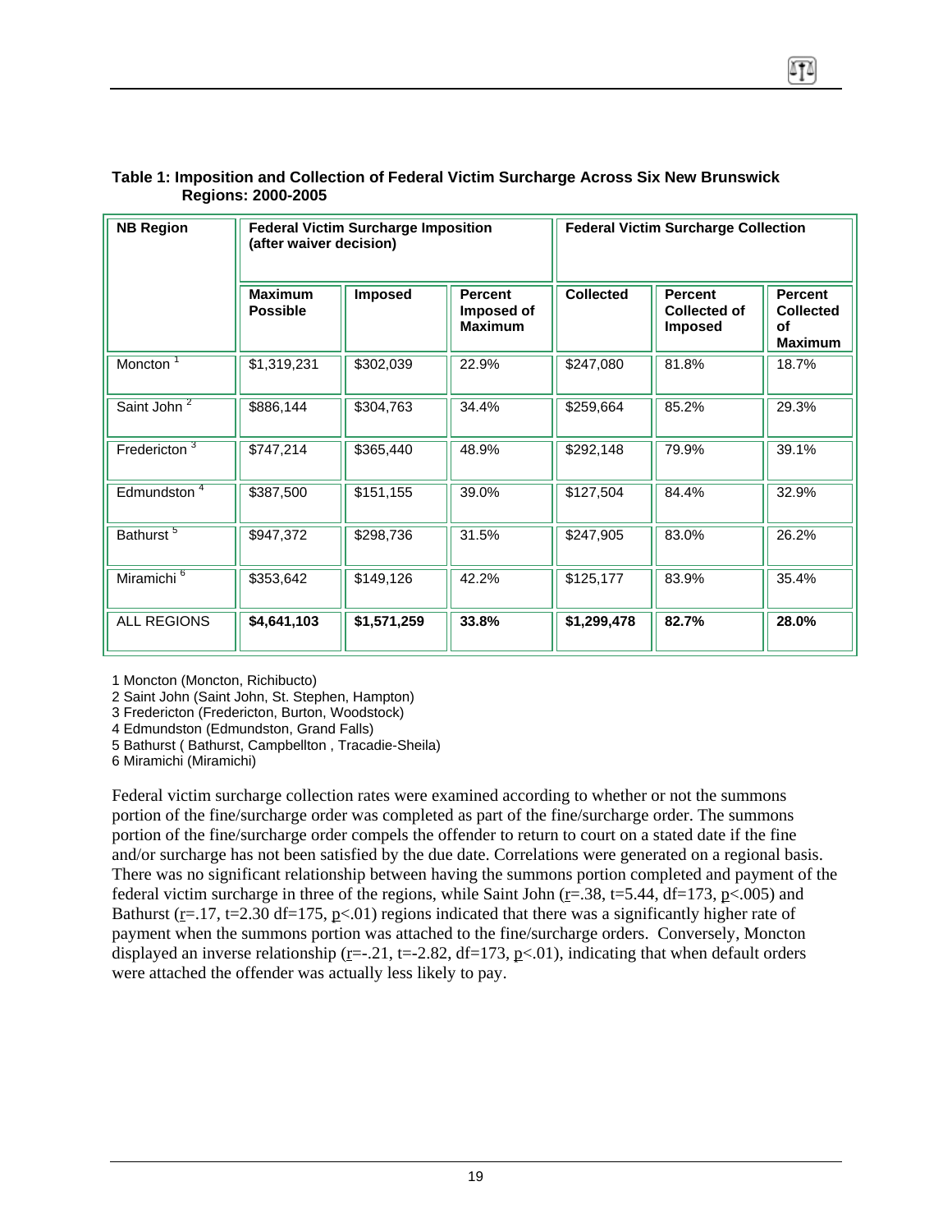**Table 1: Imposition and Collection of Federal Victim Surcharge Across Six New Brunswick Regions: 2000-2005**

| NB Region | Federal Victim Surcharge Imposition (after waiver decision) | | | Federal Victim Surcharge Collection | | |
|---|---|---|---|---|---|---|
| | **Maximum Possible** | **Imposed** | **Percent Imposed of Maximum** | **Collected** | **Percent Collected of Imposed** | **Percent Collected of Maximum** |
| Moncton [1] | $1,319,231 | $302,039 | 22.9% | $247,080 | 81.8% | 18.7% |
| Saint John [2] | $886,144 | $304,763 | 34.4% | $259,664 | 85.2% | 29.3% |
| Fredericton [3] | $747,214 | $365,440 | 48.9% | $292,148 | 79.9% | 39.1% |
| Edmundston [4] | $387,500 | $151,155 | 39.0% | $127,504 | 84.4% | 32.9% |
| Bathurst [5] | $947,372 | $298,736 | 31.5% | $247,905 | 83.0% | 26.2% |
| Miramichi [6] | $353,642 | $149,126 | 42.2% | $125,177 | 83.9% | 35.4% |
| ALL REGIONS | **$4,641,103** | **$1,571,259** | **33.8%** | **$1,299,478** | **82.7%** | **28.0%** |

1 Moncton (Moncton, Richibucto)
2 Saint John (Saint John, St. Stephen, Hampton)
3 Fredericton (Fredericton, Burton, Woodstock)
4 Edmundston (Edmundston, Grand Falls)
5 Bathurst ( Bathurst, Campbellton , Tracadie-Sheila)
6 Miramichi (Miramichi)

Federal victim surcharge collection rates were examined according to whether or not the summons portion of the fine/surcharge order was completed as part of the fine/surcharge order. The summons portion of the fine/surcharge order compels the offender to return to court on a stated date if the fine and/or surcharge has not been satisfied by the due date. Correlations were generated on a regional basis. There was no significant relationship between having the summons portion completed and payment of the federal victim surcharge in three of the regions, while Saint John ($r=.38$, $t=5.44$, $df=173$, $p<.005$) and Bathurst ($r=.17$, $t=2.30$ $df=175$, $p<.01$) regions indicated that there was a significantly higher rate of payment when the summons portion was attached to the fine/surcharge orders. Conversely, Moncton displayed an inverse relationship ($r=-.21$, $t=-2.82$, $df=173$, $p<.01$), indicating that when default orders were attached the offender was actually less likely to pay.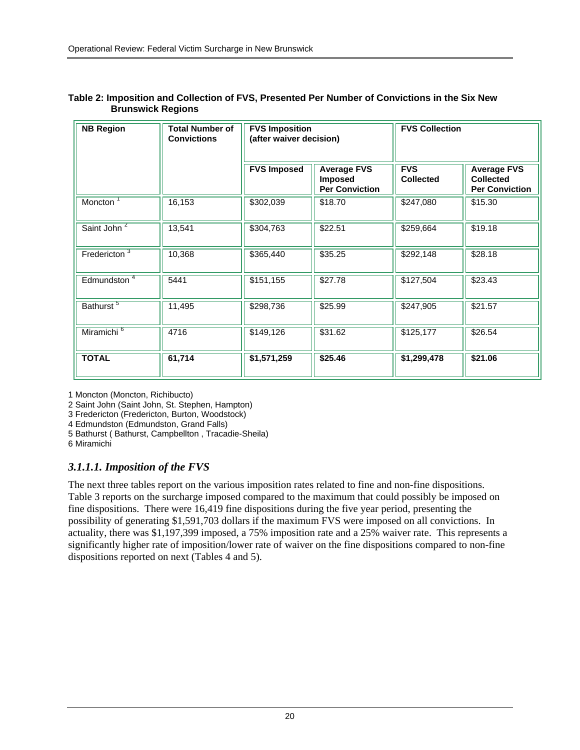**Table 2: Imposition and Collection of FVS, Presented Per Number of Convictions in the Six New Brunswick Regions**

| NB Region | Total Number of Convictions | FVS Imposition (after waiver decision) | | FVS Collection | |
|---|---|---|---|---|---|
| | | FVS Imposed | Average FVS Imposed Per Conviction | FVS Collected | Average FVS Collected Per Conviction |
| Moncton [1] | 16,153 | $302,039 | $18.70 | $247,080 | $15.30 |
| Saint John [2] | 13,541 | $304,763 | $22.51 | $259,664 | $19.18 |
| Fredericton [3] | 10,368 | $365,440 | $35.25 | $292,148 | $28.18 |
| Edmundston [4] | 5441 | $151,155 | $27.78 | $127,504 | $23.43 |
| Bathurst [5] | 11,495 | $298,736 | $25.99 | $247,905 | $21.57 |
| Miramichi [6] | 4716 | $149,126 | $31.62 | $125,177 | $26.54 |
| **TOTAL** | **61,714** | **$1,571,259** | **$25.46** | **$1,299,478** | **$21.06** |

1 Moncton (Moncton, Richibucto)
2 Saint John (Saint John, St. Stephen, Hampton)
3 Fredericton (Fredericton, Burton, Woodstock)
4 Edmundston (Edmundston, Grand Falls)
5 Bathurst ( Bathurst, Campbellton , Tracadie-Sheila)
6 Miramichi

### *3.1.1.1. Imposition of the FVS*

The next three tables report on the various imposition rates related to fine and non-fine dispositions. Table 3 reports on the surcharge imposed compared to the maximum that could possibly be imposed on fine dispositions. There were 16,419 fine dispositions during the five year period, presenting the possibility of generating $1,591,703 dollars if the maximum FVS were imposed on all convictions. In actuality, there was $1,197,399 imposed, a 75% imposition rate and a 25% waiver rate. This represents a significantly higher rate of imposition/lower rate of waiver on the fine dispositions compared to non-fine dispositions reported on next (Tables 4 and 5).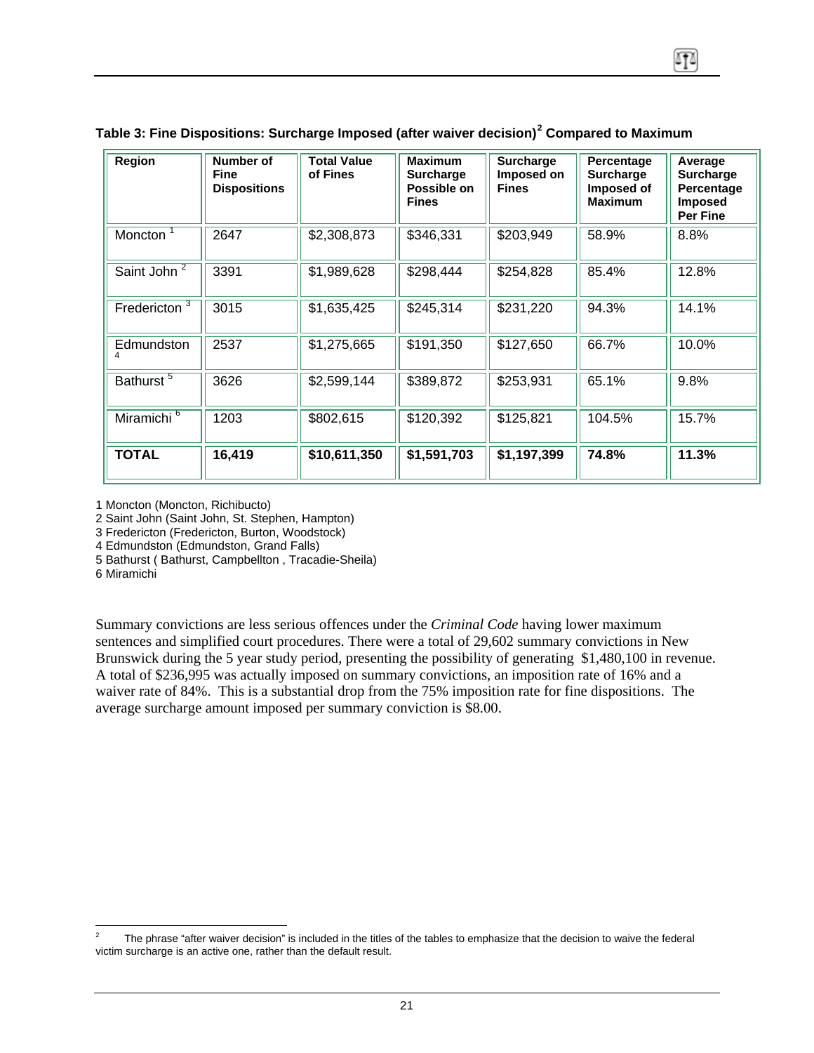**Table 3: Fine Dispositions: Surcharge Imposed (after waiver decision)[2] Compared to Maximum**

| Region | Number of Fine Dispositions | Total Value of Fines | Maximum Surcharge Possible on Fines | Surcharge Imposed on Fines | Percentage Surcharge Imposed of Maximum | Average Surcharge Percentage Imposed Per Fine |
|---|---|---|---|---|---|---|
| Moncton [1] | 2647 | $2,308,873 | $346,331 | $203,949 | 58.9% | 8.8% |
| Saint John [2] | 3391 | $1,989,628 | $298,444 | $254,828 | 85.4% | 12.8% |
| Fredericton [3] | 3015 | $1,635,425 | $245,314 | $231,220 | 94.3% | 14.1% |
| Edmundston [4] | 2537 | $1,275,665 | $191,350 | $127,650 | 66.7% | 10.0% |
| Bathurst [5] | 3626 | $2,599,144 | $389,872 | $253,931 | 65.1% | 9.8% |
| Miramichi [6] | 1203 | $802,615 | $120,392 | $125,821 | 104.5% | 15.7% |
| **TOTAL** | **16,419** | **$10,611,350** | **$1,591,703** | **$1,197,399** | **74.8%** | **11.3%** |

1 Moncton (Moncton, Richibucto)
2 Saint John (Saint John, St. Stephen, Hampton)
3 Fredericton (Fredericton, Burton, Woodstock)
4 Edmundston (Edmundston, Grand Falls)
5 Bathurst ( Bathurst, Campbellton , Tracadie-Sheila)
6 Miramichi

Summary convictions are less serious offences under the *Criminal Code* having lower maximum sentences and simplified court procedures. There were a total of 29,602 summary convictions in New Brunswick during the 5 year study period, presenting the possibility of generating $1,480,100 in revenue. A total of $236,995 was actually imposed on summary convictions, an imposition rate of 16% and a waiver rate of 84%. This is a substantial drop from the 75% imposition rate for fine dispositions. The average surcharge amount imposed per summary conviction is $8.00.

---

[2] The phrase "after waiver decision" is included in the titles of the tables to emphasize that the decision to waive the federal victim surcharge is an active one, rather than the default result.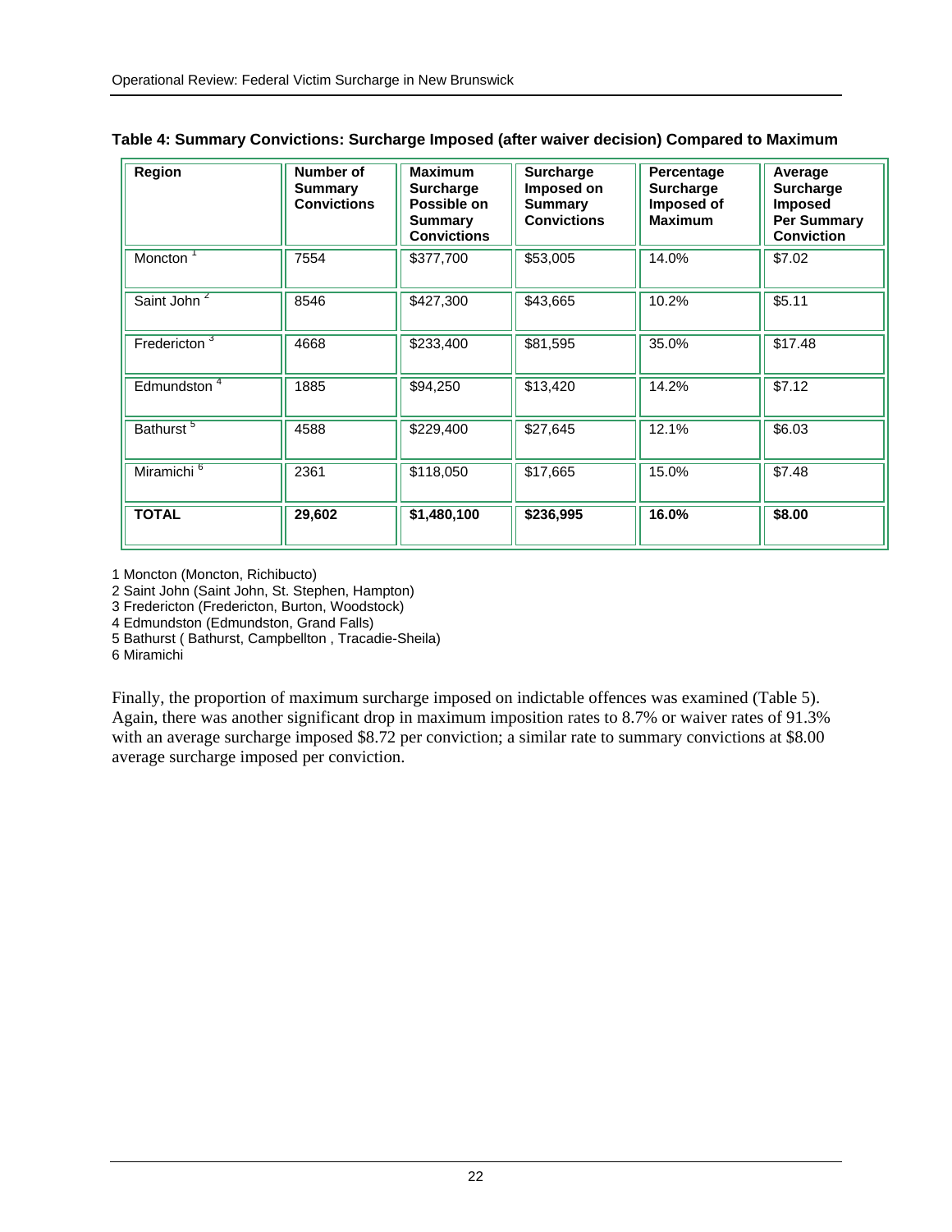**Table 4: Summary Convictions: Surcharge Imposed (after waiver decision) Compared to Maximum**

| Region | Number of Summary Convictions | Maximum Surcharge Possible on Summary Convictions | Surcharge Imposed on Summary Convictions | Percentage Surcharge Imposed of Maximum | Average Surcharge Imposed Per Summary Conviction |
|---|---|---|---|---|---|
| Moncton [1] | 7554 | $377,700 | $53,005 | 14.0% | $7.02 |
| Saint John [2] | 8546 | $427,300 | $43,665 | 10.2% | $5.11 |
| Fredericton [3] | 4668 | $233,400 | $81,595 | 35.0% | $17.48 |
| Edmundston [4] | 1885 | $94,250 | $13,420 | 14.2% | $7.12 |
| Bathurst [5] | 4588 | $229,400 | $27,645 | 12.1% | $6.03 |
| Miramichi [6] | 2361 | $118,050 | $17,665 | 15.0% | $7.48 |
| **TOTAL** | **29,602** | **$1,480,100** | **$236,995** | **16.0%** | **$8.00** |

1 Moncton (Moncton, Richibucto)
2 Saint John (Saint John, St. Stephen, Hampton)
3 Fredericton (Fredericton, Burton, Woodstock)
4 Edmundston (Edmundston, Grand Falls)
5 Bathurst ( Bathurst, Campbellton , Tracadie-Sheila)
6 Miramichi

Finally, the proportion of maximum surcharge imposed on indictable offences was examined (Table 5). Again, there was another significant drop in maximum imposition rates to 8.7% or waiver rates of 91.3% with an average surcharge imposed $8.72 per conviction; a similar rate to summary convictions at $8.00 average surcharge imposed per conviction.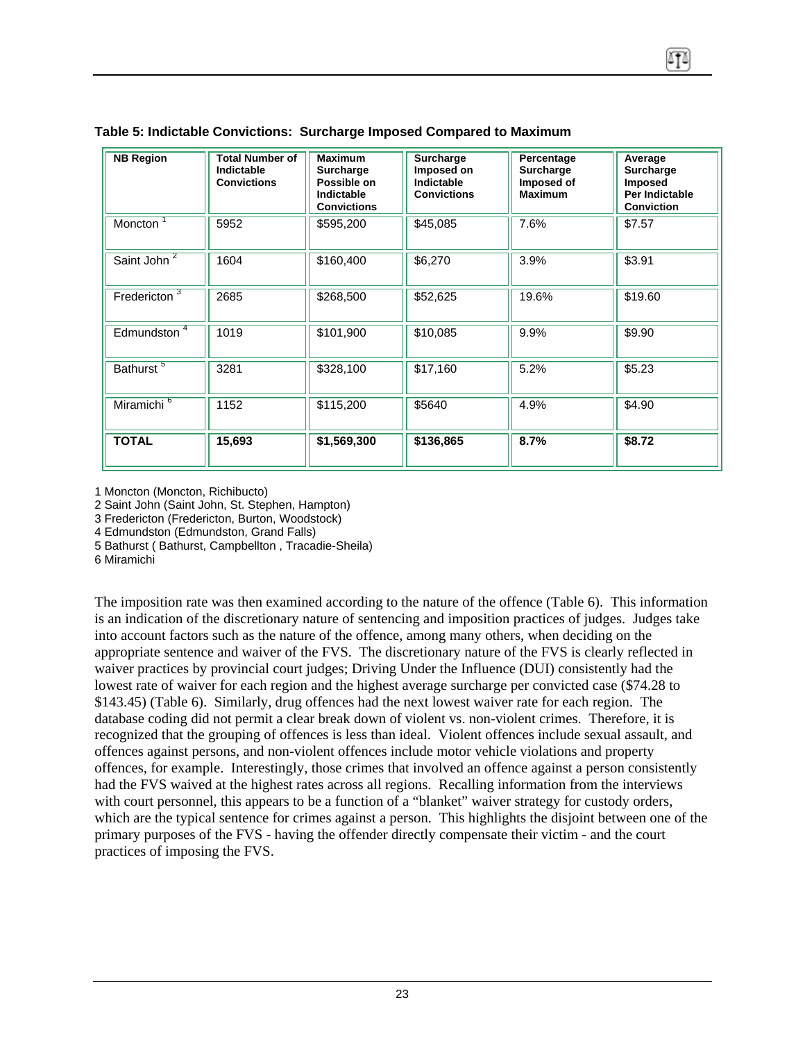**Table 5: Indictable Convictions: Surcharge Imposed Compared to Maximum**

| NB Region | Total Number of Indictable Convictions | Maximum Surcharge Possible on Indictable Convictions | Surcharge Imposed on Indictable Convictions | Percentage Surcharge Imposed of Maximum | Average Surcharge Imposed Per Indictable Conviction |
|---|---|---|---|---|---|
| Moncton [1] | 5952 | $595,200 | $45,085 | 7.6% | $7.57 |
| Saint John [2] | 1604 | $160,400 | $6,270 | 3.9% | $3.91 |
| Fredericton [3] | 2685 | $268,500 | $52,625 | 19.6% | $19.60 |
| Edmundston [4] | 1019 | $101,900 | $10,085 | 9.9% | $9.90 |
| Bathurst [5] | 3281 | $328,100 | $17,160 | 5.2% | $5.23 |
| Miramichi [6] | 1152 | $115,200 | $5640 | 4.9% | $4.90 |
| **TOTAL** | **15,693** | **$1,569,300** | **$136,865** | **8.7%** | **$8.72** |

1 Moncton (Moncton, Richibucto)
2 Saint John (Saint John, St. Stephen, Hampton)
3 Fredericton (Fredericton, Burton, Woodstock)
4 Edmundston (Edmundston, Grand Falls)
5 Bathurst ( Bathurst, Campbellton , Tracadie-Sheila)
6 Miramichi

The imposition rate was then examined according to the nature of the offence (Table 6). This information is an indication of the discretionary nature of sentencing and imposition practices of judges. Judges take into account factors such as the nature of the offence, among many others, when deciding on the appropriate sentence and waiver of the FVS. The discretionary nature of the FVS is clearly reflected in waiver practices by provincial court judges; Driving Under the Influence (DUI) consistently had the lowest rate of waiver for each region and the highest average surcharge per convicted case ($74.28 to $143.45) (Table 6). Similarly, drug offences had the next lowest waiver rate for each region. The database coding did not permit a clear break down of violent vs. non-violent crimes. Therefore, it is recognized that the grouping of offences is less than ideal. Violent offences include sexual assault, and offences against persons, and non-violent offences include motor vehicle violations and property offences, for example. Interestingly, those crimes that involved an offence against a person consistently had the FVS waived at the highest rates across all regions. Recalling information from the interviews with court personnel, this appears to be a function of a "blanket" waiver strategy for custody orders, which are the typical sentence for crimes against a person. This highlights the disjoint between one of the primary purposes of the FVS - having the offender directly compensate their victim - and the court practices of imposing the FVS.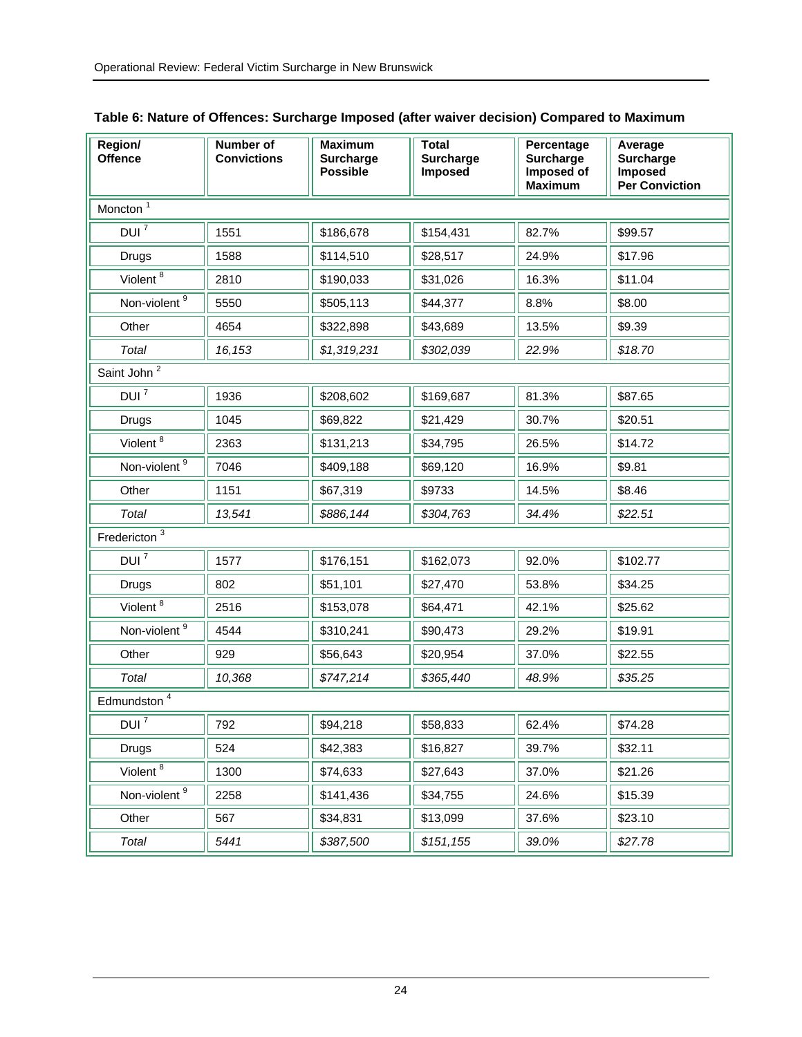**Table 6: Nature of Offences: Surcharge Imposed (after waiver decision) Compared to Maximum**

| Region/ Offence | Number of Convictions | Maximum Surcharge Possible | Total Surcharge Imposed | Percentage Surcharge Imposed of Maximum | Average Surcharge Imposed Per Conviction |
|---|---|---|---|---|---|
| Moncton [1] | | | | | |
| DUI [7] | 1551 | $186,678 | $154,431 | 82.7% | $99.57 |
| Drugs | 1588 | $114,510 | $28,517 | 24.9% | $17.96 |
| Violent [8] | 2810 | $190,033 | $31,026 | 16.3% | $11.04 |
| Non-violent [9] | 5550 | $505,113 | $44,377 | 8.8% | $8.00 |
| Other | 4654 | $322,898 | $43,689 | 13.5% | $9.39 |
| *Total* | *16,153* | *$1,319,231* | *$302,039* | *22.9%* | *$18.70* |
| Saint John [2] | | | | | |
| DUI [7] | 1936 | $208,602 | $169,687 | 81.3% | $87.65 |
| Drugs | 1045 | $69,822 | $21,429 | 30.7% | $20.51 |
| Violent [8] | 2363 | $131,213 | $34,795 | 26.5% | $14.72 |
| Non-violent [9] | 7046 | $409,188 | $69,120 | 16.9% | $9.81 |
| Other | 1151 | $67,319 | $9733 | 14.5% | $8.46 |
| *Total* | *13,541* | *$886,144* | *$304,763* | *34.4%* | *$22.51* |
| Fredericton [3] | | | | | |
| DUI [7] | 1577 | $176,151 | $162,073 | 92.0% | $102.77 |
| Drugs | 802 | $51,101 | $27,470 | 53.8% | $34.25 |
| Violent [8] | 2516 | $153,078 | $64,471 | 42.1% | $25.62 |
| Non-violent [9] | 4544 | $310,241 | $90,473 | 29.2% | $19.91 |
| Other | 929 | $56,643 | $20,954 | 37.0% | $22.55 |
| *Total* | *10,368* | *$747,214* | *$365,440* | *48.9%* | *$35.25* |
| Edmundston [4] | | | | | |
| DUI [7] | 792 | $94,218 | $58,833 | 62.4% | $74.28 |
| Drugs | 524 | $42,383 | $16,827 | 39.7% | $32.11 |
| Violent [8] | 1300 | $74,633 | $27,643 | 37.0% | $21.26 |
| Non-violent [9] | 2258 | $141,436 | $34,755 | 24.6% | $15.39 |
| Other | 567 | $34,831 | $13,099 | 37.6% | $23.10 |
| *Total* | *5441* | *$387,500* | *$151,155* | *39.0%* | *$27.78* |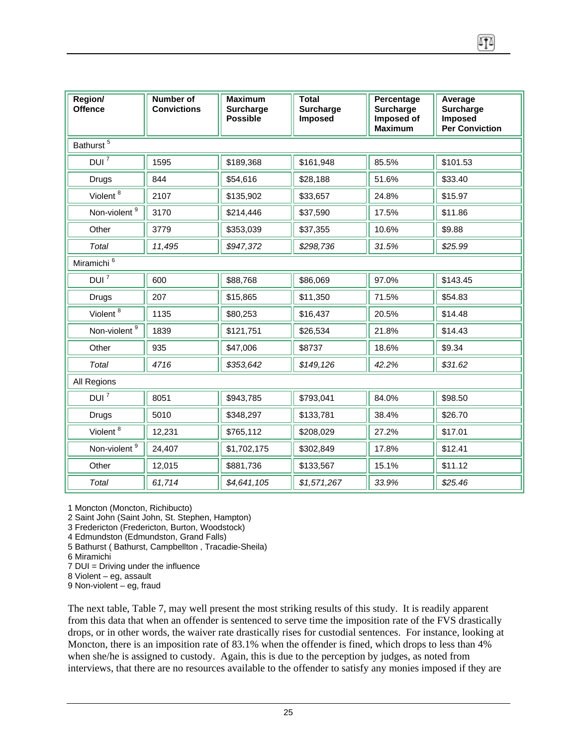| Region/ Offence | Number of Convictions | Maximum Surcharge Possible | Total Surcharge Imposed | Percentage Surcharge Imposed of Maximum | Average Surcharge Imposed Per Conviction |
|---|---|---|---|---|---|
| Bathurst [5] | | | | | |
| DUI [7] | 1595 | $189,368 | $161,948 | 85.5% | $101.53 |
| Drugs | 844 | $54,616 | $28,188 | 51.6% | $33.40 |
| Violent [8] | 2107 | $135,902 | $33,657 | 24.8% | $15.97 |
| Non-violent [9] | 3170 | $214,446 | $37,590 | 17.5% | $11.86 |
| Other | 3779 | $353,039 | $37,355 | 10.6% | $9.88 |
| *Total* | *11,495* | *$947,372* | *$298,736* | *31.5%* | *$25.99* |
| Miramichi [6] | | | | | |
| DUI [7] | 600 | $88,768 | $86,069 | 97.0% | $143.45 |
| Drugs | 207 | $15,865 | $11,350 | 71.5% | $54.83 |
| Violent [8] | 1135 | $80,253 | $16,437 | 20.5% | $14.48 |
| Non-violent [9] | 1839 | $121,751 | $26,534 | 21.8% | $14.43 |
| Other | 935 | $47,006 | $8737 | 18.6% | $9.34 |
| *Total* | *4716* | *$353,642* | *$149,126* | *42.2%* | *$31.62* |
| All Regions | | | | | |
| DUI [7] | 8051 | $943,785 | $793,041 | 84.0% | $98.50 |
| Drugs | 5010 | $348,297 | $133,781 | 38.4% | $26.70 |
| Violent [8] | 12,231 | $765,112 | $208,029 | 27.2% | $17.01 |
| Non-violent [9] | 24,407 | $1,702,175 | $302,849 | 17.8% | $12.41 |
| Other | 12,015 | $881,736 | $133,567 | 15.1% | $11.12 |
| *Total* | *61,714* | *$4,641,105* | *$1,571,267* | *33.9%* | *$25.46* |

1 Moncton (Moncton, Richibucto)
2 Saint John (Saint John, St. Stephen, Hampton)
3 Fredericton (Fredericton, Burton, Woodstock)
4 Edmundston (Edmundston, Grand Falls)
5 Bathurst ( Bathurst, Campbellton , Tracadie-Sheila)
6 Miramichi
7 DUI = Driving under the influence
8 Violent – eg, assault
9 Non-violent – eg, fraud

The next table, Table 7, may well present the most striking results of this study. It is readily apparent from this data that when an offender is sentenced to serve time the imposition rate of the FVS drastically drops, or in other words, the waiver rate drastically rises for custodial sentences. For instance, looking at Moncton, there is an imposition rate of 83.1% when the offender is fined, which drops to less than 4% when she/he is assigned to custody. Again, this is due to the perception by judges, as noted from interviews, that there are no resources available to the offender to satisfy any monies imposed if they are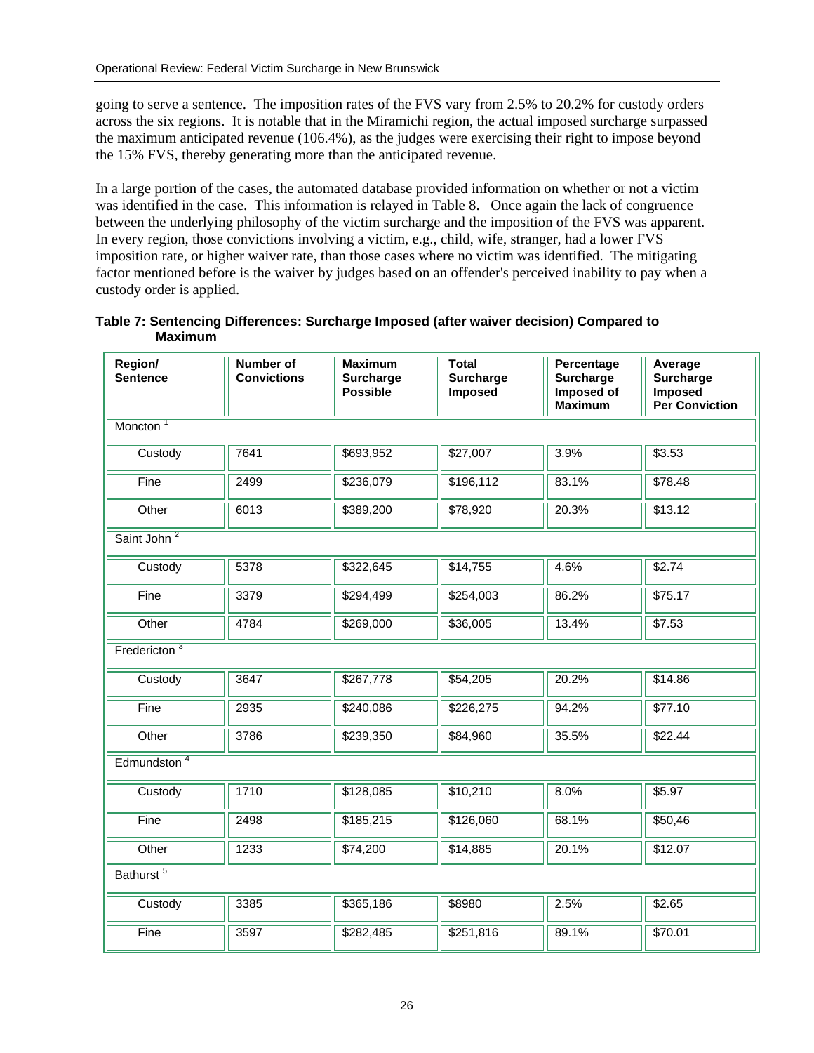going to serve a sentence. The imposition rates of the FVS vary from 2.5% to 20.2% for custody orders across the six regions. It is notable that in the Miramichi region, the actual imposed surcharge surpassed the maximum anticipated revenue (106.4%), as the judges were exercising their right to impose beyond the 15% FVS, thereby generating more than the anticipated revenue.

In a large portion of the cases, the automated database provided information on whether or not a victim was identified in the case. This information is relayed in Table 8. Once again the lack of congruence between the underlying philosophy of the victim surcharge and the imposition of the FVS was apparent. In every region, those convictions involving a victim, e.g., child, wife, stranger, had a lower FVS imposition rate, or higher waiver rate, than those cases where no victim was identified. The mitigating factor mentioned before is the waiver by judges based on an offender's perceived inability to pay when a custody order is applied.

**Table 7: Sentencing Differences: Surcharge Imposed (after waiver decision) Compared to Maximum**

| Region/ Sentence | Number of Convictions | Maximum Surcharge Possible | Total Surcharge Imposed | Percentage Surcharge Imposed of Maximum | Average Surcharge Imposed Per Conviction |
|---|---|---|---|---|---|
| Moncton [1] | | | | | |
| Custody | 7641 | $693,952 | $27,007 | 3.9% | $3.53 |
| Fine | 2499 | $236,079 | $196,112 | 83.1% | $78.48 |
| Other | 6013 | $389,200 | $78,920 | 20.3% | $13.12 |
| Saint John [2] | | | | | |
| Custody | 5378 | $322,645 | $14,755 | 4.6% | $2.74 |
| Fine | 3379 | $294,499 | $254,003 | 86.2% | $75.17 |
| Other | 4784 | $269,000 | $36,005 | 13.4% | $7.53 |
| Fredericton [3] | | | | | |
| Custody | 3647 | $267,778 | $54,205 | 20.2% | $14.86 |
| Fine | 2935 | $240,086 | $226,275 | 94.2% | $77.10 |
| Other | 3786 | $239,350 | $84,960 | 35.5% | $22.44 |
| Edmundston [4] | | | | | |
| Custody | 1710 | $128,085 | $10,210 | 8.0% | $5.97 |
| Fine | 2498 | $185,215 | $126,060 | 68.1% | $50,46 |
| Other | 1233 | $74,200 | $14,885 | 20.1% | $12.07 |
| Bathurst [5] | | | | | |
| Custody | 3385 | $365,186 | $8980 | 2.5% | $2.65 |
| Fine | 3597 | $282,485 | $251,816 | 89.1% | $70.01 |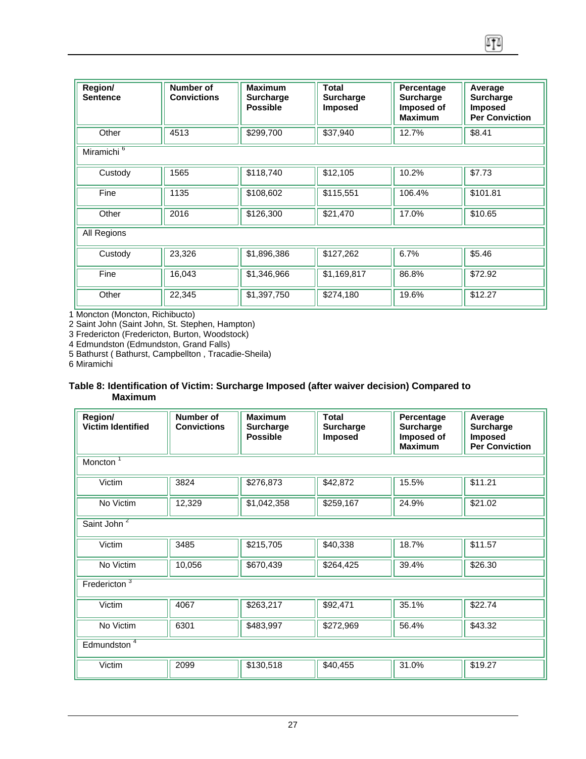| Region/ Sentence | Number of Convictions | Maximum Surcharge Possible | Total Surcharge Imposed | Percentage Surcharge Imposed of Maximum | Average Surcharge Imposed Per Conviction |
|---|---|---|---|---|---|
| Other | 4513 | $299,700 | $37,940 | 12.7% | $8.41 |
| Miramichi [6] | | | | | |
| Custody | 1565 | $118,740 | $12,105 | 10.2% | $7.73 |
| Fine | 1135 | $108,602 | $115,551 | 106.4% | $101.81 |
| Other | 2016 | $126,300 | $21,470 | 17.0% | $10.65 |
| All Regions | | | | | |
| Custody | 23,326 | $1,896,386 | $127,262 | 6.7% | $5.46 |
| Fine | 16,043 | $1,346,966 | $1,169,817 | 86.8% | $72.92 |
| Other | 22,345 | $1,397,750 | $274,180 | 19.6% | $12.27 |

1 Moncton (Moncton, Richibucto)
2 Saint John (Saint John, St. Stephen, Hampton)
3 Fredericton (Fredericton, Burton, Woodstock)
4 Edmundston (Edmundston, Grand Falls)
5 Bathurst ( Bathurst, Campbellton , Tracadie-Sheila)
6 Miramichi

**Table 8: Identification of Victim: Surcharge Imposed (after waiver decision) Compared to Maximum**

| Region/ Victim Identified | Number of Convictions | Maximum Surcharge Possible | Total Surcharge Imposed | Percentage Surcharge Imposed of Maximum | Average Surcharge Imposed Per Conviction |
|---|---|---|---|---|---|
| Moncton [1] | | | | | |
| Victim | 3824 | $276,873 | $42,872 | 15.5% | $11.21 |
| No Victim | 12,329 | $1,042,358 | $259,167 | 24.9% | $21.02 |
| Saint John [2] | | | | | |
| Victim | 3485 | $215,705 | $40,338 | 18.7% | $11.57 |
| No Victim | 10,056 | $670,439 | $264,425 | 39.4% | $26.30 |
| Fredericton [3] | | | | | |
| Victim | 4067 | $263,217 | $92,471 | 35.1% | $22.74 |
| No Victim | 6301 | $483,997 | $272,969 | 56.4% | $43.32 |
| Edmundston [4] | | | | | |
| Victim | 2099 | $130,518 | $40,455 | 31.0% | $19.27 |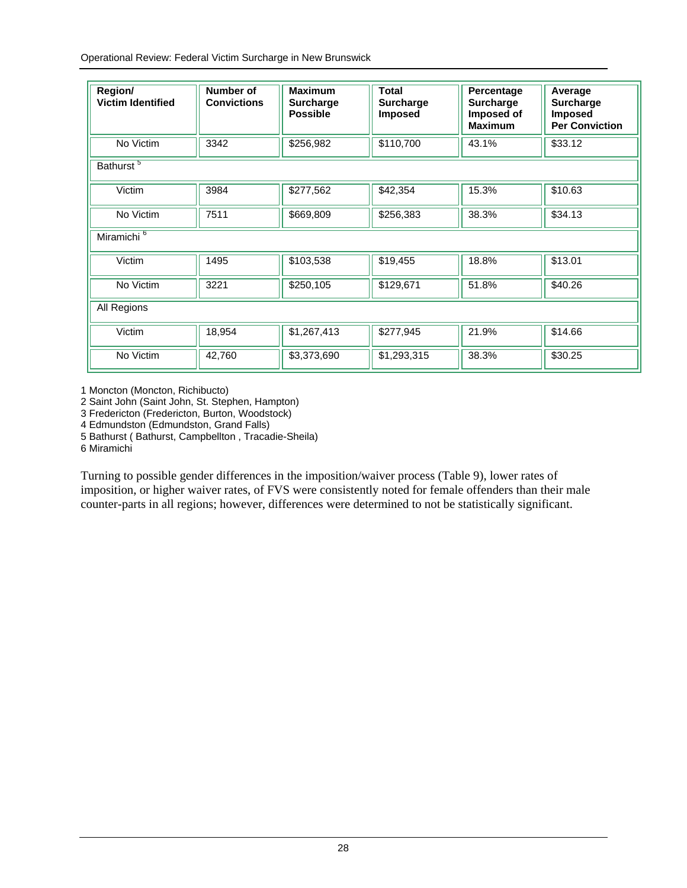| Region/ Victim Identified | Number of Convictions | Maximum Surcharge Possible | Total Surcharge Imposed | Percentage Surcharge Imposed of Maximum | Average Surcharge Imposed Per Conviction |
|---|---|---|---|---|---|
| No Victim | 3342 | $256,982 | $110,700 | 43.1% | $33.12 |
| Bathurst [5] | | | | | |
| Victim | 3984 | $277,562 | $42,354 | 15.3% | $10.63 |
| No Victim | 7511 | $669,809 | $256,383 | 38.3% | $34.13 |
| Miramichi [6] | | | | | |
| Victim | 1495 | $103,538 | $19,455 | 18.8% | $13.01 |
| No Victim | 3221 | $250,105 | $129,671 | 51.8% | $40.26 |
| All Regions | | | | | |
| Victim | 18,954 | $1,267,413 | $277,945 | 21.9% | $14.66 |
| No Victim | 42,760 | $3,373,690 | $1,293,315 | 38.3% | $30.25 |

1 Moncton (Moncton, Richibucto)
2 Saint John (Saint John, St. Stephen, Hampton)
3 Fredericton (Fredericton, Burton, Woodstock)
4 Edmundston (Edmundston, Grand Falls)
5 Bathurst ( Bathurst, Campbellton , Tracadie-Sheila)
6 Miramichi

Turning to possible gender differences in the imposition/waiver process (Table 9), lower rates of imposition, or higher waiver rates, of FVS were consistently noted for female offenders than their male counter-parts in all regions; however, differences were determined to not be statistically significant.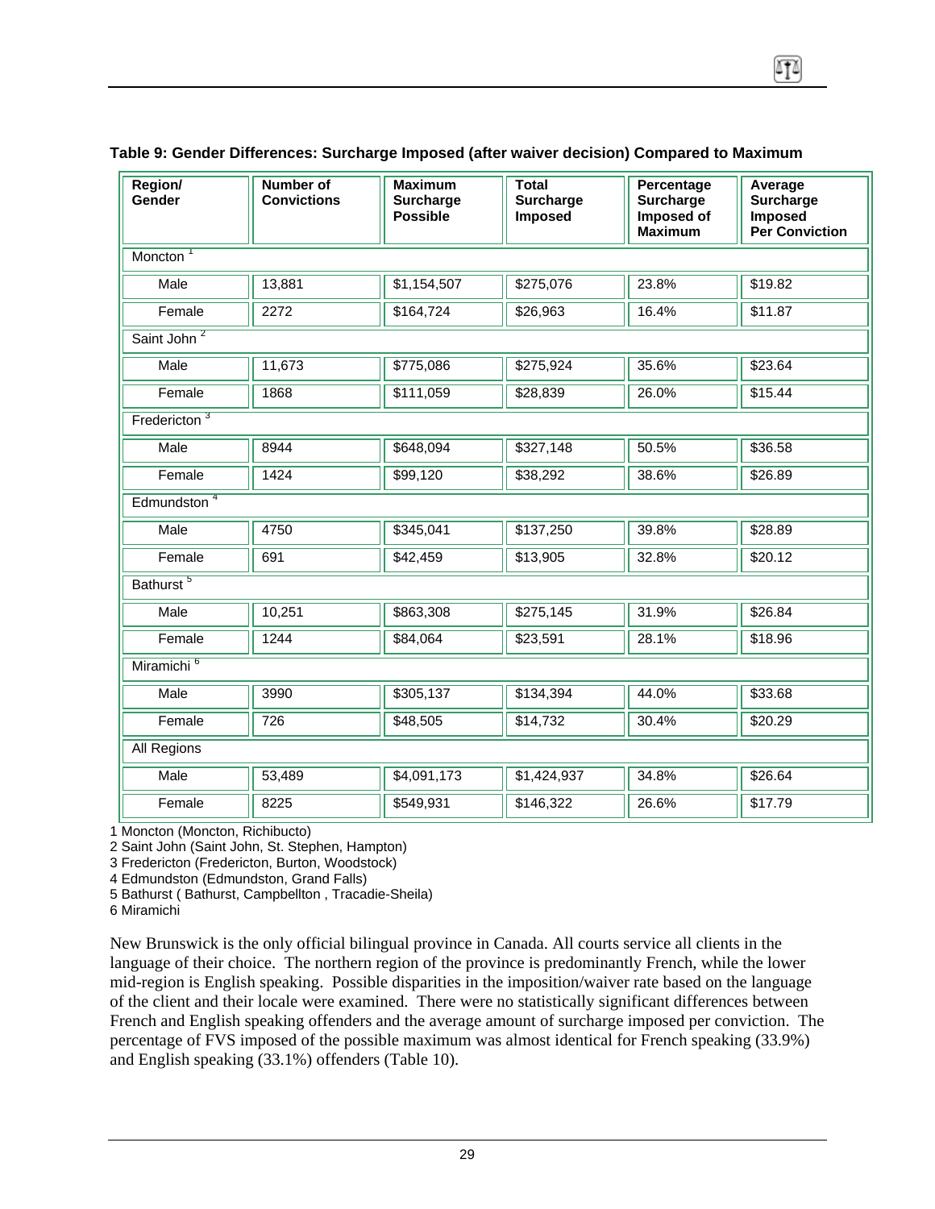**Table 9: Gender Differences: Surcharge Imposed (after waiver decision) Compared to Maximum**

| Region/ Gender | Number of Convictions | Maximum Surcharge Possible | Total Surcharge Imposed | Percentage Surcharge Imposed of Maximum | Average Surcharge Imposed Per Conviction |
|---|---|---|---|---|---|
| Moncton [1] | | | | | |
| Male | 13,881 | $1,154,507 | $275,076 | 23.8% | $19.82 |
| Female | 2272 | $164,724 | $26,963 | 16.4% | $11.87 |
| Saint John [2] | | | | | |
| Male | 11,673 | $775,086 | $275,924 | 35.6% | $23.64 |
| Female | 1868 | $111,059 | $28,839 | 26.0% | $15.44 |
| Fredericton [3] | | | | | |
| Male | 8944 | $648,094 | $327,148 | 50.5% | $36.58 |
| Female | 1424 | $99,120 | $38,292 | 38.6% | $26.89 |
| Edmundston [4] | | | | | |
| Male | 4750 | $345,041 | $137,250 | 39.8% | $28.89 |
| Female | 691 | $42,459 | $13,905 | 32.8% | $20.12 |
| Bathurst [5] | | | | | |
| Male | 10,251 | $863,308 | $275,145 | 31.9% | $26.84 |
| Female | 1244 | $84,064 | $23,591 | 28.1% | $18.96 |
| Miramichi [6] | | | | | |
| Male | 3990 | $305,137 | $134,394 | 44.0% | $33.68 |
| Female | 726 | $48,505 | $14,732 | 30.4% | $20.29 |
| All Regions | | | | | |
| Male | 53,489 | $4,091,173 | $1,424,937 | 34.8% | $26.64 |
| Female | 8225 | $549,931 | $146,322 | 26.6% | $17.79 |

1 Moncton (Moncton, Richibucto)
2 Saint John (Saint John, St. Stephen, Hampton)
3 Fredericton (Fredericton, Burton, Woodstock)
4 Edmundston (Edmundston, Grand Falls)
5 Bathurst ( Bathurst, Campbellton , Tracadie-Sheila)
6 Miramichi

New Brunswick is the only official bilingual province in Canada. All courts service all clients in the language of their choice. The northern region of the province is predominantly French, while the lower mid-region is English speaking. Possible disparities in the imposition/waiver rate based on the language of the client and their locale were examined. There were no statistically significant differences between French and English speaking offenders and the average amount of surcharge imposed per conviction. The percentage of FVS imposed of the possible maximum was almost identical for French speaking (33.9%) and English speaking (33.1%) offenders (Table 10).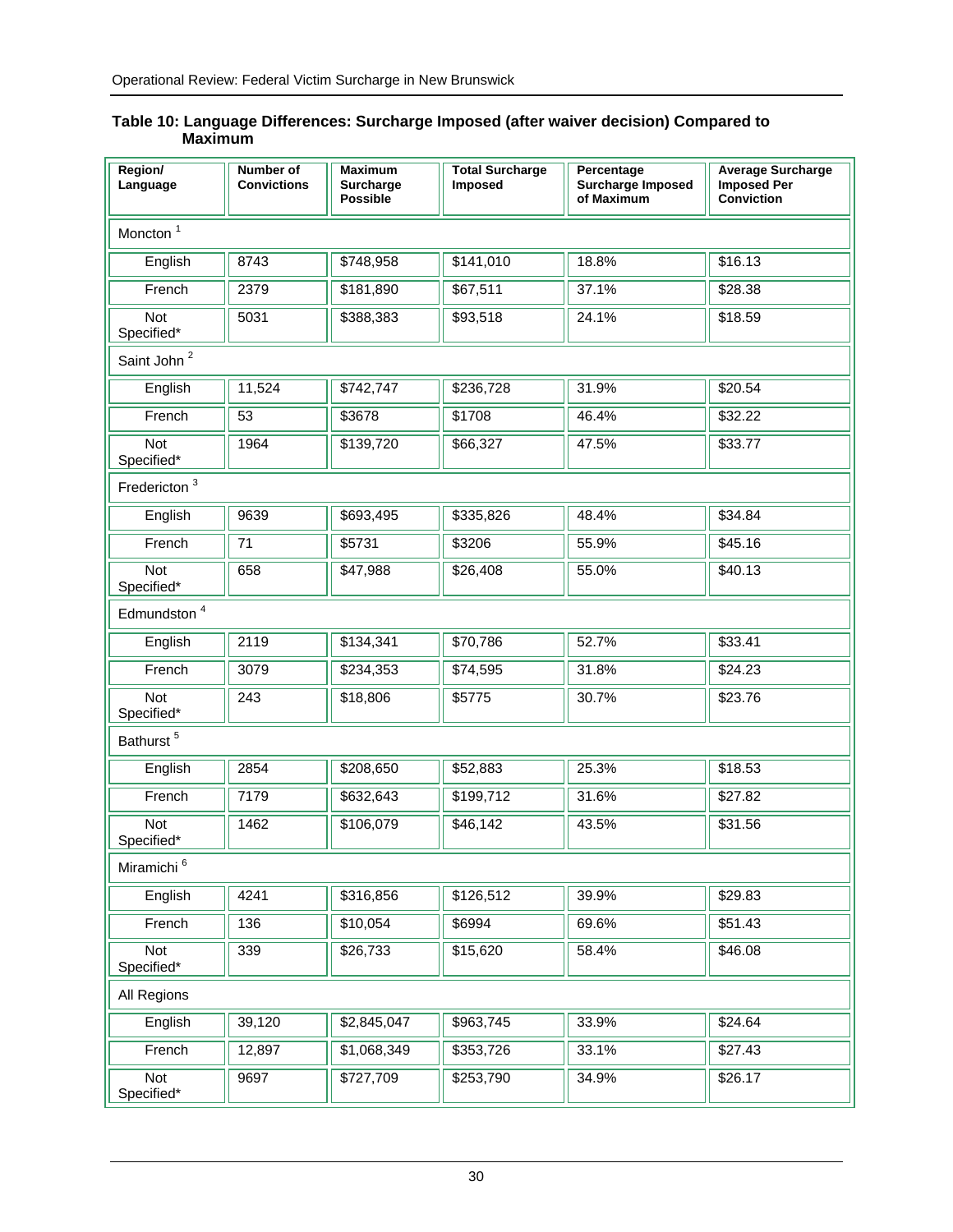**Table 10: Language Differences: Surcharge Imposed (after waiver decision) Compared to Maximum**

| Region/ Language | Number of Convictions | Maximum Surcharge Possible | Total Surcharge Imposed | Percentage Surcharge Imposed of Maximum | Average Surcharge Imposed Per Conviction |
|---|---|---|---|---|---|
| Moncton [1] | | | | | |
| English | 8743 | $748,958 | $141,010 | 18.8% | $16.13 |
| French | 2379 | $181,890 | $67,511 | 37.1% | $28.38 |
| Not Specified* | 5031 | $388,383 | $93,518 | 24.1% | $18.59 |
| Saint John [2] | | | | | |
| English | 11,524 | $742,747 | $236,728 | 31.9% | $20.54 |
| French | 53 | $3678 | $1708 | 46.4% | $32.22 |
| Not Specified* | 1964 | $139,720 | $66,327 | 47.5% | $33.77 |
| Fredericton [3] | | | | | |
| English | 9639 | $693,495 | $335,826 | 48.4% | $34.84 |
| French | 71 | $5731 | $3206 | 55.9% | $45.16 |
| Not Specified* | 658 | $47,988 | $26,408 | 55.0% | $40.13 |
| Edmundston [4] | | | | | |
| English | 2119 | $134,341 | $70,786 | 52.7% | $33.41 |
| French | 3079 | $234,353 | $74,595 | 31.8% | $24.23 |
| Not Specified* | 243 | $18,806 | $5775 | 30.7% | $23.76 |
| Bathurst [5] | | | | | |
| English | 2854 | $208,650 | $52,883 | 25.3% | $18.53 |
| French | 7179 | $632,643 | $199,712 | 31.6% | $27.82 |
| Not Specified* | 1462 | $106,079 | $46,142 | 43.5% | $31.56 |
| Miramichi [6] | | | | | |
| English | 4241 | $316,856 | $126,512 | 39.9% | $29.83 |
| French | 136 | $10,054 | $6994 | 69.6% | $51.43 |
| Not Specified* | 339 | $26,733 | $15,620 | 58.4% | $46.08 |
| All Regions | | | | | |
| English | 39,120 | $2,845,047 | $963,745 | 33.9% | $24.64 |
| French | 12,897 | $1,068,349 | $353,726 | 33.1% | $27.43 |
| Not Specified* | 9697 | $727,709 | $253,790 | 34.9% | $26.17 |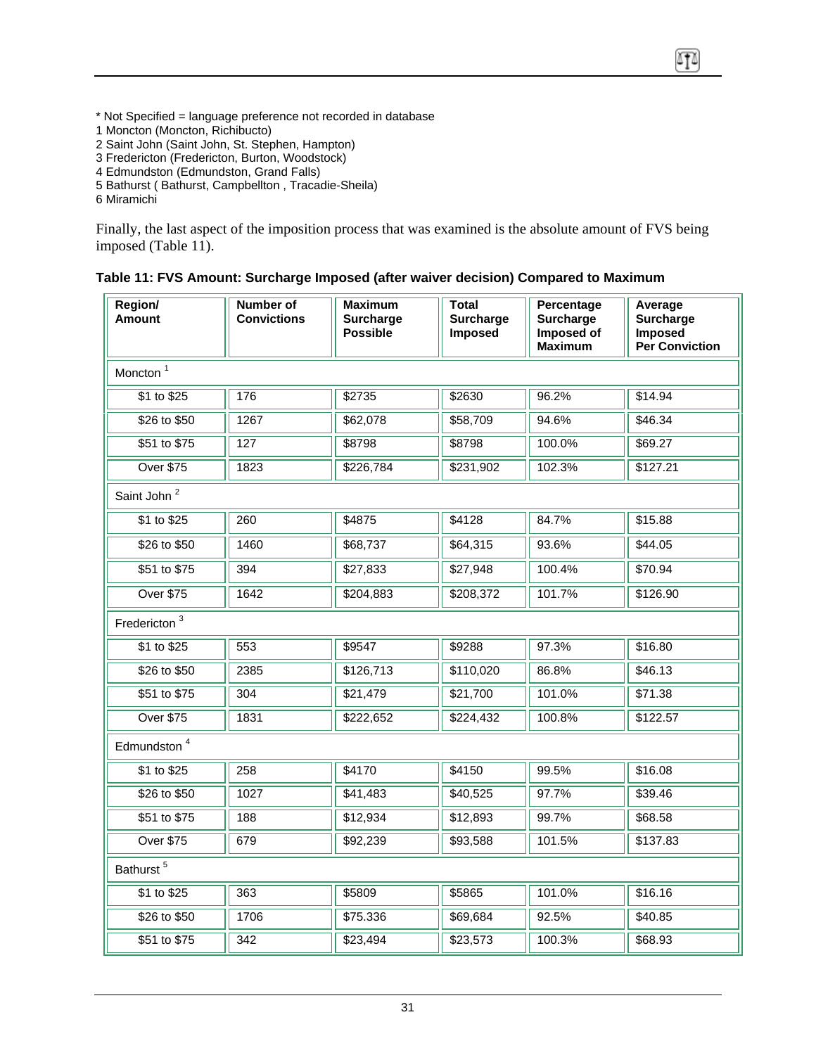* Not Specified = language preference not recorded in database
1 Moncton (Moncton, Richibucto)
2 Saint John (Saint John, St. Stephen, Hampton)
3 Fredericton (Fredericton, Burton, Woodstock)
4 Edmundston (Edmundston, Grand Falls)
5 Bathurst ( Bathurst, Campbellton , Tracadie-Sheila)
6 Miramichi

Finally, the last aspect of the imposition process that was examined is the absolute amount of FVS being imposed (Table 11).

**Table 11: FVS Amount: Surcharge Imposed (after waiver decision) Compared to Maximum**

| Region/ Amount | Number of Convictions | Maximum Surcharge Possible | Total Surcharge Imposed | Percentage Surcharge Imposed of Maximum | Average Surcharge Imposed Per Conviction |
|---|---|---|---|---|---|
| Moncton [1] | | | | | |
| $1 to $25 | 176 | $2735 | $2630 | 96.2% | $14.94 |
| $26 to $50 | 1267 | $62,078 | $58,709 | 94.6% | $46.34 |
| $51 to $75 | 127 | $8798 | $8798 | 100.0% | $69.27 |
| Over $75 | 1823 | $226,784 | $231,902 | 102.3% | $127.21 |
| Saint John [2] | | | | | |
| $1 to $25 | 260 | $4875 | $4128 | 84.7% | $15.88 |
| $26 to $50 | 1460 | $68,737 | $64,315 | 93.6% | $44.05 |
| $51 to $75 | 394 | $27,833 | $27,948 | 100.4% | $70.94 |
| Over $75 | 1642 | $204,883 | $208,372 | 101.7% | $126.90 |
| Fredericton [3] | | | | | |
| $1 to $25 | 553 | $9547 | $9288 | 97.3% | $16.80 |
| $26 to $50 | 2385 | $126,713 | $110,020 | 86.8% | $46.13 |
| $51 to $75 | 304 | $21,479 | $21,700 | 101.0% | $71.38 |
| Over $75 | 1831 | $222,652 | $224,432 | 100.8% | $122.57 |
| Edmundston [4] | | | | | |
| $1 to $25 | 258 | $4170 | $4150 | 99.5% | $16.08 |
| $26 to $50 | 1027 | $41,483 | $40,525 | 97.7% | $39.46 |
| $51 to $75 | 188 | $12,934 | $12,893 | 99.7% | $68.58 |
| Over $75 | 679 | $92,239 | $93,588 | 101.5% | $137.83 |
| Bathurst [5] | | | | | |
| $1 to $25 | 363 | $5809 | $5865 | 101.0% | $16.16 |
| $26 to $50 | 1706 | $75.336 | $69,684 | 92.5% | $40.85 |
| $51 to $75 | 342 | $23,494 | $23,573 | 100.3% | $68.93 |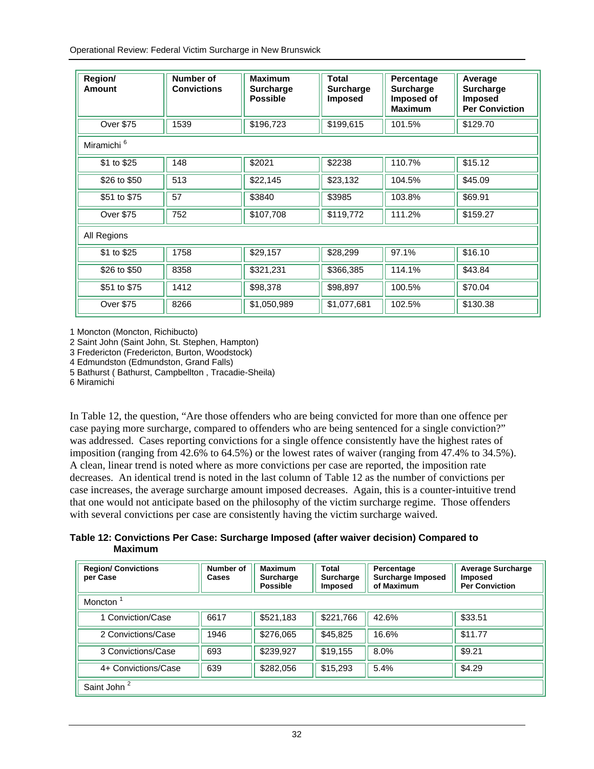| Region/ Amount | Number of Convictions | Maximum Surcharge Possible | Total Surcharge Imposed | Percentage Surcharge Imposed of Maximum | Average Surcharge Imposed Per Conviction |
|---|---|---|---|---|---|
| Over $75 | 1539 | $196,723 | $199,615 | 101.5% | $129.70 |
| Miramichi [6] | | | | | |
| $1 to $25 | 148 | $2021 | $2238 | 110.7% | $15.12 |
| $26 to $50 | 513 | $22,145 | $23,132 | 104.5% | $45.09 |
| $51 to $75 | 57 | $3840 | $3985 | 103.8% | $69.91 |
| Over $75 | 752 | $107,708 | $119,772 | 111.2% | $159.27 |
| All Regions | | | | | |
| $1 to $25 | 1758 | $29,157 | $28,299 | 97.1% | $16.10 |
| $26 to $50 | 8358 | $321,231 | $366,385 | 114.1% | $43.84 |
| $51 to $75 | 1412 | $98,378 | $98,897 | 100.5% | $70.04 |
| Over $75 | 8266 | $1,050,989 | $1,077,681 | 102.5% | $130.38 |

1 Moncton (Moncton, Richibucto)
2 Saint John (Saint John, St. Stephen, Hampton)
3 Fredericton (Fredericton, Burton, Woodstock)
4 Edmundston (Edmundston, Grand Falls)
5 Bathurst ( Bathurst, Campbellton , Tracadie-Sheila)
6 Miramichi

In Table 12, the question, "Are those offenders who are being convicted for more than one offence per case paying more surcharge, compared to offenders who are being sentenced for a single conviction?" was addressed. Cases reporting convictions for a single offence consistently have the highest rates of imposition (ranging from 42.6% to 64.5%) or the lowest rates of waiver (ranging from 47.4% to 34.5%). A clean, linear trend is noted where as more convictions per case are reported, the imposition rate decreases. An identical trend is noted in the last column of Table 12 as the number of convictions per case increases, the average surcharge amount imposed decreases. Again, this is a counter-intuitive trend that one would not anticipate based on the philosophy of the victim surcharge regime. Those offenders with several convictions per case are consistently having the victim surcharge waived.

**Table 12: Convictions Per Case: Surcharge Imposed (after waiver decision) Compared to Maximum**

| Region/ Convictions per Case | Number of Cases | Maximum Surcharge Possible | Total Surcharge Imposed | Percentage Surcharge Imposed of Maximum | Average Surcharge Imposed Per Conviction |
|---|---|---|---|---|---|
| Moncton [1] | | | | | |
| 1 Conviction/Case | 6617 | $521,183 | $221,766 | 42.6% | $33.51 |
| 2 Convictions/Case | 1946 | $276,065 | $45,825 | 16.6% | $11.77 |
| 3 Convictions/Case | 693 | $239,927 | $19,155 | 8.0% | $9.21 |
| 4+ Convictions/Case | 639 | $282,056 | $15,293 | 5.4% | $4.29 |
| Saint John [2] | | | | | |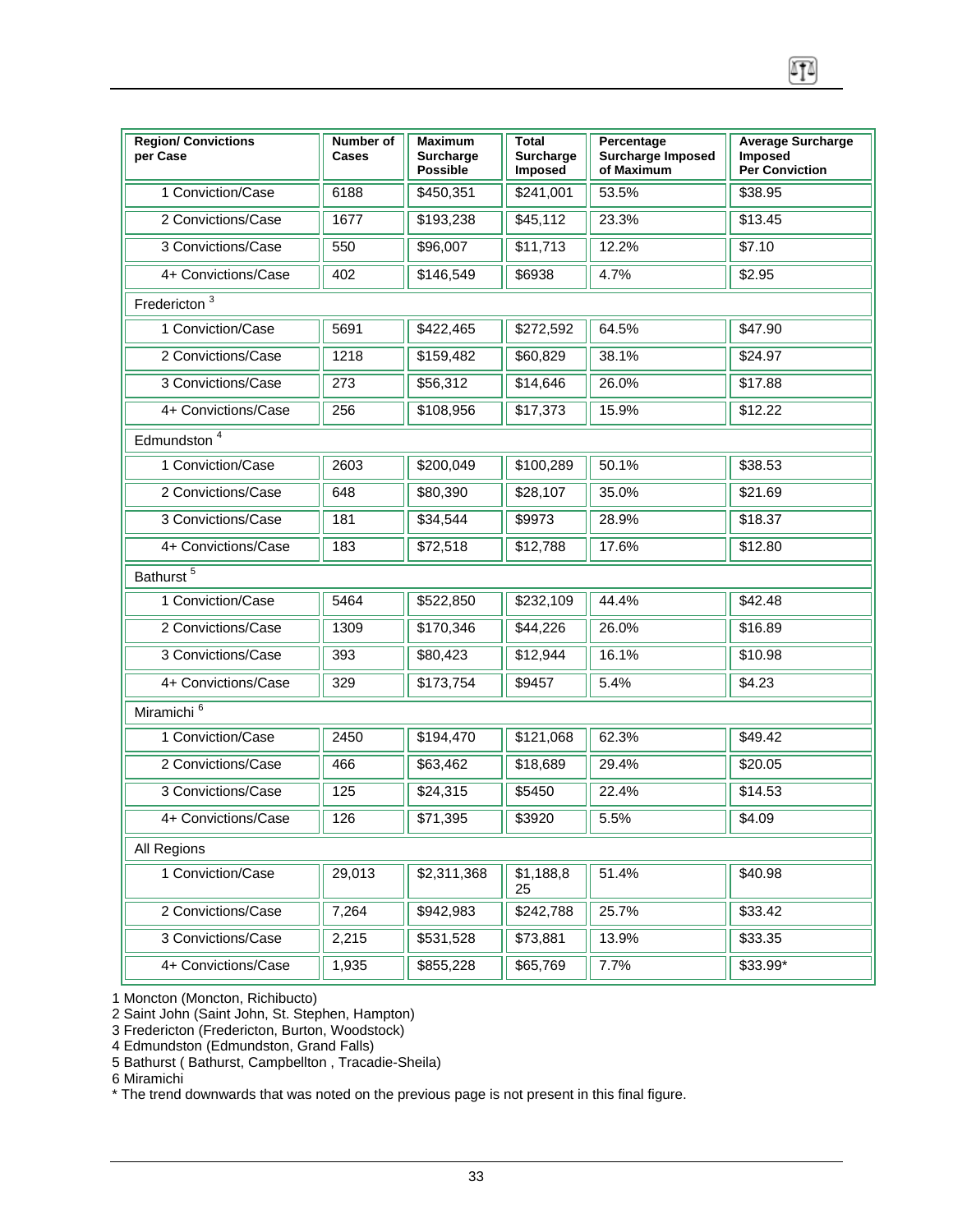| Region/ Convictions per Case | Number of Cases | Maximum Surcharge Possible | Total Surcharge Imposed | Percentage Surcharge Imposed of Maximum | Average Surcharge Imposed Per Conviction |
|---|---|---|---|---|---|
| 1 Conviction/Case | 6188 | $450,351 | $241,001 | 53.5% | $38.95 |
| 2 Convictions/Case | 1677 | $193,238 | $45,112 | 23.3% | $13.45 |
| 3 Convictions/Case | 550 | $96,007 | $11,713 | 12.2% | $7.10 |
| 4+ Convictions/Case | 402 | $146,549 | $6938 | 4.7% | $2.95 |
| Fredericton [3] | | | | | |
| 1 Conviction/Case | 5691 | $422,465 | $272,592 | 64.5% | $47.90 |
| 2 Convictions/Case | 1218 | $159,482 | $60,829 | 38.1% | $24.97 |
| 3 Convictions/Case | 273 | $56,312 | $14,646 | 26.0% | $17.88 |
| 4+ Convictions/Case | 256 | $108,956 | $17,373 | 15.9% | $12.22 |
| Edmundston [4] | | | | | |
| 1 Conviction/Case | 2603 | $200,049 | $100,289 | 50.1% | $38.53 |
| 2 Convictions/Case | 648 | $80,390 | $28,107 | 35.0% | $21.69 |
| 3 Convictions/Case | 181 | $34,544 | $9973 | 28.9% | $18.37 |
| 4+ Convictions/Case | 183 | $72,518 | $12,788 | 17.6% | $12.80 |
| Bathurst [5] | | | | | |
| 1 Conviction/Case | 5464 | $522,850 | $232,109 | 44.4% | $42.48 |
| 2 Convictions/Case | 1309 | $170,346 | $44,226 | 26.0% | $16.89 |
| 3 Convictions/Case | 393 | $80,423 | $12,944 | 16.1% | $10.98 |
| 4+ Convictions/Case | 329 | $173,754 | $9457 | 5.4% | $4.23 |
| Miramichi [6] | | | | | |
| 1 Conviction/Case | 2450 | $194,470 | $121,068 | 62.3% | $49.42 |
| 2 Convictions/Case | 466 | $63,462 | $18,689 | 29.4% | $20.05 |
| 3 Convictions/Case | 125 | $24,315 | $5450 | 22.4% | $14.53 |
| 4+ Convictions/Case | 126 | $71,395 | $3920 | 5.5% | $4.09 |
| All Regions | | | | | |
| 1 Conviction/Case | 29,013 | $2,311,368 | $1,188,825 | 51.4% | $40.98 |
| 2 Convictions/Case | 7,264 | $942,983 | $242,788 | 25.7% | $33.42 |
| 3 Convictions/Case | 2,215 | $531,528 | $73,881 | 13.9% | $33.35 |
| 4+ Convictions/Case | 1,935 | $855,228 | $65,769 | 7.7% | $33.99* |

1 Moncton (Moncton, Richibucto)
2 Saint John (Saint John, St. Stephen, Hampton)
3 Fredericton (Fredericton, Burton, Woodstock)
4 Edmundston (Edmundston, Grand Falls)
5 Bathurst ( Bathurst, Campbellton , Tracadie-Sheila)
6 Miramichi
* The trend downwards that was noted on the previous page is not present in this final figure.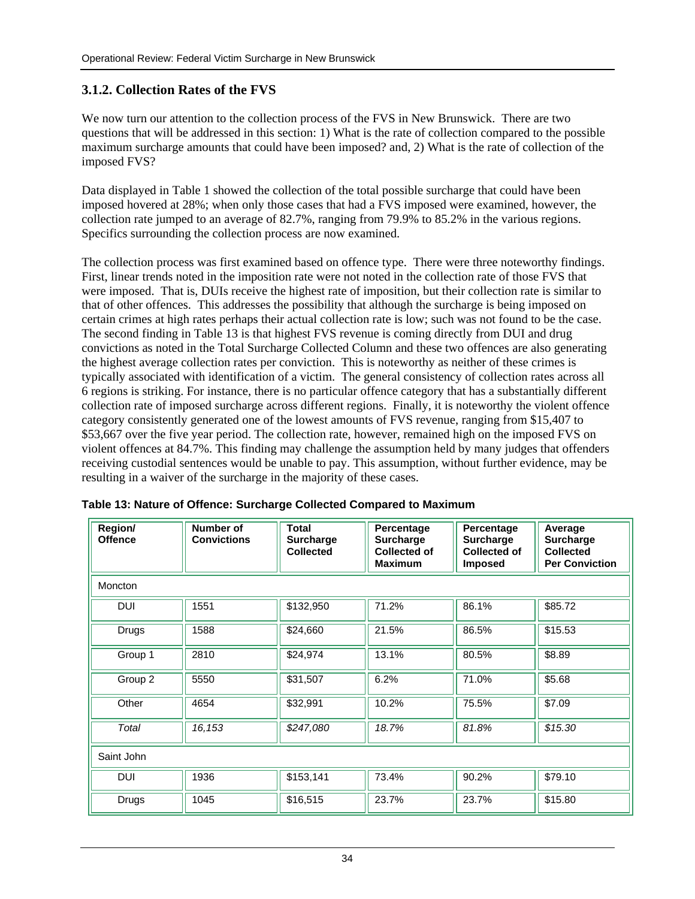### 3.1.2. Collection Rates of the FVS

We now turn our attention to the collection process of the FVS in New Brunswick. There are two questions that will be addressed in this section: 1) What is the rate of collection compared to the possible maximum surcharge amounts that could have been imposed? and, 2) What is the rate of collection of the imposed FVS?

Data displayed in Table 1 showed the collection of the total possible surcharge that could have been imposed hovered at 28%; when only those cases that had a FVS imposed were examined, however, the collection rate jumped to an average of 82.7%, ranging from 79.9% to 85.2% in the various regions. Specifics surrounding the collection process are now examined.

The collection process was first examined based on offence type. There were three noteworthy findings. First, linear trends noted in the imposition rate were not noted in the collection rate of those FVS that were imposed. That is, DUIs receive the highest rate of imposition, but their collection rate is similar to that of other offences. This addresses the possibility that although the surcharge is being imposed on certain crimes at high rates perhaps their actual collection rate is low; such was not found to be the case. The second finding in Table 13 is that highest FVS revenue is coming directly from DUI and drug convictions as noted in the Total Surcharge Collected Column and these two offences are also generating the highest average collection rates per conviction. This is noteworthy as neither of these crimes is typically associated with identification of a victim. The general consistency of collection rates across all 6 regions is striking. For instance, there is no particular offence category that has a substantially different collection rate of imposed surcharge across different regions. Finally, it is noteworthy the violent offence category consistently generated one of the lowest amounts of FVS revenue, ranging from $15,407 to $53,667 over the five year period. The collection rate, however, remained high on the imposed FVS on violent offences at 84.7%. This finding may challenge the assumption held by many judges that offenders receiving custodial sentences would be unable to pay. This assumption, without further evidence, may be resulting in a waiver of the surcharge in the majority of these cases.

**Table 13: Nature of Offence: Surcharge Collected Compared to Maximum**

| Region/ Offence | Number of Convictions | Total Surcharge Collected | Percentage Surcharge Collected of Maximum | Percentage Surcharge Collected of Imposed | Average Surcharge Collected Per Conviction |
|---|---|---|---|---|---|
| Moncton | | | | | |
| DUI | 1551 | $132,950 | 71.2% | 86.1% | $85.72 |
| Drugs | 1588 | $24,660 | 21.5% | 86.5% | $15.53 |
| Group 1 | 2810 | $24,974 | 13.1% | 80.5% | $8.89 |
| Group 2 | 5550 | $31,507 | 6.2% | 71.0% | $5.68 |
| Other | 4654 | $32,991 | 10.2% | 75.5% | $7.09 |
| *Total* | *16,153* | *$247,080* | *18.7%* | *81.8%* | *$15.30* |
| Saint John | | | | | |
| DUI | 1936 | $153,141 | 73.4% | 90.2% | $79.10 |
| Drugs | 1045 | $16,515 | 23.7% | 23.7% | $15.80 |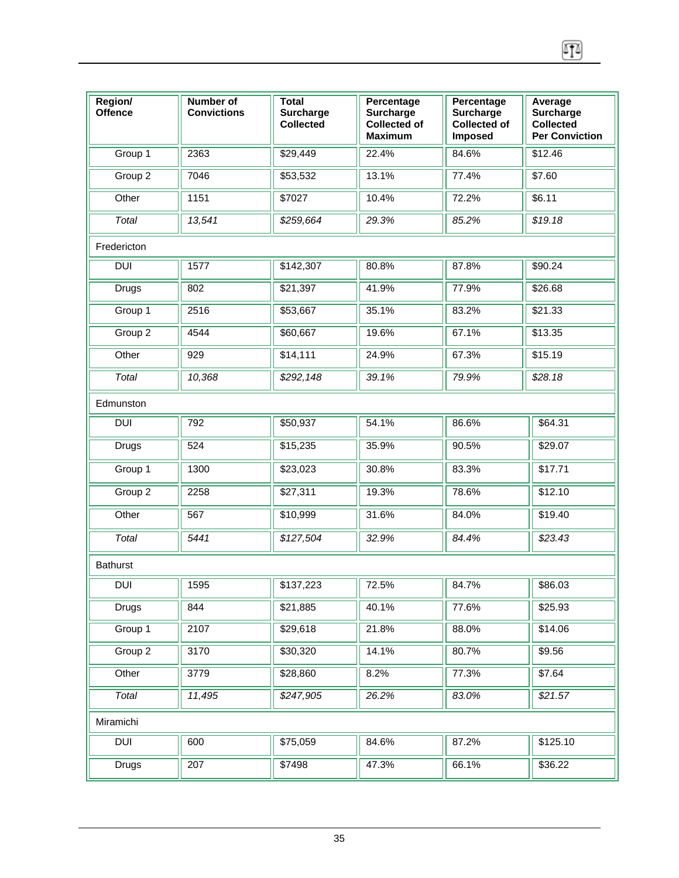| Region/ Offence | Number of Convictions | Total Surcharge Collected | Percentage Surcharge Collected of Maximum | Percentage Surcharge Collected of Imposed | Average Surcharge Collected Per Conviction |
|---|---|---|---|---|---|
| Group 1 | 2363 | $29,449 | 22.4% | 84.6% | $12.46 |
| Group 2 | 7046 | $53,532 | 13.1% | 77.4% | $7.60 |
| Other | 1151 | $7027 | 10.4% | 72.2% | $6.11 |
| *Total* | *13,541* | *$259,664* | *29.3%* | *85.2%* | *$19.18* |
| Fredericton | | | | | |
| DUI | 1577 | $142,307 | 80.8% | 87.8% | $90.24 |
| Drugs | 802 | $21,397 | 41.9% | 77.9% | $26.68 |
| Group 1 | 2516 | $53,667 | 35.1% | 83.2% | $21.33 |
| Group 2 | 4544 | $60,667 | 19.6% | 67.1% | $13.35 |
| Other | 929 | $14,111 | 24.9% | 67.3% | $15.19 |
| *Total* | *10,368* | *$292,148* | *39.1%* | *79.9%* | *$28.18* |
| Edmunston | | | | | |
| DUI | 792 | $50,937 | 54.1% | 86.6% | $64.31 |
| Drugs | 524 | $15,235 | 35.9% | 90.5% | $29.07 |
| Group 1 | 1300 | $23,023 | 30.8% | 83.3% | $17.71 |
| Group 2 | 2258 | $27,311 | 19.3% | 78.6% | $12.10 |
| Other | 567 | $10,999 | 31.6% | 84.0% | $19.40 |
| *Total* | *5441* | *$127,504* | *32.9%* | *84.4%* | *$23.43* |
| Bathurst | | | | | |
| DUI | 1595 | $137,223 | 72.5% | 84.7% | $86.03 |
| Drugs | 844 | $21,885 | 40.1% | 77.6% | $25.93 |
| Group 1 | 2107 | $29,618 | 21.8% | 88.0% | $14.06 |
| Group 2 | 3170 | $30,320 | 14.1% | 80.7% | $9.56 |
| Other | 3779 | $28,860 | 8.2% | 77.3% | $7.64 |
| *Total* | *11,495* | *$247,905* | *26.2%* | *83.0%* | *$21.57* |
| Miramichi | | | | | |
| DUI | 600 | $75,059 | 84.6% | 87.2% | $125.10 |
| Drugs | 207 | $7498 | 47.3% | 66.1% | $36.22 |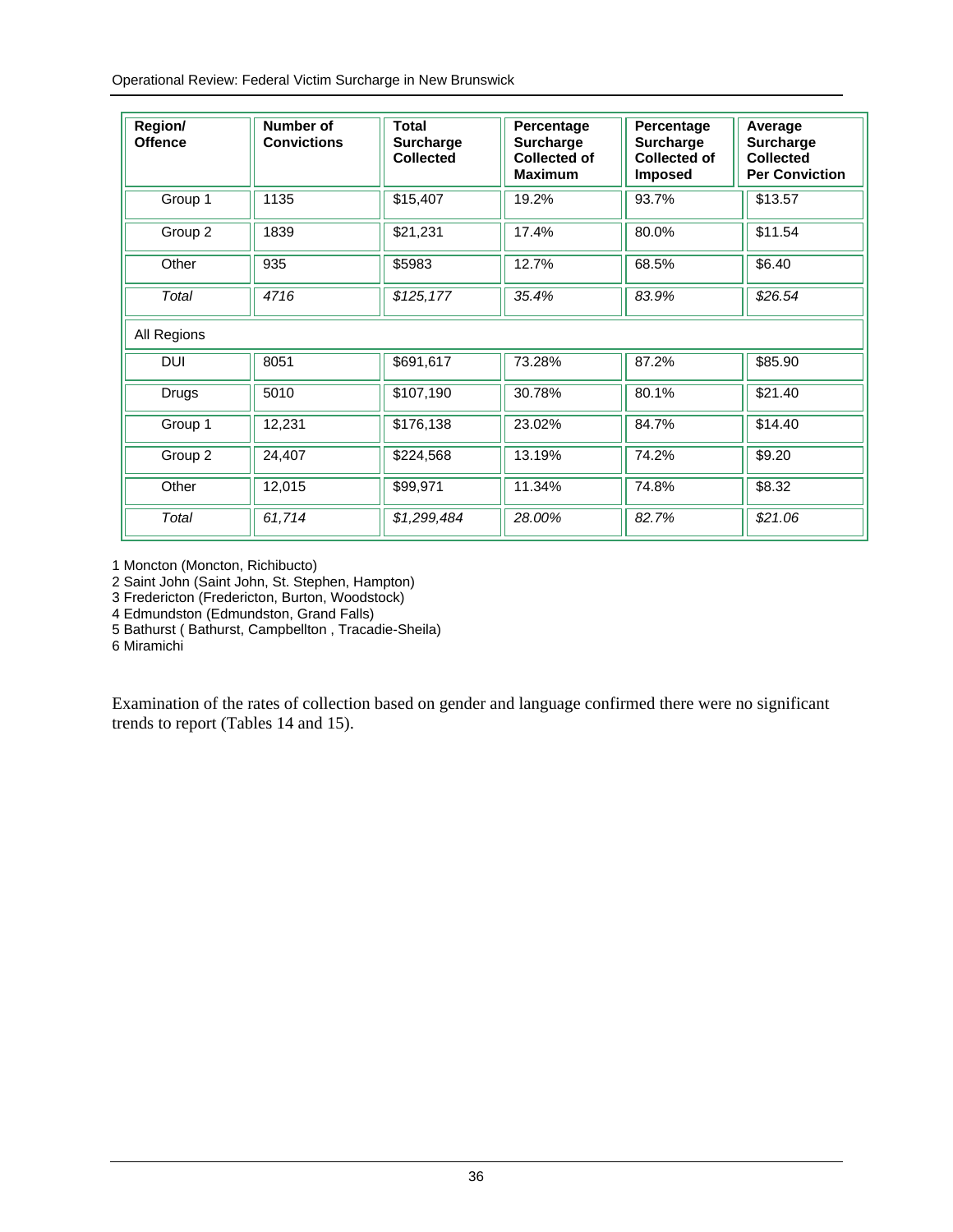| Region/ Offence | Number of Convictions | Total Surcharge Collected | Percentage Surcharge Collected of Maximum | Percentage Surcharge Collected of Imposed | Average Surcharge Collected Per Conviction |
|---|---|---|---|---|---|
| Group 1 | 1135 | $15,407 | 19.2% | 93.7% | $13.57 |
| Group 2 | 1839 | $21,231 | 17.4% | 80.0% | $11.54 |
| Other | 935 | $5983 | 12.7% | 68.5% | $6.40 |
| *Total* | *4716* | *$125,177* | *35.4%* | *83.9%* | *$26.54* |
| All Regions | | | | | |
| DUI | 8051 | $691,617 | 73.28% | 87.2% | $85.90 |
| Drugs | 5010 | $107,190 | 30.78% | 80.1% | $21.40 |
| Group 1 | 12,231 | $176,138 | 23.02% | 84.7% | $14.40 |
| Group 2 | 24,407 | $224,568 | 13.19% | 74.2% | $9.20 |
| Other | 12,015 | $99,971 | 11.34% | 74.8% | $8.32 |
| *Total* | *61,714* | *$1,299,484* | *28.00%* | *82.7%* | *$21.06* |

1 Moncton (Moncton, Richibucto)
2 Saint John (Saint John, St. Stephen, Hampton)
3 Fredericton (Fredericton, Burton, Woodstock)
4 Edmundston (Edmundston, Grand Falls)
5 Bathurst ( Bathurst, Campbellton , Tracadie-Sheila)
6 Miramichi

Examination of the rates of collection based on gender and language confirmed there were no significant trends to report (Tables 14 and 15).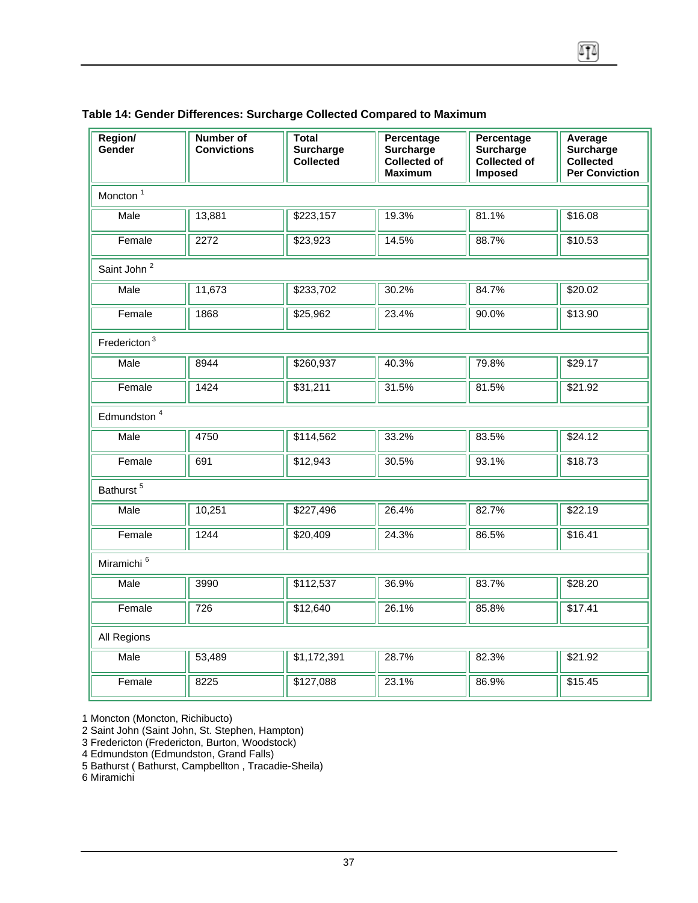**Table 14: Gender Differences: Surcharge Collected Compared to Maximum**

| Region/ Gender | Number of Convictions | Total Surcharge Collected | Percentage Surcharge Collected of Maximum | Percentage Surcharge Collected of Imposed | Average Surcharge Collected Per Conviction |
|---|---|---|---|---|---|
| Moncton [1] | | | | | |
| Male | 13,881 | $223,157 | 19.3% | 81.1% | $16.08 |
| Female | 2272 | $23,923 | 14.5% | 88.7% | $10.53 |
| Saint John [2] | | | | | |
| Male | 11,673 | $233,702 | 30.2% | 84.7% | $20.02 |
| Female | 1868 | $25,962 | 23.4% | 90.0% | $13.90 |
| Fredericton [3] | | | | | |
| Male | 8944 | $260,937 | 40.3% | 79.8% | $29.17 |
| Female | 1424 | $31,211 | 31.5% | 81.5% | $21.92 |
| Edmundston [4] | | | | | |
| Male | 4750 | $114,562 | 33.2% | 83.5% | $24.12 |
| Female | 691 | $12,943 | 30.5% | 93.1% | $18.73 |
| Bathurst [5] | | | | | |
| Male | 10,251 | $227,496 | 26.4% | 82.7% | $22.19 |
| Female | 1244 | $20,409 | 24.3% | 86.5% | $16.41 |
| Miramichi [6] | | | | | |
| Male | 3990 | $112,537 | 36.9% | 83.7% | $28.20 |
| Female | 726 | $12,640 | 26.1% | 85.8% | $17.41 |
| All Regions | | | | | |
| Male | 53,489 | $1,172,391 | 28.7% | 82.3% | $21.92 |
| Female | 8225 | $127,088 | 23.1% | 86.9% | $15.45 |

1 Moncton (Moncton, Richibucto)
2 Saint John (Saint John, St. Stephen, Hampton)
3 Fredericton (Fredericton, Burton, Woodstock)
4 Edmundston (Edmundston, Grand Falls)
5 Bathurst ( Bathurst, Campbellton , Tracadie-Sheila)
6 Miramichi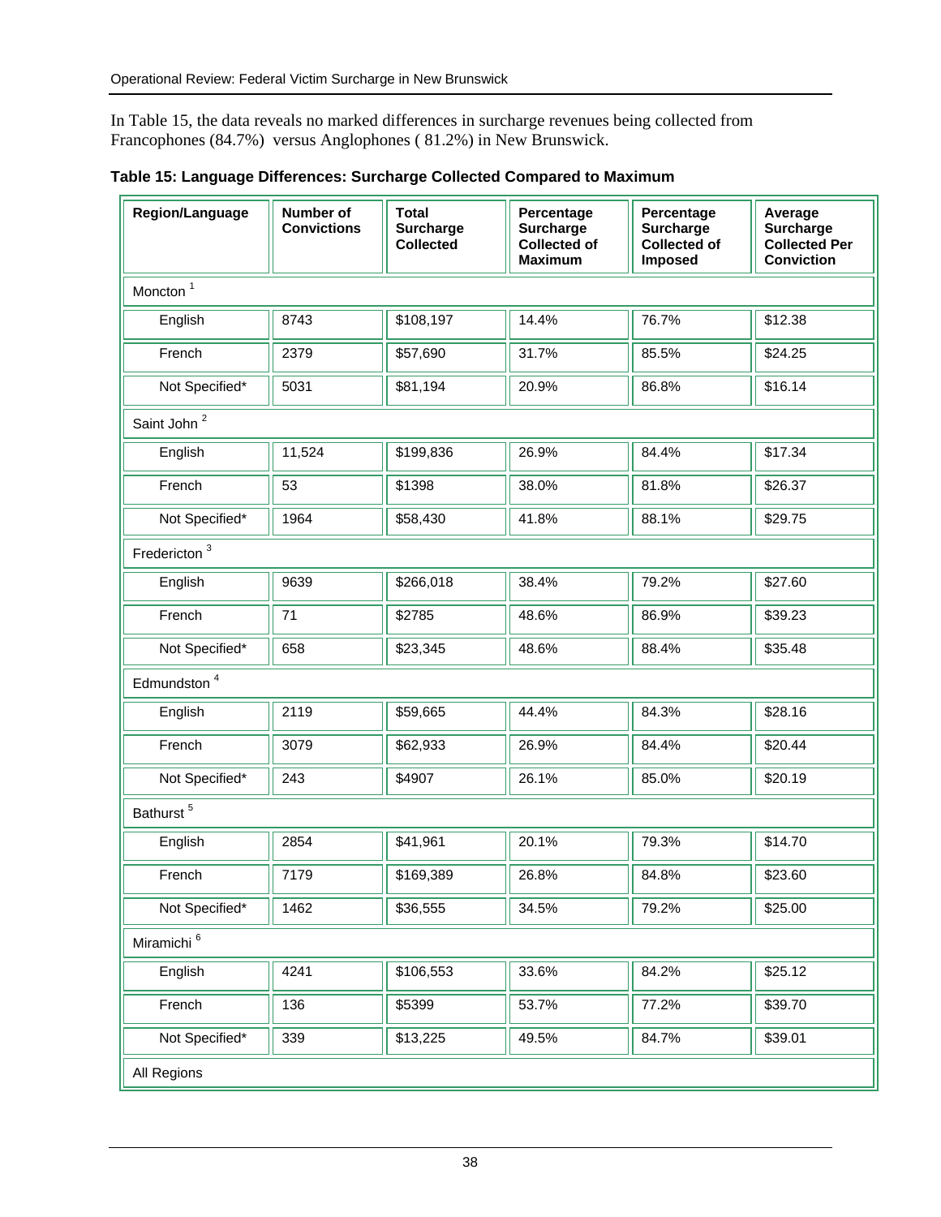In Table 15, the data reveals no marked differences in surcharge revenues being collected from Francophones (84.7%) versus Anglophones ( 81.2%) in New Brunswick.

**Table 15: Language Differences: Surcharge Collected Compared to Maximum**

| Region/Language | Number of Convictions | Total Surcharge Collected | Percentage Surcharge Collected of Maximum | Percentage Surcharge Collected of Imposed | Average Surcharge Collected Per Conviction |
|---|---|---|---|---|---|
| Moncton [1] | | | | | |
| English | 8743 | $108,197 | 14.4% | 76.7% | $12.38 |
| French | 2379 | $57,690 | 31.7% | 85.5% | $24.25 |
| Not Specified* | 5031 | $81,194 | 20.9% | 86.8% | $16.14 |
| Saint John [2] | | | | | |
| English | 11,524 | $199,836 | 26.9% | 84.4% | $17.34 |
| French | 53 | $1398 | 38.0% | 81.8% | $26.37 |
| Not Specified* | 1964 | $58,430 | 41.8% | 88.1% | $29.75 |
| Fredericton [3] | | | | | |
| English | 9639 | $266,018 | 38.4% | 79.2% | $27.60 |
| French | 71 | $2785 | 48.6% | 86.9% | $39.23 |
| Not Specified* | 658 | $23,345 | 48.6% | 88.4% | $35.48 |
| Edmundston [4] | | | | | |
| English | 2119 | $59,665 | 44.4% | 84.3% | $28.16 |
| French | 3079 | $62,933 | 26.9% | 84.4% | $20.44 |
| Not Specified* | 243 | $4907 | 26.1% | 85.0% | $20.19 |
| Bathurst [5] | | | | | |
| English | 2854 | $41,961 | 20.1% | 79.3% | $14.70 |
| French | 7179 | $169,389 | 26.8% | 84.8% | $23.60 |
| Not Specified* | 1462 | $36,555 | 34.5% | 79.2% | $25.00 |
| Miramichi [6] | | | | | |
| English | 4241 | $106,553 | 33.6% | 84.2% | $25.12 |
| French | 136 | $5399 | 53.7% | 77.2% | $39.70 |
| Not Specified* | 339 | $13,225 | 49.5% | 84.7% | $39.01 |
| All Regions | | | | | |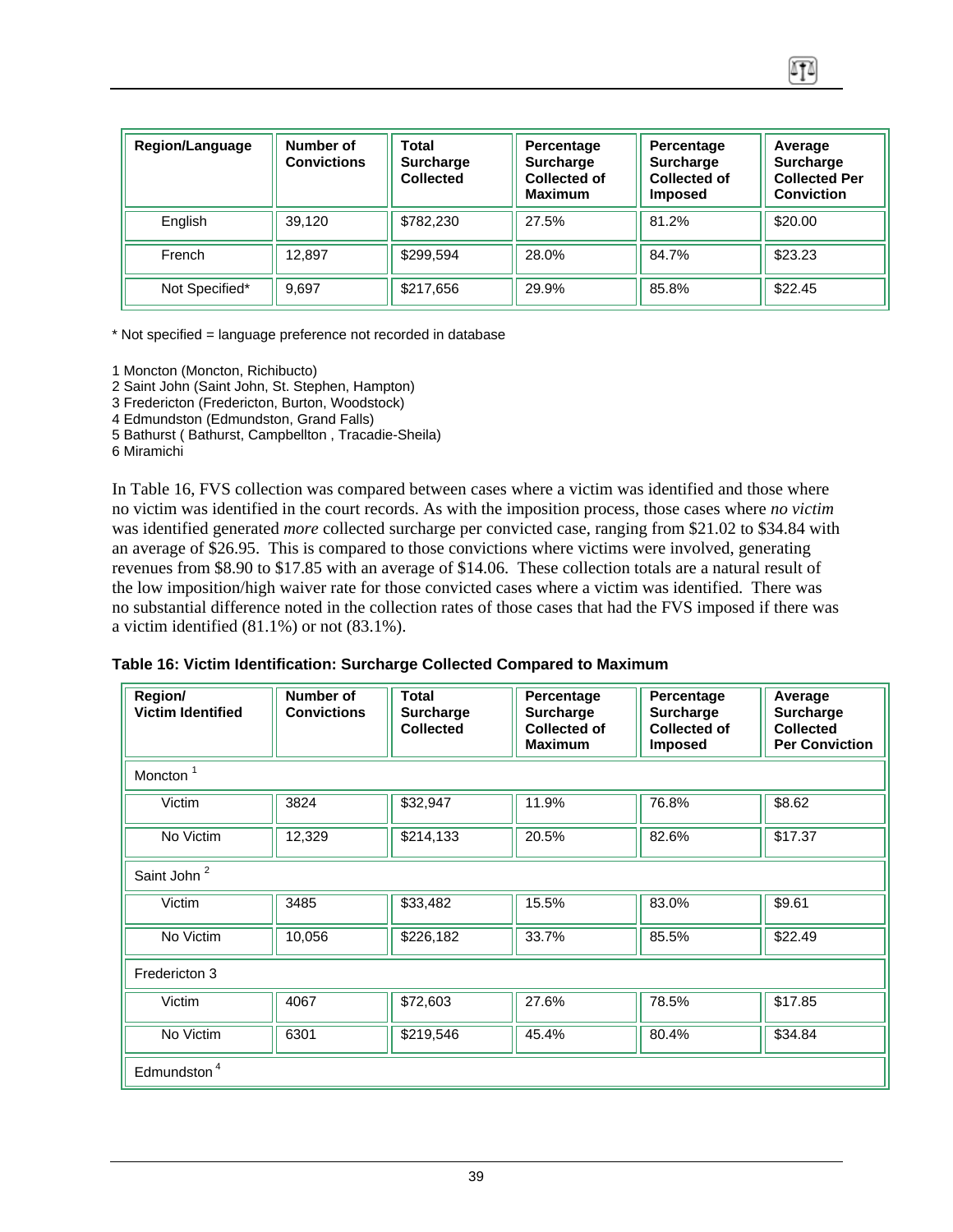| Region/Language | Number of Convictions | Total Surcharge Collected | Percentage Surcharge Collected of Maximum | Percentage Surcharge Collected of Imposed | Average Surcharge Collected Per Conviction |
|---|---|---|---|---|---|
| English | 39,120 | $782,230 | 27.5% | 81.2% | $20.00 |
| French | 12,897 | $299,594 | 28.0% | 84.7% | $23.23 |
| Not Specified* | 9,697 | $217,656 | 29.9% | 85.8% | $22.45 |

* Not specified = language preference not recorded in database

1 Moncton (Moncton, Richibucto)
2 Saint John (Saint John, St. Stephen, Hampton)
3 Fredericton (Fredericton, Burton, Woodstock)
4 Edmundston (Edmundston, Grand Falls)
5 Bathurst ( Bathurst, Campbellton , Tracadie-Sheila)
6 Miramichi

In Table 16, FVS collection was compared between cases where a victim was identified and those where no victim was identified in the court records. As with the imposition process, those cases where *no victim* was identified generated *more* collected surcharge per convicted case, ranging from $21.02 to $34.84 with an average of $26.95. This is compared to those convictions where victims were involved, generating revenues from $8.90 to $17.85 with an average of $14.06. These collection totals are a natural result of the low imposition/high waiver rate for those convicted cases where a victim was identified. There was no substantial difference noted in the collection rates of those cases that had the FVS imposed if there was a victim identified (81.1%) or not (83.1%).

**Table 16: Victim Identification: Surcharge Collected Compared to Maximum**

| Region/ Victim Identified | Number of Convictions | Total Surcharge Collected | Percentage Surcharge Collected of Maximum | Percentage Surcharge Collected of Imposed | Average Surcharge Collected Per Conviction |
|---|---|---|---|---|---|
| Moncton [1] | | | | | |
| Victim | 3824 | $32,947 | 11.9% | 76.8% | $8.62 |
| No Victim | 12,329 | $214,133 | 20.5% | 82.6% | $17.37 |
| Saint John [2] | | | | | |
| Victim | 3485 | $33,482 | 15.5% | 83.0% | $9.61 |
| No Victim | 10,056 | $226,182 | 33.7% | 85.5% | $22.49 |
| Fredericton 3 | | | | | |
| Victim | 4067 | $72,603 | 27.6% | 78.5% | $17.85 |
| No Victim | 6301 | $219,546 | 45.4% | 80.4% | $34.84 |
| Edmundston [4] | | | | | |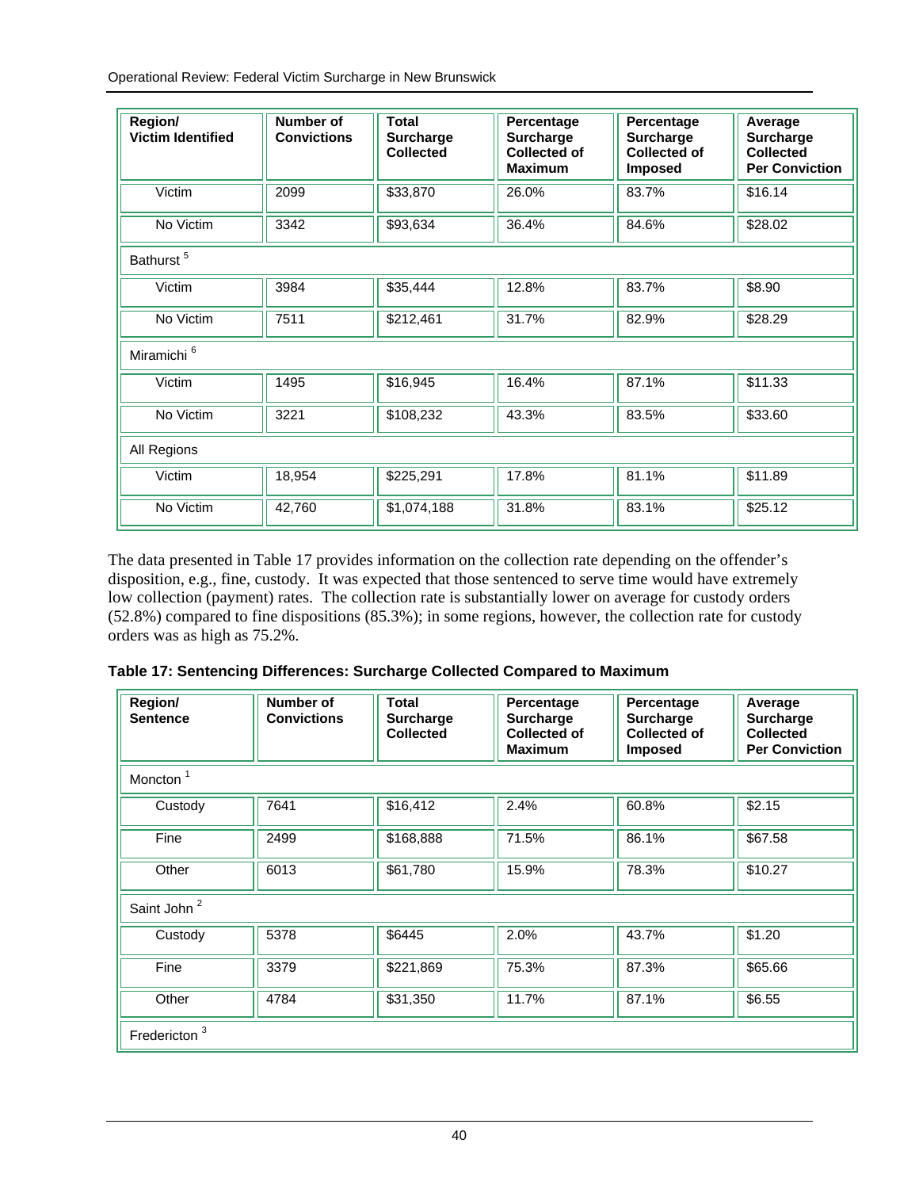| Region/ Victim Identified | Number of Convictions | Total Surcharge Collected | Percentage Surcharge Collected of Maximum | Percentage Surcharge Collected of Imposed | Average Surcharge Collected Per Conviction |
|---|---|---|---|---|---|
| Victim | 2099 | $33,870 | 26.0% | 83.7% | $16.14 |
| No Victim | 3342 | $93,634 | 36.4% | 84.6% | $28.02 |
| Bathurst [5] | | | | | |
| Victim | 3984 | $35,444 | 12.8% | 83.7% | $8.90 |
| No Victim | 7511 | $212,461 | 31.7% | 82.9% | $28.29 |
| Miramichi [6] | | | | | |
| Victim | 1495 | $16,945 | 16.4% | 87.1% | $11.33 |
| No Victim | 3221 | $108,232 | 43.3% | 83.5% | $33.60 |
| All Regions | | | | | |
| Victim | 18,954 | $225,291 | 17.8% | 81.1% | $11.89 |
| No Victim | 42,760 | $1,074,188 | 31.8% | 83.1% | $25.12 |

The data presented in Table 17 provides information on the collection rate depending on the offender's disposition, e.g., fine, custody. It was expected that those sentenced to serve time would have extremely low collection (payment) rates. The collection rate is substantially lower on average for custody orders (52.8%) compared to fine dispositions (85.3%); in some regions, however, the collection rate for custody orders was as high as 75.2%.

**Table 17: Sentencing Differences: Surcharge Collected Compared to Maximum**

| Region/ Sentence | Number of Convictions | Total Surcharge Collected | Percentage Surcharge Collected of Maximum | Percentage Surcharge Collected of Imposed | Average Surcharge Collected Per Conviction |
|---|---|---|---|---|---|
| Moncton [1] | | | | | |
| Custody | 7641 | $16,412 | 2.4% | 60.8% | $2.15 |
| Fine | 2499 | $168,888 | 71.5% | 86.1% | $67.58 |
| Other | 6013 | $61,780 | 15.9% | 78.3% | $10.27 |
| Saint John [2] | | | | | |
| Custody | 5378 | $6445 | 2.0% | 43.7% | $1.20 |
| Fine | 3379 | $221,869 | 75.3% | 87.3% | $65.66 |
| Other | 4784 | $31,350 | 11.7% | 87.1% | $6.55 |
| Fredericton [3] | | | | | |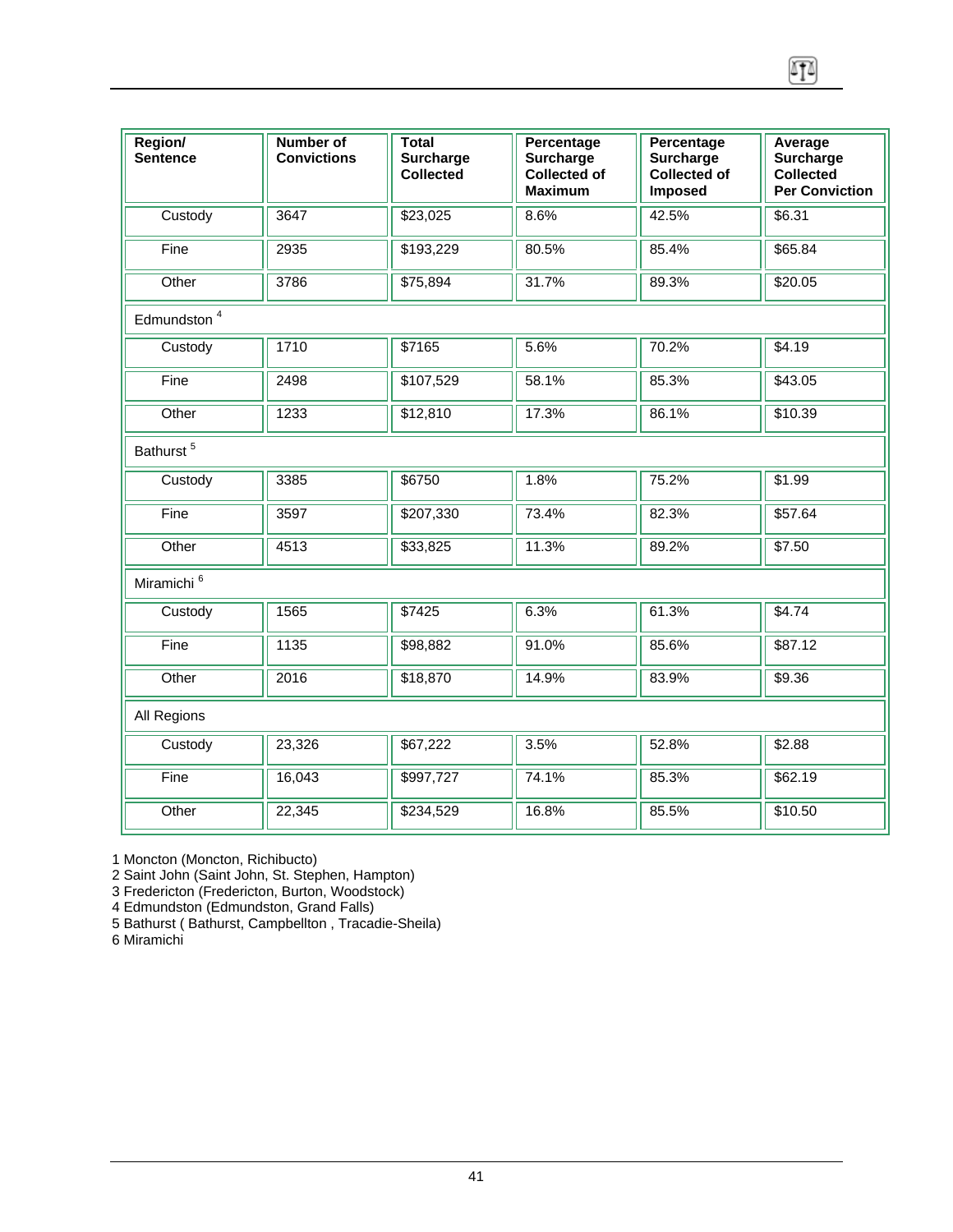| Region/ Sentence | Number of Convictions | Total Surcharge Collected | Percentage Surcharge Collected of Maximum | Percentage Surcharge Collected of Imposed | Average Surcharge Collected Per Conviction |
|---|---|---|---|---|---|
| Custody | 3647 | $23,025 | 8.6% | 42.5% | $6.31 |
| Fine | 2935 | $193,229 | 80.5% | 85.4% | $65.84 |
| Other | 3786 | $75,894 | 31.7% | 89.3% | $20.05 |
| Edmundston [4] | | | | | |
| Custody | 1710 | $7165 | 5.6% | 70.2% | $4.19 |
| Fine | 2498 | $107,529 | 58.1% | 85.3% | $43.05 |
| Other | 1233 | $12,810 | 17.3% | 86.1% | $10.39 |
| Bathurst [5] | | | | | |
| Custody | 3385 | $6750 | 1.8% | 75.2% | $1.99 |
| Fine | 3597 | $207,330 | 73.4% | 82.3% | $57.64 |
| Other | 4513 | $33,825 | 11.3% | 89.2% | $7.50 |
| Miramichi [6] | | | | | |
| Custody | 1565 | $7425 | 6.3% | 61.3% | $4.74 |
| Fine | 1135 | $98,882 | 91.0% | 85.6% | $87.12 |
| Other | 2016 | $18,870 | 14.9% | 83.9% | $9.36 |
| All Regions | | | | | |
| Custody | 23,326 | $67,222 | 3.5% | 52.8% | $2.88 |
| Fine | 16,043 | $997,727 | 74.1% | 85.3% | $62.19 |
| Other | 22,345 | $234,529 | 16.8% | 85.5% | $10.50 |

1 Moncton (Moncton, Richibucto)
2 Saint John (Saint John, St. Stephen, Hampton)
3 Fredericton (Fredericton, Burton, Woodstock)
4 Edmundston (Edmundston, Grand Falls)
5 Bathurst ( Bathurst, Campbellton , Tracadie-Sheila)
6 Miramichi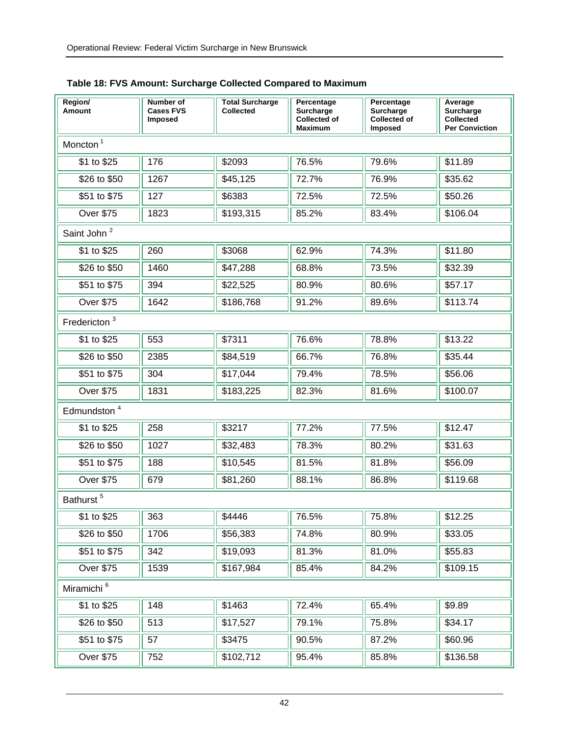**Table 18: FVS Amount: Surcharge Collected Compared to Maximum**

| Region/ Amount | Number of Cases FVS Imposed | Total Surcharge Collected | Percentage Surcharge Collected of Maximum | Percentage Surcharge Collected of Imposed | Average Surcharge Collected Per Conviction |
|---|---|---|---|---|---|
| Moncton [1] | | | | | |
| $1 to $25 | 176 | $2093 | 76.5% | 79.6% | $11.89 |
| $26 to $50 | 1267 | $45,125 | 72.7% | 76.9% | $35.62 |
| $51 to $75 | 127 | $6383 | 72.5% | 72.5% | $50.26 |
| Over $75 | 1823 | $193,315 | 85.2% | 83.4% | $106.04 |
| Saint John [2] | | | | | |
| $1 to $25 | 260 | $3068 | 62.9% | 74.3% | $11.80 |
| $26 to $50 | 1460 | $47,288 | 68.8% | 73.5% | $32.39 |
| $51 to $75 | 394 | $22,525 | 80.9% | 80.6% | $57.17 |
| Over $75 | 1642 | $186,768 | 91.2% | 89.6% | $113.74 |
| Fredericton [3] | | | | | |
| $1 to $25 | 553 | $7311 | 76.6% | 78.8% | $13.22 |
| $26 to $50 | 2385 | $84,519 | 66.7% | 76.8% | $35.44 |
| $51 to $75 | 304 | $17,044 | 79.4% | 78.5% | $56.06 |
| Over $75 | 1831 | $183,225 | 82.3% | 81.6% | $100.07 |
| Edmundston [4] | | | | | |
| $1 to $25 | 258 | $3217 | 77.2% | 77.5% | $12.47 |
| $26 to $50 | 1027 | $32,483 | 78.3% | 80.2% | $31.63 |
| $51 to $75 | 188 | $10,545 | 81.5% | 81.8% | $56.09 |
| Over $75 | 679 | $81,260 | 88.1% | 86.8% | $119.68 |
| Bathurst [5] | | | | | |
| $1 to $25 | 363 | $4446 | 76.5% | 75.8% | $12.25 |
| $26 to $50 | 1706 | $56,383 | 74.8% | 80.9% | $33.05 |
| $51 to $75 | 342 | $19,093 | 81.3% | 81.0% | $55.83 |
| Over $75 | 1539 | $167,984 | 85.4% | 84.2% | $109.15 |
| Miramichi [6] | | | | | |
| $1 to $25 | 148 | $1463 | 72.4% | 65.4% | $9.89 |
| $26 to $50 | 513 | $17,527 | 79.1% | 75.8% | $34.17 |
| $51 to $75 | 57 | $3475 | 90.5% | 87.2% | $60.96 |
| Over $75 | 752 | $102,712 | 95.4% | 85.8% | $136.58 |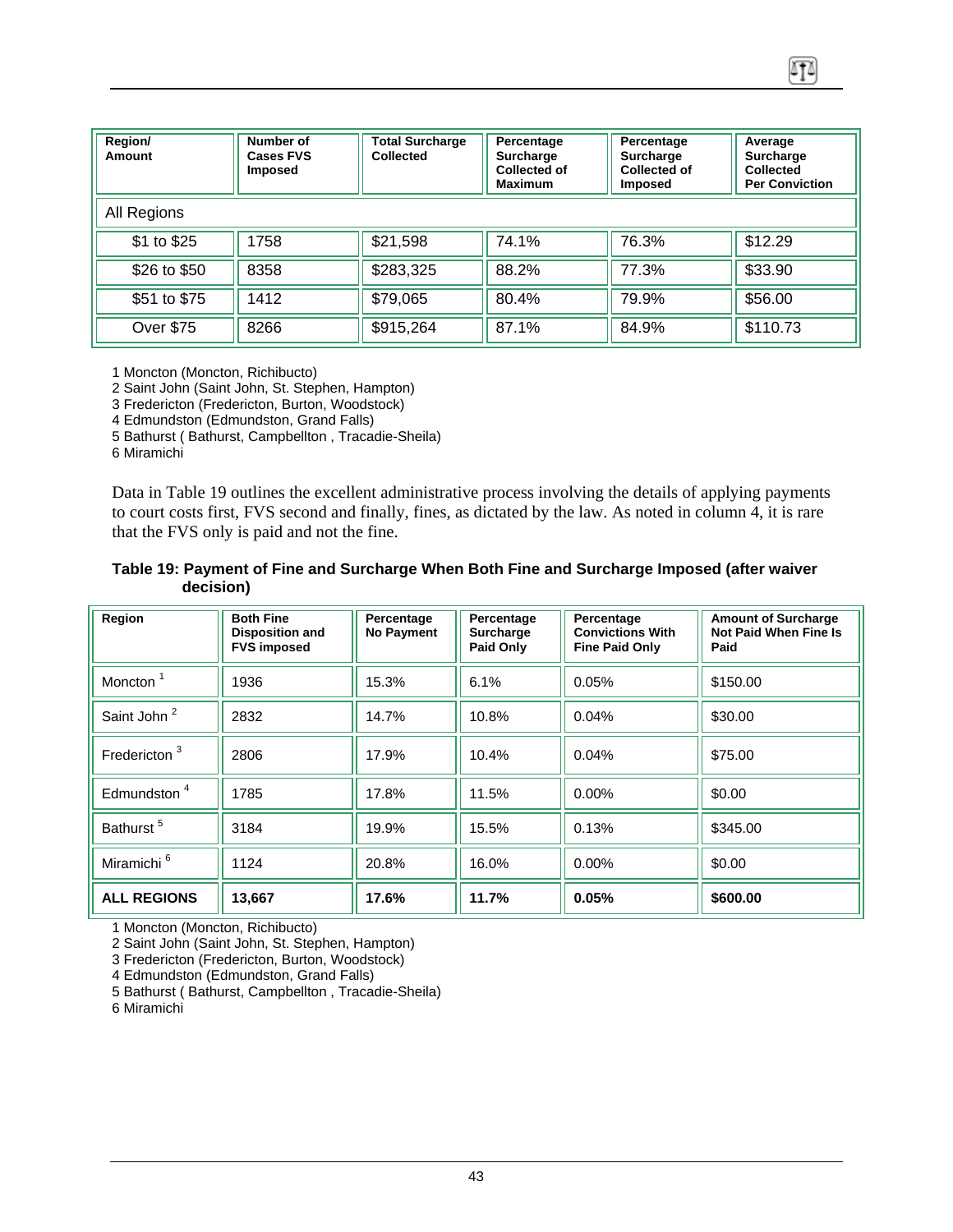| Region/ Amount | Number of Cases FVS Imposed | Total Surcharge Collected | Percentage Surcharge Collected of Maximum | Percentage Surcharge Collected of Imposed | Average Surcharge Collected Per Conviction |
|---|---|---|---|---|---|
| All Regions | | | | | |
| $1 to $25 | 1758 | $21,598 | 74.1% | 76.3% | $12.29 |
| $26 to $50 | 8358 | $283,325 | 88.2% | 77.3% | $33.90 |
| $51 to $75 | 1412 | $79,065 | 80.4% | 79.9% | $56.00 |
| Over $75 | 8266 | $915,264 | 87.1% | 84.9% | $110.73 |

1 Moncton (Moncton, Richibucto)
2 Saint John (Saint John, St. Stephen, Hampton)
3 Fredericton (Fredericton, Burton, Woodstock)
4 Edmundston (Edmundston, Grand Falls)
5 Bathurst ( Bathurst, Campbellton , Tracadie-Sheila)
6 Miramichi

Data in Table 19 outlines the excellent administrative process involving the details of applying payments to court costs first, FVS second and finally, fines, as dictated by the law. As noted in column 4, it is rare that the FVS only is paid and not the fine.

**Table 19: Payment of Fine and Surcharge When Both Fine and Surcharge Imposed (after waiver decision)**

| Region | Both Fine Disposition and FVS imposed | Percentage No Payment | Percentage Surcharge Paid Only | Percentage Convictions With Fine Paid Only | Amount of Surcharge Not Paid When Fine Is Paid |
|---|---|---|---|---|---|
| Moncton [1] | 1936 | 15.3% | 6.1% | 0.05% | $150.00 |
| Saint John [2] | 2832 | 14.7% | 10.8% | 0.04% | $30.00 |
| Fredericton [3] | 2806 | 17.9% | 10.4% | 0.04% | $75.00 |
| Edmundston [4] | 1785 | 17.8% | 11.5% | 0.00% | $0.00 |
| Bathurst [5] | 3184 | 19.9% | 15.5% | 0.13% | $345.00 |
| Miramichi [6] | 1124 | 20.8% | 16.0% | 0.00% | $0.00 |
| **ALL REGIONS** | **13,667** | **17.6%** | **11.7%** | **0.05%** | **$600.00** |

1 Moncton (Moncton, Richibucto)
2 Saint John (Saint John, St. Stephen, Hampton)
3 Fredericton (Fredericton, Burton, Woodstock)
4 Edmundston (Edmundston, Grand Falls)
5 Bathurst ( Bathurst, Campbellton , Tracadie-Sheila)
6 Miramichi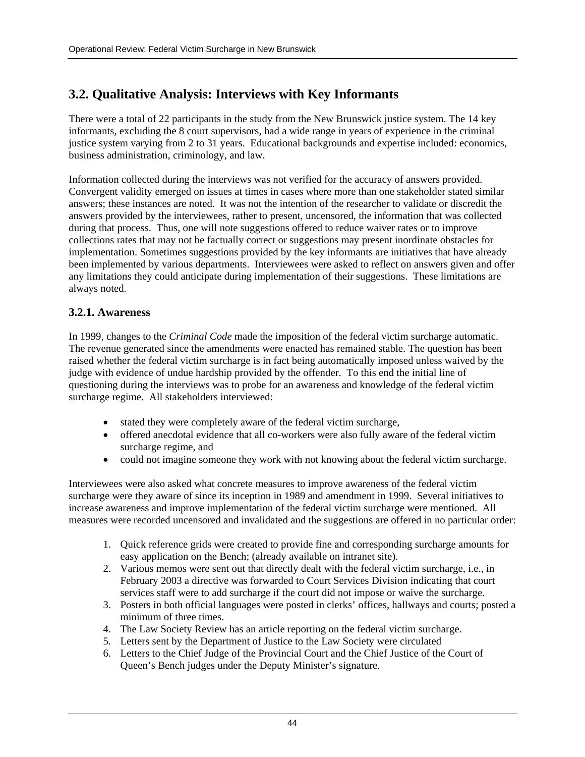## 3.2. Qualitative Analysis: Interviews with Key Informants

There were a total of 22 participants in the study from the New Brunswick justice system. The 14 key informants, excluding the 8 court supervisors, had a wide range in years of experience in the criminal justice system varying from 2 to 31 years. Educational backgrounds and expertise included: economics, business administration, criminology, and law.

Information collected during the interviews was not verified for the accuracy of answers provided. Convergent validity emerged on issues at times in cases where more than one stakeholder stated similar answers; these instances are noted. It was not the intention of the researcher to validate or discredit the answers provided by the interviewees, rather to present, uncensored, the information that was collected during that process. Thus, one will note suggestions offered to reduce waiver rates or to improve collections rates that may not be factually correct or suggestions may present inordinate obstacles for implementation. Sometimes suggestions provided by the key informants are initiatives that have already been implemented by various departments. Interviewees were asked to reflect on answers given and offer any limitations they could anticipate during implementation of their suggestions. These limitations are always noted.

### 3.2.1. Awareness

In 1999, changes to the *Criminal Code* made the imposition of the federal victim surcharge automatic. The revenue generated since the amendments were enacted has remained stable. The question has been raised whether the federal victim surcharge is in fact being automatically imposed unless waived by the judge with evidence of undue hardship provided by the offender. To this end the initial line of questioning during the interviews was to probe for an awareness and knowledge of the federal victim surcharge regime. All stakeholders interviewed:

- stated they were completely aware of the federal victim surcharge,
- offered anecdotal evidence that all co-workers were also fully aware of the federal victim surcharge regime, and
- could not imagine someone they work with not knowing about the federal victim surcharge.

Interviewees were also asked what concrete measures to improve awareness of the federal victim surcharge were they aware of since its inception in 1989 and amendment in 1999. Several initiatives to increase awareness and improve implementation of the federal victim surcharge were mentioned. All measures were recorded uncensored and invalidated and the suggestions are offered in no particular order:

1. Quick reference grids were created to provide fine and corresponding surcharge amounts for easy application on the Bench; (already available on intranet site).
2. Various memos were sent out that directly dealt with the federal victim surcharge, i.e., in February 2003 a directive was forwarded to Court Services Division indicating that court services staff were to add surcharge if the court did not impose or waive the surcharge.
3. Posters in both official languages were posted in clerks' offices, hallways and courts; posted a minimum of three times.
4. The Law Society Review has an article reporting on the federal victim surcharge.
5. Letters sent by the Department of Justice to the Law Society were circulated
6. Letters to the Chief Judge of the Provincial Court and the Chief Justice of the Court of Queen's Bench judges under the Deputy Minister's signature.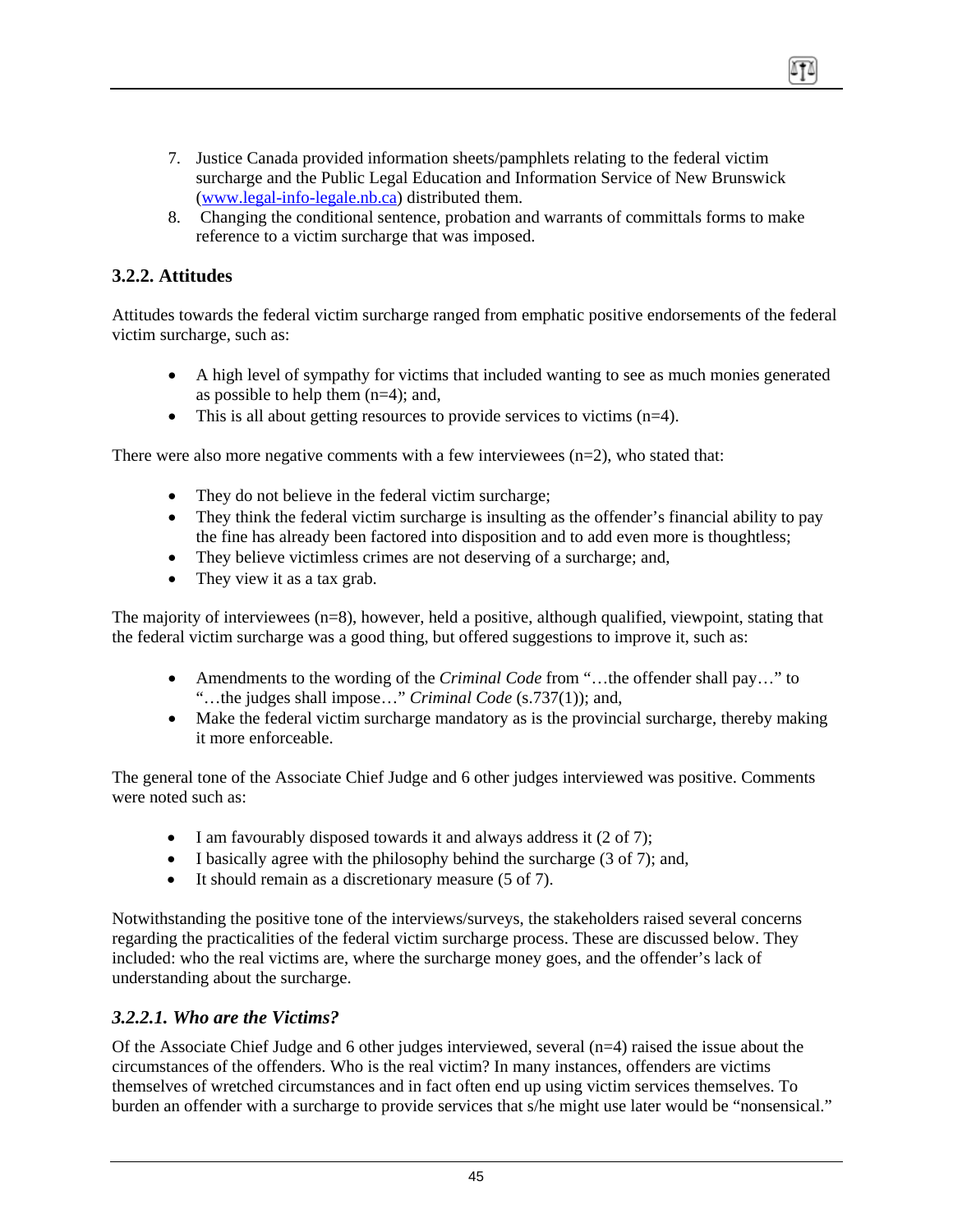7. Justice Canada provided information sheets/pamphlets relating to the federal victim surcharge and the Public Legal Education and Information Service of New Brunswick (www.legal-info-legale.nb.ca) distributed them.
8. Changing the conditional sentence, probation and warrants of committals forms to make reference to a victim surcharge that was imposed.

### 3.2.2. Attitudes

Attitudes towards the federal victim surcharge ranged from emphatic positive endorsements of the federal victim surcharge, such as:

- A high level of sympathy for victims that included wanting to see as much monies generated as possible to help them (n=4); and,
- This is all about getting resources to provide services to victims (n=4).

There were also more negative comments with a few interviewees (n=2), who stated that:

- They do not believe in the federal victim surcharge;
- They think the federal victim surcharge is insulting as the offender's financial ability to pay the fine has already been factored into disposition and to add even more is thoughtless;
- They believe victimless crimes are not deserving of a surcharge; and,
- They view it as a tax grab.

The majority of interviewees (n=8), however, held a positive, although qualified, viewpoint, stating that the federal victim surcharge was a good thing, but offered suggestions to improve it, such as:

- Amendments to the wording of the *Criminal Code* from "…the offender shall pay…" to "…the judges shall impose…" *Criminal Code* (s.737(1)); and,
- Make the federal victim surcharge mandatory as is the provincial surcharge, thereby making it more enforceable.

The general tone of the Associate Chief Judge and 6 other judges interviewed was positive. Comments were noted such as:

- I am favourably disposed towards it and always address it (2 of 7);
- I basically agree with the philosophy behind the surcharge (3 of 7); and,
- It should remain as a discretionary measure (5 of 7).

Notwithstanding the positive tone of the interviews/surveys, the stakeholders raised several concerns regarding the practicalities of the federal victim surcharge process. These are discussed below. They included: who the real victims are, where the surcharge money goes, and the offender's lack of understanding about the surcharge.

#### *3.2.2.1. Who are the Victims?*

Of the Associate Chief Judge and 6 other judges interviewed, several (n=4) raised the issue about the circumstances of the offenders. Who is the real victim? In many instances, offenders are victims themselves of wretched circumstances and in fact often end up using victim services themselves. To burden an offender with a surcharge to provide services that s/he might use later would be "nonsensical."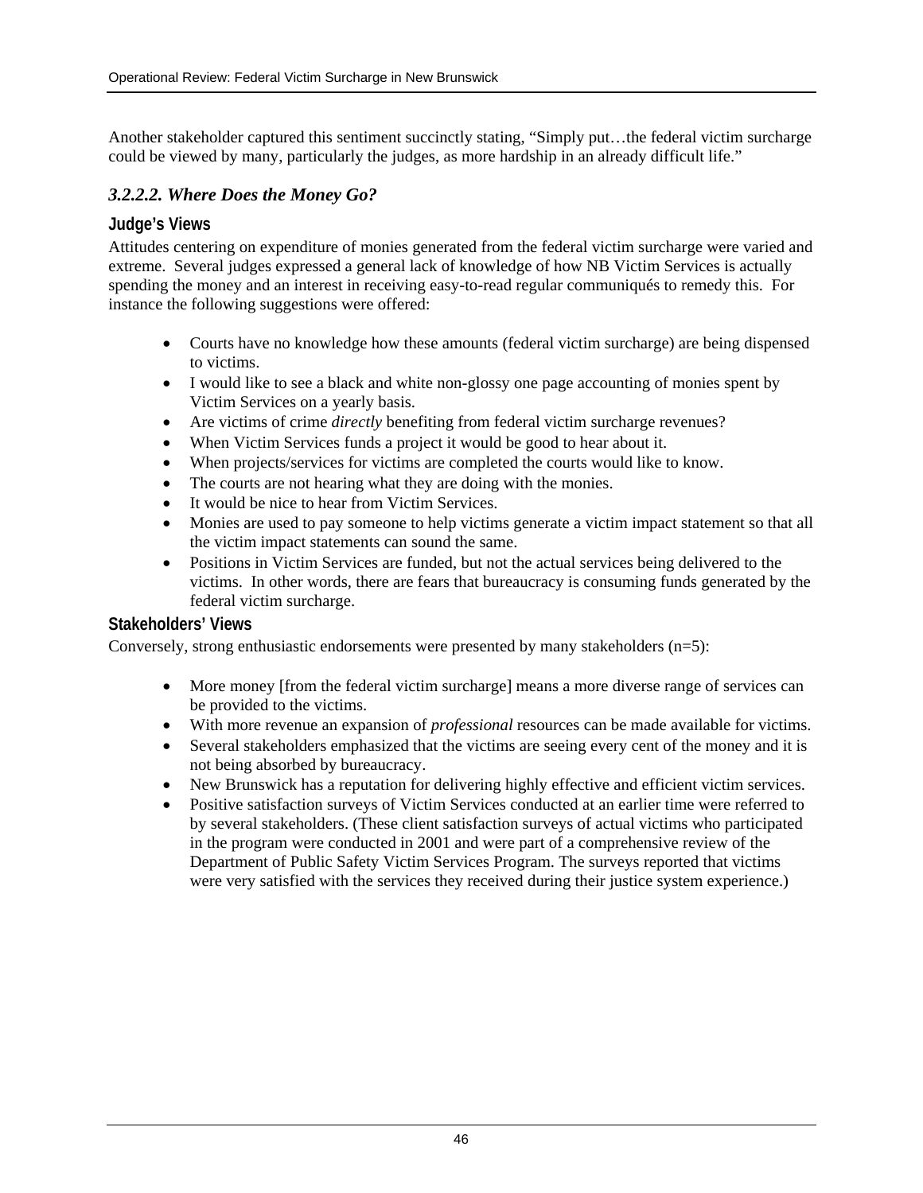Another stakeholder captured this sentiment succinctly stating, "Simply put…the federal victim surcharge could be viewed by many, particularly the judges, as more hardship in an already difficult life."

### *3.2.2.2. Where Does the Money Go?*

#### Judge's Views

Attitudes centering on expenditure of monies generated from the federal victim surcharge were varied and extreme. Several judges expressed a general lack of knowledge of how NB Victim Services is actually spending the money and an interest in receiving easy-to-read regular communiqués to remedy this. For instance the following suggestions were offered:

- Courts have no knowledge how these amounts (federal victim surcharge) are being dispensed to victims.
- I would like to see a black and white non-glossy one page accounting of monies spent by Victim Services on a yearly basis.
- Are victims of crime *directly* benefiting from federal victim surcharge revenues?
- When Victim Services funds a project it would be good to hear about it.
- When projects/services for victims are completed the courts would like to know.
- The courts are not hearing what they are doing with the monies.
- It would be nice to hear from Victim Services.
- Monies are used to pay someone to help victims generate a victim impact statement so that all the victim impact statements can sound the same.
- Positions in Victim Services are funded, but not the actual services being delivered to the victims. In other words, there are fears that bureaucracy is consuming funds generated by the federal victim surcharge.

#### Stakeholders' Views

Conversely, strong enthusiastic endorsements were presented by many stakeholders (n=5):

- More money [from the federal victim surcharge] means a more diverse range of services can be provided to the victims.
- With more revenue an expansion of *professional* resources can be made available for victims.
- Several stakeholders emphasized that the victims are seeing every cent of the money and it is not being absorbed by bureaucracy.
- New Brunswick has a reputation for delivering highly effective and efficient victim services.
- Positive satisfaction surveys of Victim Services conducted at an earlier time were referred to by several stakeholders. (These client satisfaction surveys of actual victims who participated in the program were conducted in 2001 and were part of a comprehensive review of the Department of Public Safety Victim Services Program. The surveys reported that victims were very satisfied with the services they received during their justice system experience.)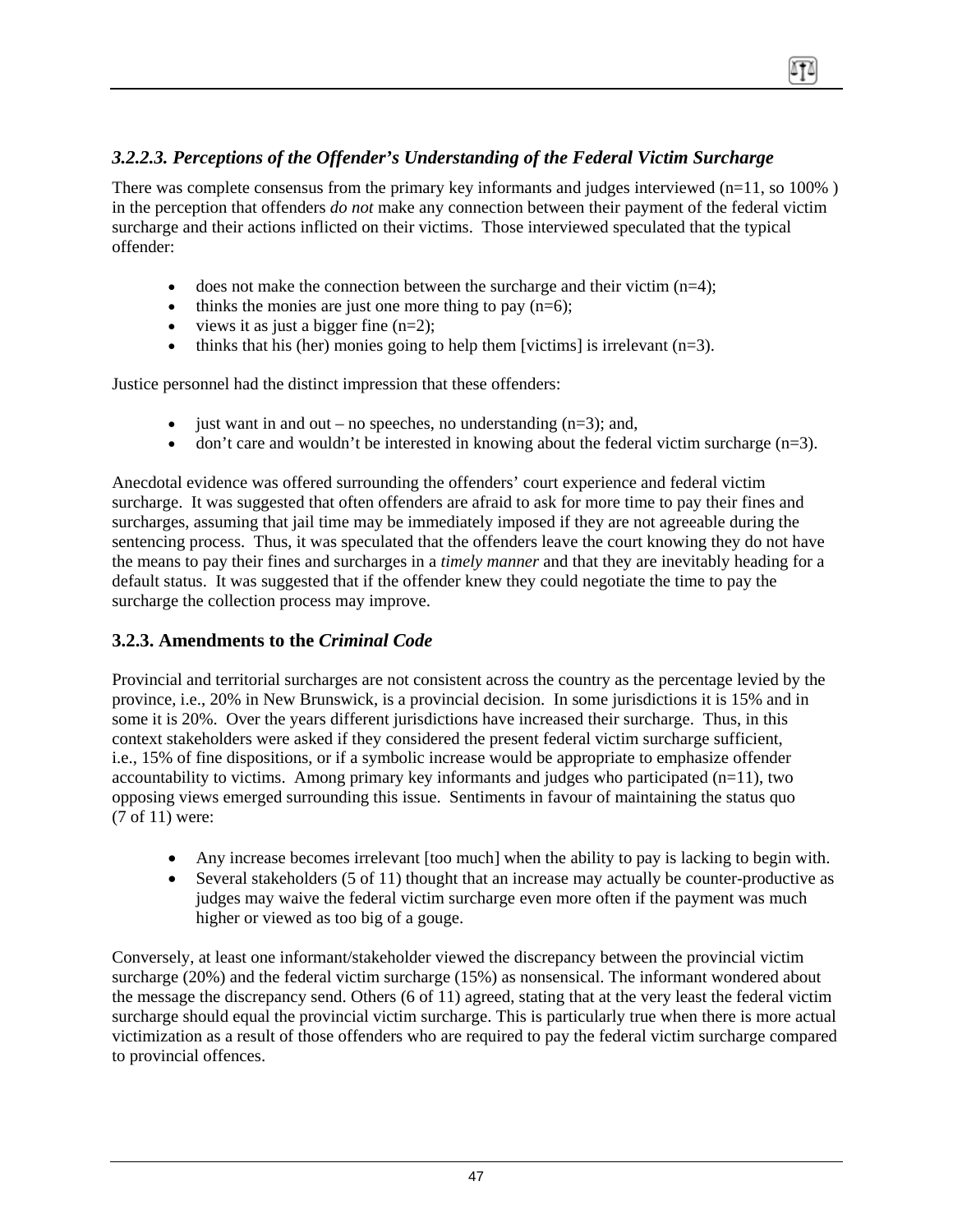### *3.2.2.3. Perceptions of the Offender's Understanding of the Federal Victim Surcharge*

There was complete consensus from the primary key informants and judges interviewed (n=11, so 100% ) in the perception that offenders *do not* make any connection between their payment of the federal victim surcharge and their actions inflicted on their victims. Those interviewed speculated that the typical offender:

- does not make the connection between the surcharge and their victim (n=4);
- thinks the monies are just one more thing to pay (n=6);
- views it as just a bigger fine (n=2);
- thinks that his (her) monies going to help them [victims] is irrelevant (n=3).

Justice personnel had the distinct impression that these offenders:

- just want in and out – no speeches, no understanding (n=3); and,
- don't care and wouldn't be interested in knowing about the federal victim surcharge (n=3).

Anecdotal evidence was offered surrounding the offenders' court experience and federal victim surcharge. It was suggested that often offenders are afraid to ask for more time to pay their fines and surcharges, assuming that jail time may be immediately imposed if they are not agreeable during the sentencing process. Thus, it was speculated that the offenders leave the court knowing they do not have the means to pay their fines and surcharges in a *timely manner* and that they are inevitably heading for a default status. It was suggested that if the offender knew they could negotiate the time to pay the surcharge the collection process may improve.

### 3.2.3. Amendments to the *Criminal Code*

Provincial and territorial surcharges are not consistent across the country as the percentage levied by the province, i.e., 20% in New Brunswick, is a provincial decision. In some jurisdictions it is 15% and in some it is 20%. Over the years different jurisdictions have increased their surcharge. Thus, in this context stakeholders were asked if they considered the present federal victim surcharge sufficient, i.e., 15% of fine dispositions, or if a symbolic increase would be appropriate to emphasize offender accountability to victims. Among primary key informants and judges who participated (n=11), two opposing views emerged surrounding this issue. Sentiments in favour of maintaining the status quo (7 of 11) were:

- Any increase becomes irrelevant [too much] when the ability to pay is lacking to begin with.
- Several stakeholders (5 of 11) thought that an increase may actually be counter-productive as judges may waive the federal victim surcharge even more often if the payment was much higher or viewed as too big of a gouge.

Conversely, at least one informant/stakeholder viewed the discrepancy between the provincial victim surcharge (20%) and the federal victim surcharge (15%) as nonsensical. The informant wondered about the message the discrepancy send. Others (6 of 11) agreed, stating that at the very least the federal victim surcharge should equal the provincial victim surcharge. This is particularly true when there is more actual victimization as a result of those offenders who are required to pay the federal victim surcharge compared to provincial offences.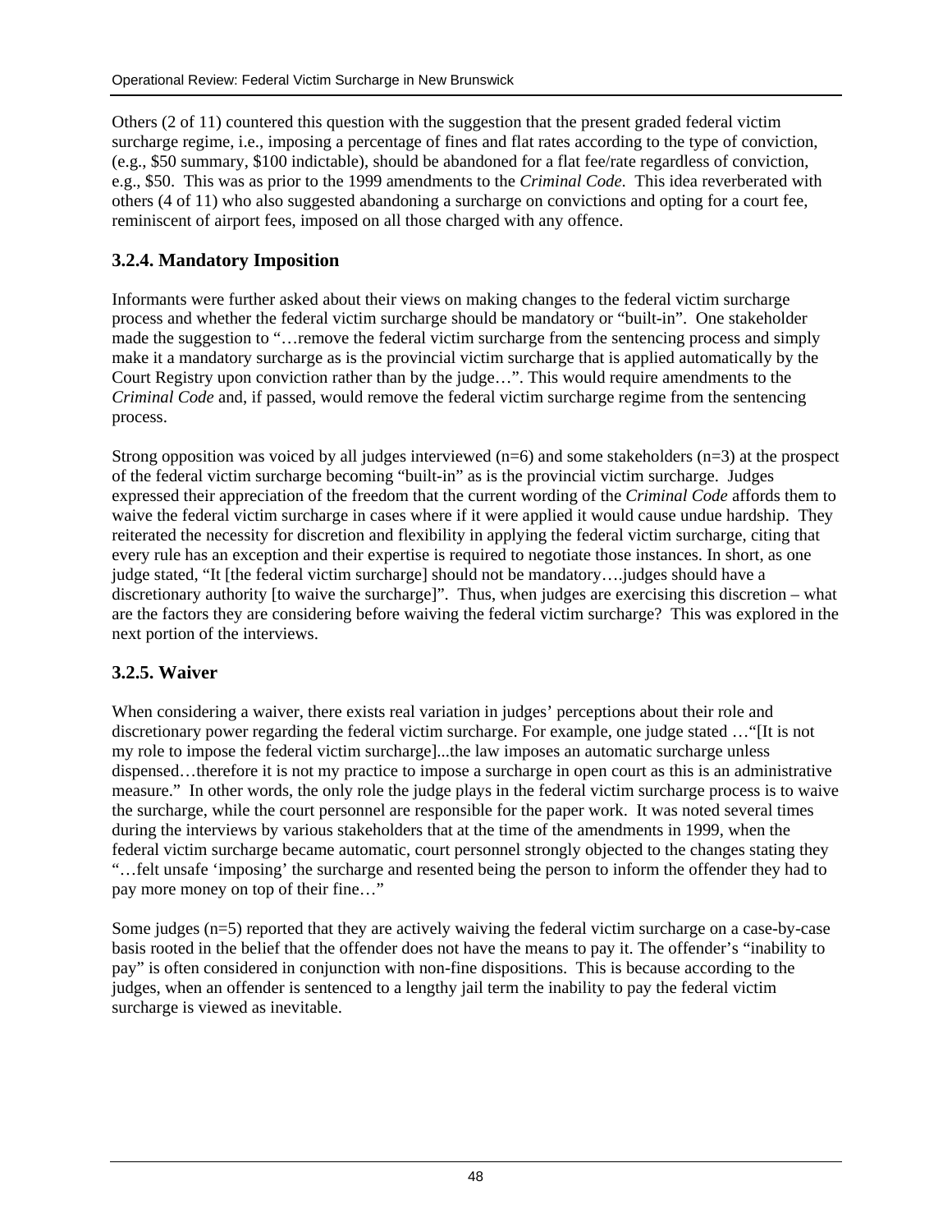Others (2 of 11) countered this question with the suggestion that the present graded federal victim surcharge regime, i.e., imposing a percentage of fines and flat rates according to the type of conviction, (e.g., $50 summary, $100 indictable), should be abandoned for a flat fee/rate regardless of conviction, e.g., $50. This was as prior to the 1999 amendments to the *Criminal Code*. This idea reverberated with others (4 of 11) who also suggested abandoning a surcharge on convictions and opting for a court fee, reminiscent of airport fees, imposed on all those charged with any offence.

### 3.2.4. Mandatory Imposition

Informants were further asked about their views on making changes to the federal victim surcharge process and whether the federal victim surcharge should be mandatory or "built-in". One stakeholder made the suggestion to "…remove the federal victim surcharge from the sentencing process and simply make it a mandatory surcharge as is the provincial victim surcharge that is applied automatically by the Court Registry upon conviction rather than by the judge…". This would require amendments to the *Criminal Code* and, if passed, would remove the federal victim surcharge regime from the sentencing process.

Strong opposition was voiced by all judges interviewed (n=6) and some stakeholders (n=3) at the prospect of the federal victim surcharge becoming "built-in" as is the provincial victim surcharge. Judges expressed their appreciation of the freedom that the current wording of the *Criminal Code* affords them to waive the federal victim surcharge in cases where if it were applied it would cause undue hardship. They reiterated the necessity for discretion and flexibility in applying the federal victim surcharge, citing that every rule has an exception and their expertise is required to negotiate those instances. In short, as one judge stated, "It [the federal victim surcharge] should not be mandatory….judges should have a discretionary authority [to waive the surcharge]". Thus, when judges are exercising this discretion – what are the factors they are considering before waiving the federal victim surcharge? This was explored in the next portion of the interviews.

### 3.2.5. Waiver

When considering a waiver, there exists real variation in judges' perceptions about their role and discretionary power regarding the federal victim surcharge. For example, one judge stated …"[It is not my role to impose the federal victim surcharge]...the law imposes an automatic surcharge unless dispensed…therefore it is not my practice to impose a surcharge in open court as this is an administrative measure." In other words, the only role the judge plays in the federal victim surcharge process is to waive the surcharge, while the court personnel are responsible for the paper work. It was noted several times during the interviews by various stakeholders that at the time of the amendments in 1999, when the federal victim surcharge became automatic, court personnel strongly objected to the changes stating they "…felt unsafe 'imposing' the surcharge and resented being the person to inform the offender they had to pay more money on top of their fine…"

Some judges (n=5) reported that they are actively waiving the federal victim surcharge on a case-by-case basis rooted in the belief that the offender does not have the means to pay it. The offender's "inability to pay" is often considered in conjunction with non-fine dispositions. This is because according to the judges, when an offender is sentenced to a lengthy jail term the inability to pay the federal victim surcharge is viewed as inevitable.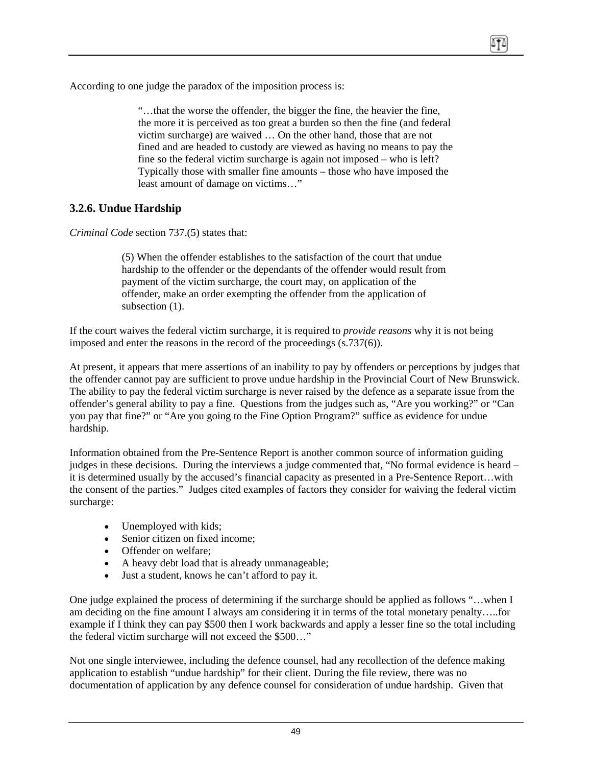According to one judge the paradox of the imposition process is:

> "…that the worse the offender, the bigger the fine, the heavier the fine, the more it is perceived as too great a burden so then the fine (and federal victim surcharge) are waived … On the other hand, those that are not fined and are headed to custody are viewed as having no means to pay the fine so the federal victim surcharge is again not imposed – who is left? Typically those with smaller fine amounts – those who have imposed the least amount of damage on victims…"

### 3.2.6. Undue Hardship

*Criminal Code* section 737.(5) states that:

> (5) When the offender establishes to the satisfaction of the court that undue hardship to the offender or the dependants of the offender would result from payment of the victim surcharge, the court may, on application of the offender, make an order exempting the offender from the application of subsection (1).

If the court waives the federal victim surcharge, it is required to *provide reasons* why it is not being imposed and enter the reasons in the record of the proceedings (s.737(6)).

At present, it appears that mere assertions of an inability to pay by offenders or perceptions by judges that the offender cannot pay are sufficient to prove undue hardship in the Provincial Court of New Brunswick. The ability to pay the federal victim surcharge is never raised by the defence as a separate issue from the offender's general ability to pay a fine. Questions from the judges such as, "Are you working?" or "Can you pay that fine?" or "Are you going to the Fine Option Program?" suffice as evidence for undue hardship.

Information obtained from the Pre-Sentence Report is another common source of information guiding judges in these decisions. During the interviews a judge commented that, "No formal evidence is heard – it is determined usually by the accused's financial capacity as presented in a Pre-Sentence Report…with the consent of the parties." Judges cited examples of factors they consider for waiving the federal victim surcharge:

- Unemployed with kids;
- Senior citizen on fixed income;
- Offender on welfare;
- A heavy debt load that is already unmanageable;
- Just a student, knows he can't afford to pay it.

One judge explained the process of determining if the surcharge should be applied as follows "…when I am deciding on the fine amount I always am considering it in terms of the total monetary penalty…..for example if I think they can pay $500 then I work backwards and apply a lesser fine so the total including the federal victim surcharge will not exceed the $500…"

Not one single interviewee, including the defence counsel, had any recollection of the defence making application to establish "undue hardship" for their client. During the file review, there was no documentation of application by any defence counsel for consideration of undue hardship. Given that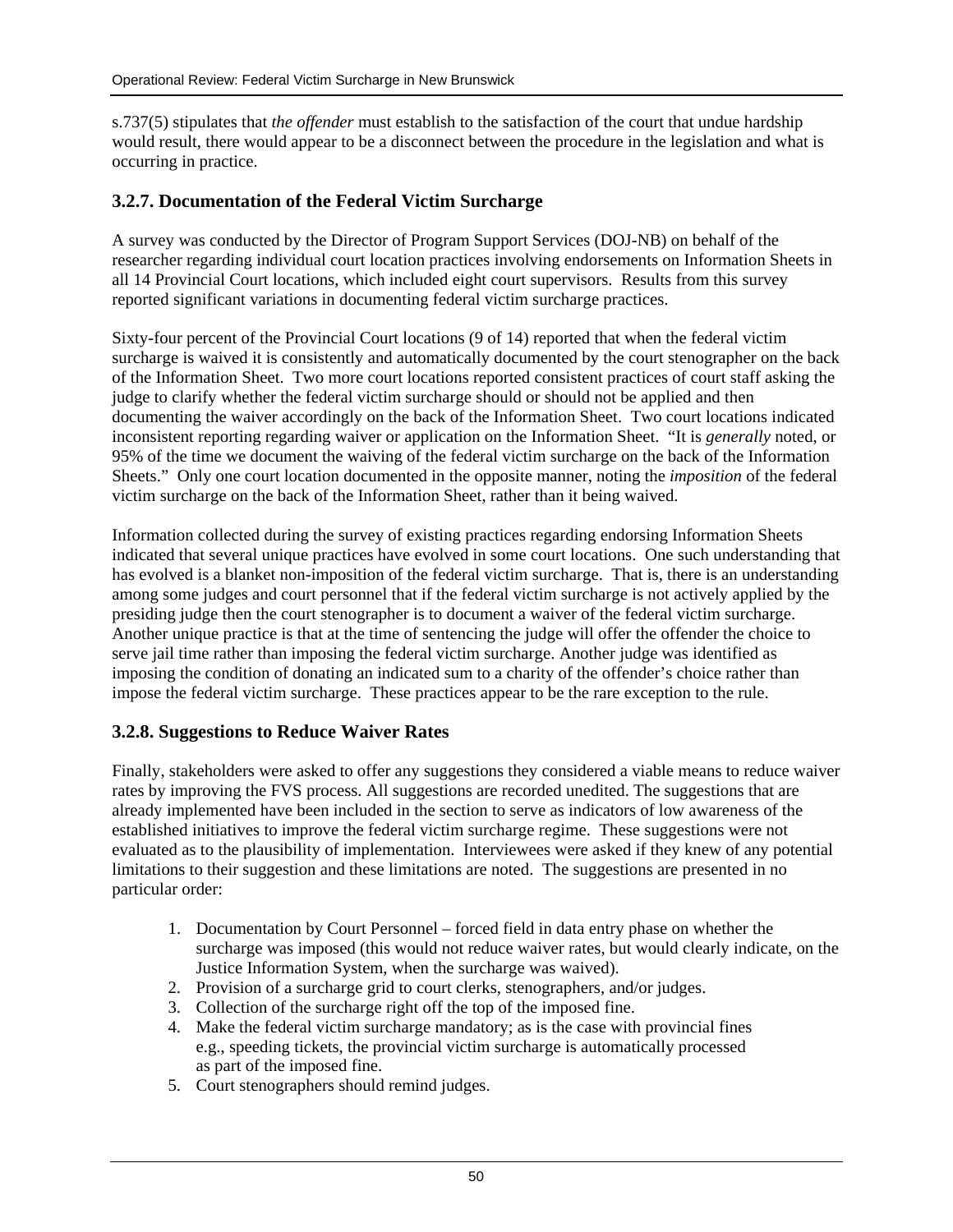s.737(5) stipulates that *the offender* must establish to the satisfaction of the court that undue hardship would result, there would appear to be a disconnect between the procedure in the legislation and what is occurring in practice.

### 3.2.7. Documentation of the Federal Victim Surcharge

A survey was conducted by the Director of Program Support Services (DOJ-NB) on behalf of the researcher regarding individual court location practices involving endorsements on Information Sheets in all 14 Provincial Court locations, which included eight court supervisors. Results from this survey reported significant variations in documenting federal victim surcharge practices.

Sixty-four percent of the Provincial Court locations (9 of 14) reported that when the federal victim surcharge is waived it is consistently and automatically documented by the court stenographer on the back of the Information Sheet. Two more court locations reported consistent practices of court staff asking the judge to clarify whether the federal victim surcharge should or should not be applied and then documenting the waiver accordingly on the back of the Information Sheet. Two court locations indicated inconsistent reporting regarding waiver or application on the Information Sheet. "It is *generally* noted, or 95% of the time we document the waiving of the federal victim surcharge on the back of the Information Sheets." Only one court location documented in the opposite manner, noting the *imposition* of the federal victim surcharge on the back of the Information Sheet, rather than it being waived.

Information collected during the survey of existing practices regarding endorsing Information Sheets indicated that several unique practices have evolved in some court locations. One such understanding that has evolved is a blanket non-imposition of the federal victim surcharge. That is, there is an understanding among some judges and court personnel that if the federal victim surcharge is not actively applied by the presiding judge then the court stenographer is to document a waiver of the federal victim surcharge. Another unique practice is that at the time of sentencing the judge will offer the offender the choice to serve jail time rather than imposing the federal victim surcharge. Another judge was identified as imposing the condition of donating an indicated sum to a charity of the offender's choice rather than impose the federal victim surcharge. These practices appear to be the rare exception to the rule.

### 3.2.8. Suggestions to Reduce Waiver Rates

Finally, stakeholders were asked to offer any suggestions they considered a viable means to reduce waiver rates by improving the FVS process. All suggestions are recorded unedited. The suggestions that are already implemented have been included in the section to serve as indicators of low awareness of the established initiatives to improve the federal victim surcharge regime. These suggestions were not evaluated as to the plausibility of implementation. Interviewees were asked if they knew of any potential limitations to their suggestion and these limitations are noted. The suggestions are presented in no particular order:

1. Documentation by Court Personnel – forced field in data entry phase on whether the surcharge was imposed (this would not reduce waiver rates, but would clearly indicate, on the Justice Information System, when the surcharge was waived).
2. Provision of a surcharge grid to court clerks, stenographers, and/or judges.
3. Collection of the surcharge right off the top of the imposed fine.
4. Make the federal victim surcharge mandatory; as is the case with provincial fines e.g., speeding tickets, the provincial victim surcharge is automatically processed as part of the imposed fine.
5. Court stenographers should remind judges.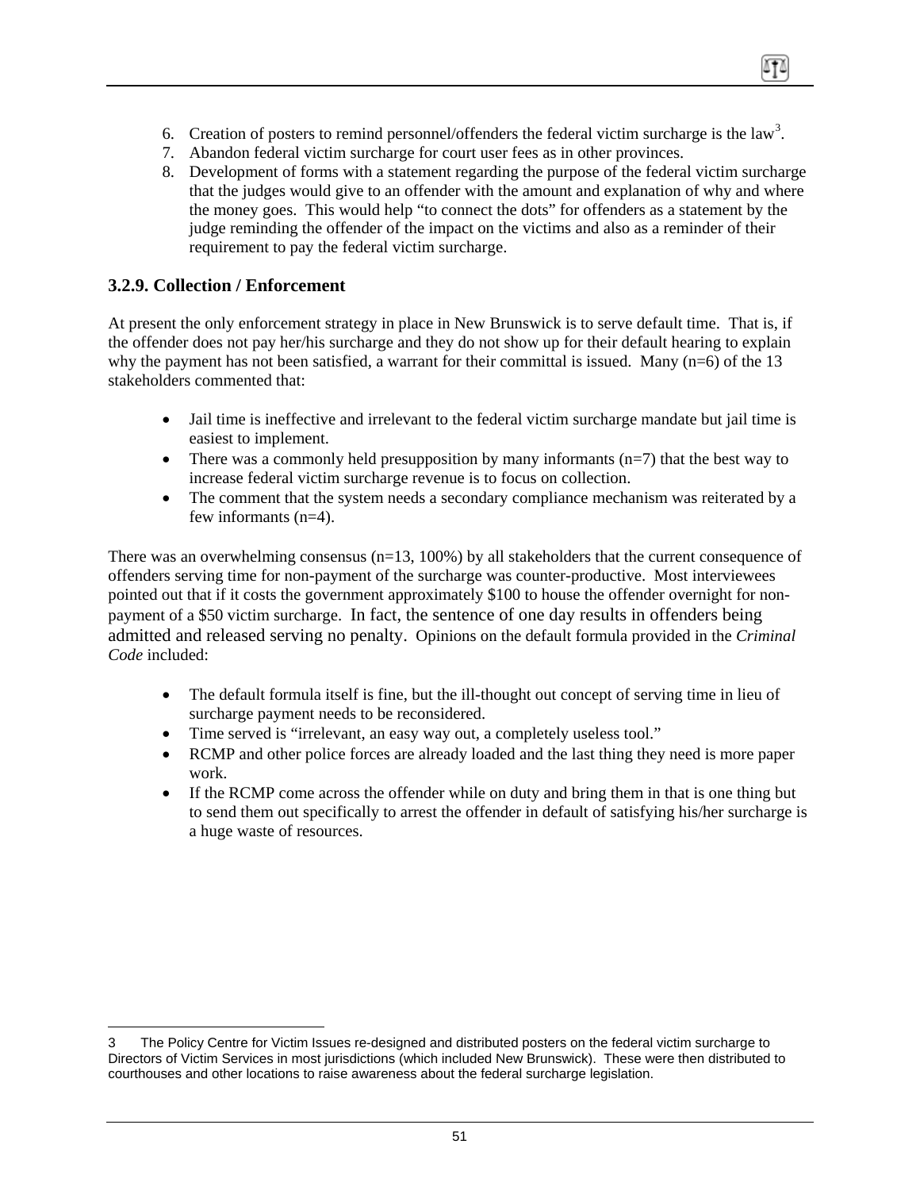6. Creation of posters to remind personnel/offenders the federal victim surcharge is the law[3].
7. Abandon federal victim surcharge for court user fees as in other provinces.
8. Development of forms with a statement regarding the purpose of the federal victim surcharge that the judges would give to an offender with the amount and explanation of why and where the money goes. This would help "to connect the dots" for offenders as a statement by the judge reminding the offender of the impact on the victims and also as a reminder of their requirement to pay the federal victim surcharge.

### 3.2.9. Collection / Enforcement

At present the only enforcement strategy in place in New Brunswick is to serve default time. That is, if the offender does not pay her/his surcharge and they do not show up for their default hearing to explain why the payment has not been satisfied, a warrant for their committal is issued. Many (n=6) of the 13 stakeholders commented that:

- Jail time is ineffective and irrelevant to the federal victim surcharge mandate but jail time is easiest to implement.
- There was a commonly held presupposition by many informants (n=7) that the best way to increase federal victim surcharge revenue is to focus on collection.
- The comment that the system needs a secondary compliance mechanism was reiterated by a few informants (n=4).

There was an overwhelming consensus (n=13, 100%) by all stakeholders that the current consequence of offenders serving time for non-payment of the surcharge was counter-productive. Most interviewees pointed out that if it costs the government approximately $100 to house the offender overnight for non-payment of a $50 victim surcharge. In fact, the sentence of one day results in offenders being admitted and released serving no penalty. Opinions on the default formula provided in the *Criminal Code* included:

- The default formula itself is fine, but the ill-thought out concept of serving time in lieu of surcharge payment needs to be reconsidered.
- Time served is "irrelevant, an easy way out, a completely useless tool."
- RCMP and other police forces are already loaded and the last thing they need is more paper work.
- If the RCMP come across the offender while on duty and bring them in that is one thing but to send them out specifically to arrest the offender in default of satisfying his/her surcharge is a huge waste of resources.

---

3 The Policy Centre for Victim Issues re-designed and distributed posters on the federal victim surcharge to Directors of Victim Services in most jurisdictions (which included New Brunswick). These were then distributed to courthouses and other locations to raise awareness about the federal surcharge legislation.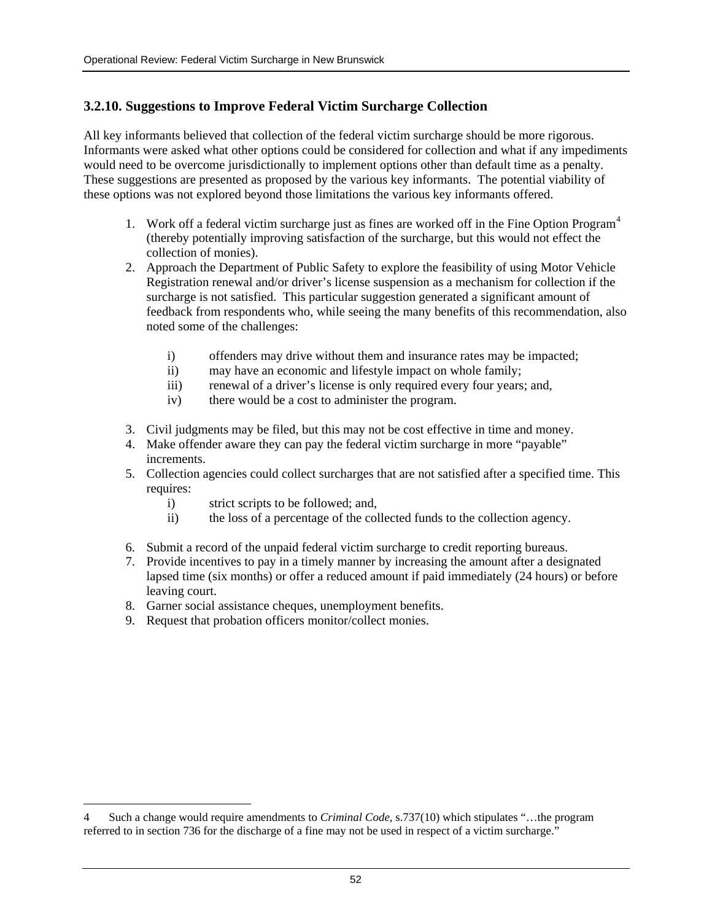### 3.2.10. Suggestions to Improve Federal Victim Surcharge Collection

All key informants believed that collection of the federal victim surcharge should be more rigorous. Informants were asked what other options could be considered for collection and what if any impediments would need to be overcome jurisdictionally to implement options other than default time as a penalty. These suggestions are presented as proposed by the various key informants. The potential viability of these options was not explored beyond those limitations the various key informants offered.

1. Work off a federal victim surcharge just as fines are worked off in the Fine Option Program[4] (thereby potentially improving satisfaction of the surcharge, but this would not effect the collection of monies).
2. Approach the Department of Public Safety to explore the feasibility of using Motor Vehicle Registration renewal and/or driver's license suspension as a mechanism for collection if the surcharge is not satisfied. This particular suggestion generated a significant amount of feedback from respondents who, while seeing the many benefits of this recommendation, also noted some of the challenges:

   i) offenders may drive without them and insurance rates may be impacted;
   ii) may have an economic and lifestyle impact on whole family;
   iii) renewal of a driver's license is only required every four years; and,
   iv) there would be a cost to administer the program.

3. Civil judgments may be filed, but this may not be cost effective in time and money.
4. Make offender aware they can pay the federal victim surcharge in more "payable" increments.
5. Collection agencies could collect surcharges that are not satisfied after a specified time. This requires:
   i) strict scripts to be followed; and,
   ii) the loss of a percentage of the collected funds to the collection agency.

6. Submit a record of the unpaid federal victim surcharge to credit reporting bureaus.
7. Provide incentives to pay in a timely manner by increasing the amount after a designated lapsed time (six months) or offer a reduced amount if paid immediately (24 hours) or before leaving court.
8. Garner social assistance cheques, unemployment benefits.
9. Request that probation officers monitor/collect monies.

---

[4] Such a change would require amendments to *Criminal Code,* s.737(10) which stipulates "…the program referred to in section 736 for the discharge of a fine may not be used in respect of a victim surcharge."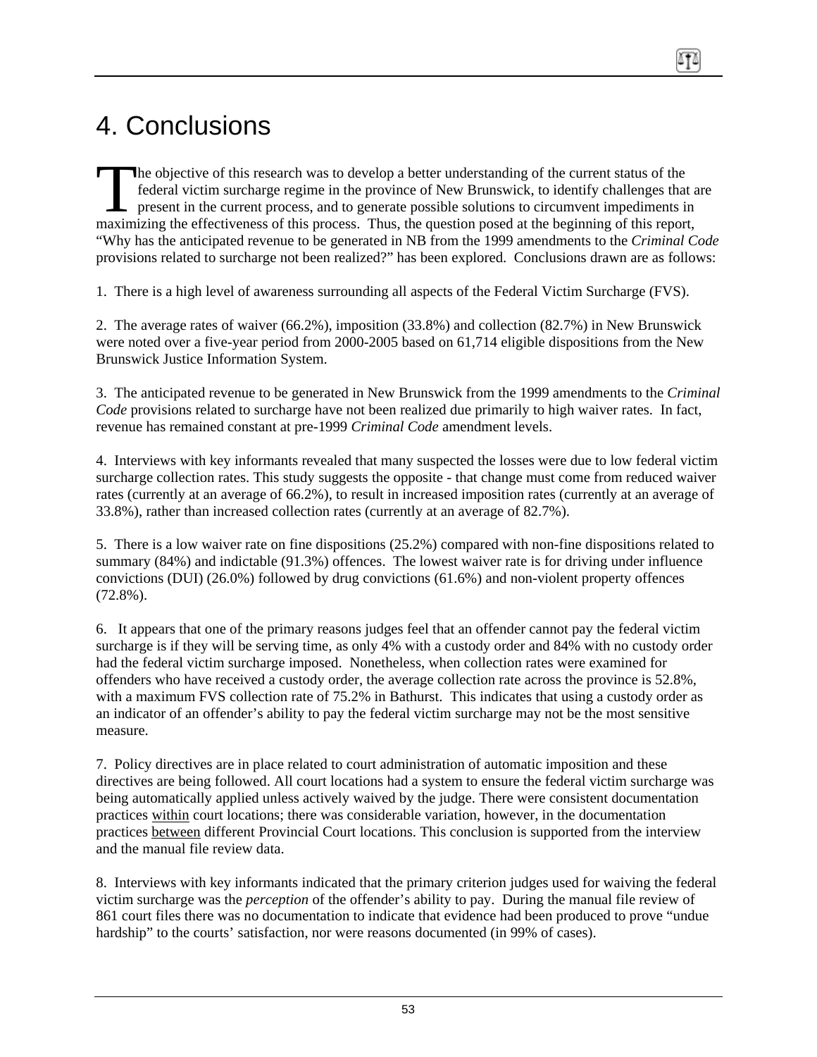# 4. Conclusions

The objective of this research was to develop a better understanding of the current status of the federal victim surcharge regime in the province of New Brunswick, to identify challenges that are present in the current process, and to generate possible solutions to circumvent impediments in maximizing the effectiveness of this process. Thus, the question posed at the beginning of this report, "Why has the anticipated revenue to be generated in NB from the 1999 amendments to the *Criminal Code* provisions related to surcharge not been realized?" has been explored. Conclusions drawn are as follows:

1. There is a high level of awareness surrounding all aspects of the Federal Victim Surcharge (FVS).

2. The average rates of waiver (66.2%), imposition (33.8%) and collection (82.7%) in New Brunswick were noted over a five-year period from 2000-2005 based on 61,714 eligible dispositions from the New Brunswick Justice Information System.

3. The anticipated revenue to be generated in New Brunswick from the 1999 amendments to the *Criminal Code* provisions related to surcharge have not been realized due primarily to high waiver rates. In fact, revenue has remained constant at pre-1999 *Criminal Code* amendment levels.

4. Interviews with key informants revealed that many suspected the losses were due to low federal victim surcharge collection rates. This study suggests the opposite - that change must come from reduced waiver rates (currently at an average of 66.2%), to result in increased imposition rates (currently at an average of 33.8%), rather than increased collection rates (currently at an average of 82.7%).

5. There is a low waiver rate on fine dispositions (25.2%) compared with non-fine dispositions related to summary (84%) and indictable (91.3%) offences. The lowest waiver rate is for driving under influence convictions (DUI) (26.0%) followed by drug convictions (61.6%) and non-violent property offences (72.8%).

6. It appears that one of the primary reasons judges feel that an offender cannot pay the federal victim surcharge is if they will be serving time, as only 4% with a custody order and 84% with no custody order had the federal victim surcharge imposed. Nonetheless, when collection rates were examined for offenders who have received a custody order, the average collection rate across the province is 52.8%, with a maximum FVS collection rate of 75.2% in Bathurst. This indicates that using a custody order as an indicator of an offender's ability to pay the federal victim surcharge may not be the most sensitive measure.

7. Policy directives are in place related to court administration of automatic imposition and these directives are being followed. All court locations had a system to ensure the federal victim surcharge was being automatically applied unless actively waived by the judge. There were consistent documentation practices <u>within</u> court locations; there was considerable variation, however, in the documentation practices <u>between</u> different Provincial Court locations. This conclusion is supported from the interview and the manual file review data.

8. Interviews with key informants indicated that the primary criterion judges used for waiving the federal victim surcharge was the *perception* of the offender's ability to pay. During the manual file review of 861 court files there was no documentation to indicate that evidence had been produced to prove "undue hardship" to the courts' satisfaction, nor were reasons documented (in 99% of cases).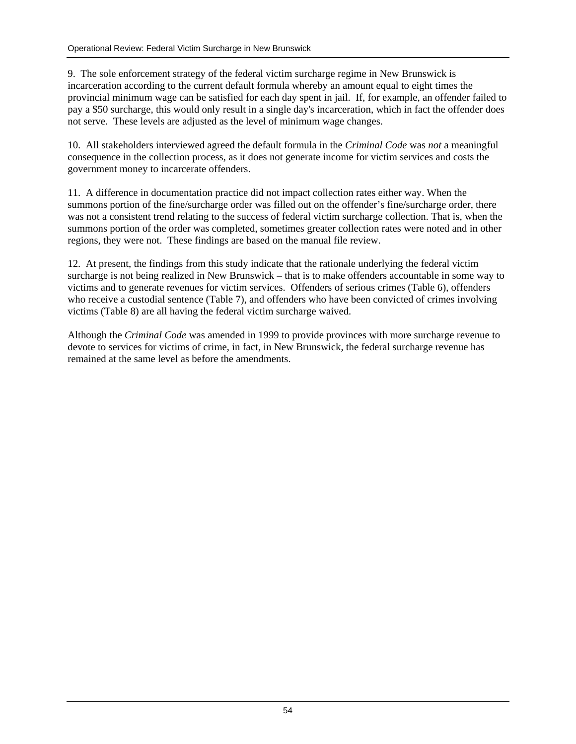9. The sole enforcement strategy of the federal victim surcharge regime in New Brunswick is incarceration according to the current default formula whereby an amount equal to eight times the provincial minimum wage can be satisfied for each day spent in jail. If, for example, an offender failed to pay a $50 surcharge, this would only result in a single day's incarceration, which in fact the offender does not serve. These levels are adjusted as the level of minimum wage changes.

10. All stakeholders interviewed agreed the default formula in the *Criminal Code* was *not* a meaningful consequence in the collection process, as it does not generate income for victim services and costs the government money to incarcerate offenders.

11. A difference in documentation practice did not impact collection rates either way. When the summons portion of the fine/surcharge order was filled out on the offender's fine/surcharge order, there was not a consistent trend relating to the success of federal victim surcharge collection. That is, when the summons portion of the order was completed, sometimes greater collection rates were noted and in other regions, they were not. These findings are based on the manual file review.

12. At present, the findings from this study indicate that the rationale underlying the federal victim surcharge is not being realized in New Brunswick – that is to make offenders accountable in some way to victims and to generate revenues for victim services. Offenders of serious crimes (Table 6), offenders who receive a custodial sentence (Table 7), and offenders who have been convicted of crimes involving victims (Table 8) are all having the federal victim surcharge waived.

Although the *Criminal Code* was amended in 1999 to provide provinces with more surcharge revenue to devote to services for victims of crime, in fact, in New Brunswick, the federal surcharge revenue has remained at the same level as before the amendments.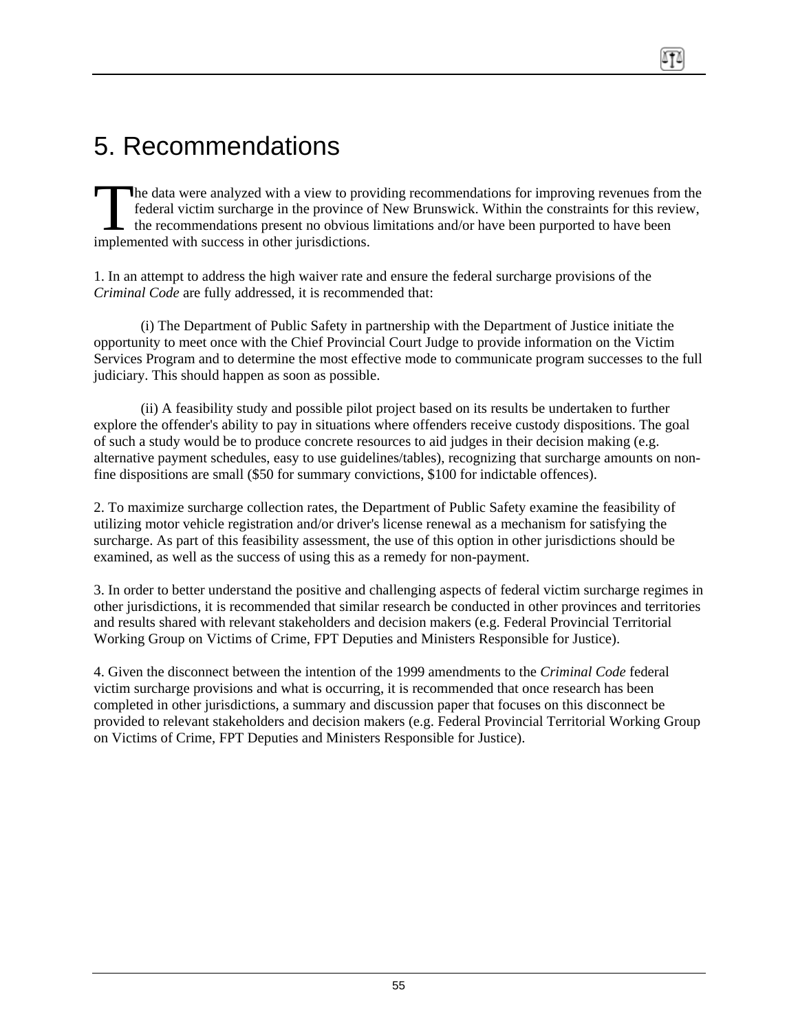# 5. Recommendations

The data were analyzed with a view to providing recommendations for improving revenues from the federal victim surcharge in the province of New Brunswick. Within the constraints for this review, the recommendations present no obvious limitations and/or have been purported to have been implemented with success in other jurisdictions.

1. In an attempt to address the high waiver rate and ensure the federal surcharge provisions of the *Criminal Code* are fully addressed, it is recommended that:

(i) The Department of Public Safety in partnership with the Department of Justice initiate the opportunity to meet once with the Chief Provincial Court Judge to provide information on the Victim Services Program and to determine the most effective mode to communicate program successes to the full judiciary. This should happen as soon as possible.

(ii) A feasibility study and possible pilot project based on its results be undertaken to further explore the offender's ability to pay in situations where offenders receive custody dispositions. The goal of such a study would be to produce concrete resources to aid judges in their decision making (e.g. alternative payment schedules, easy to use guidelines/tables), recognizing that surcharge amounts on non-fine dispositions are small ($50 for summary convictions, $100 for indictable offences).

2. To maximize surcharge collection rates, the Department of Public Safety examine the feasibility of utilizing motor vehicle registration and/or driver's license renewal as a mechanism for satisfying the surcharge. As part of this feasibility assessment, the use of this option in other jurisdictions should be examined, as well as the success of using this as a remedy for non-payment.

3. In order to better understand the positive and challenging aspects of federal victim surcharge regimes in other jurisdictions, it is recommended that similar research be conducted in other provinces and territories and results shared with relevant stakeholders and decision makers (e.g. Federal Provincial Territorial Working Group on Victims of Crime, FPT Deputies and Ministers Responsible for Justice).

4. Given the disconnect between the intention of the 1999 amendments to the *Criminal Code* federal victim surcharge provisions and what is occurring, it is recommended that once research has been completed in other jurisdictions, a summary and discussion paper that focuses on this disconnect be provided to relevant stakeholders and decision makers (e.g. Federal Provincial Territorial Working Group on Victims of Crime, FPT Deputies and Ministers Responsible for Justice).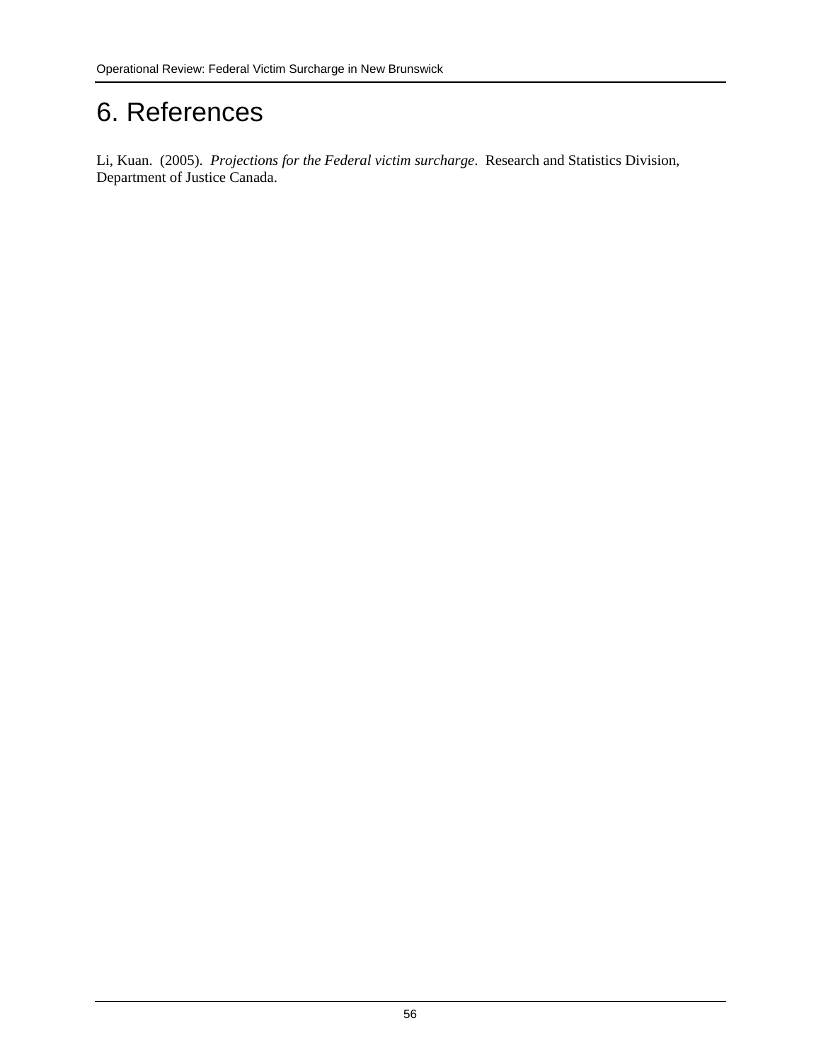# 6. References

Li, Kuan. (2005). *Projections for the Federal victim surcharge*. Research and Statistics Division, Department of Justice Canada.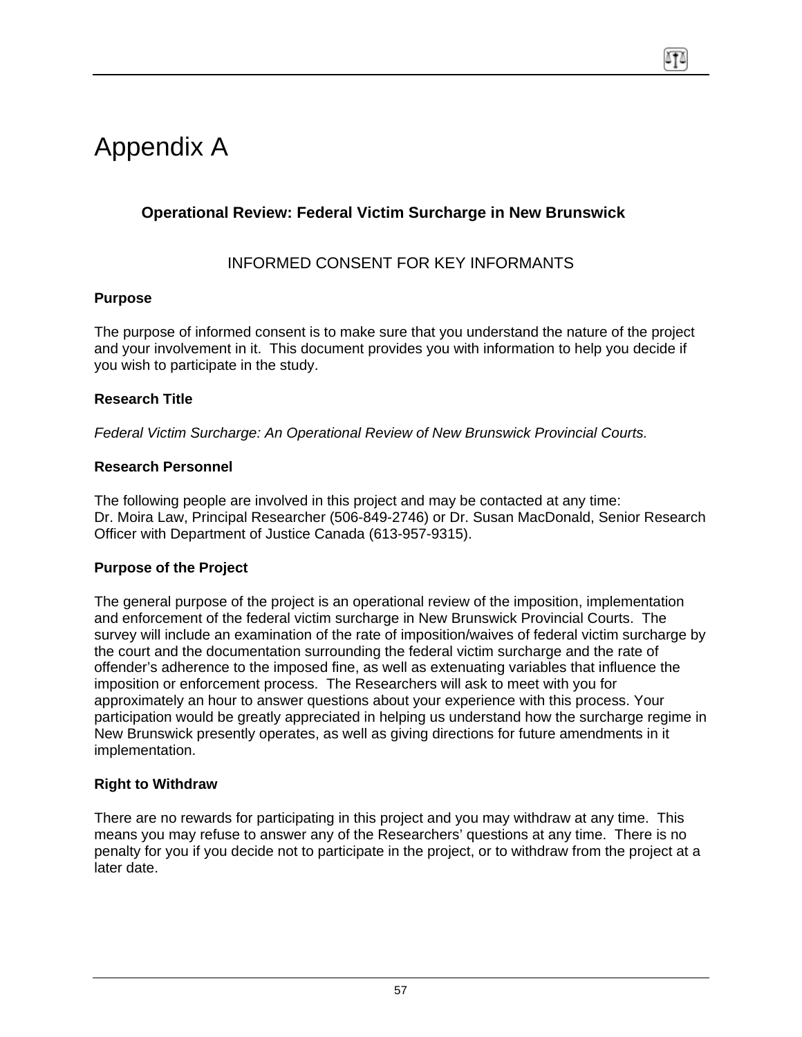# Appendix A

## Operational Review: Federal Victim Surcharge in New Brunswick

### INFORMED CONSENT FOR KEY INFORMANTS

**Purpose**

The purpose of informed consent is to make sure that you understand the nature of the project and your involvement in it. This document provides you with information to help you decide if you wish to participate in the study.

**Research Title**

*Federal Victim Surcharge: An Operational Review of New Brunswick Provincial Courts.*

**Research Personnel**

The following people are involved in this project and may be contacted at any time:
Dr. Moira Law, Principal Researcher (506-849-2746) or Dr. Susan MacDonald, Senior Research Officer with Department of Justice Canada (613-957-9315).

**Purpose of the Project**

The general purpose of the project is an operational review of the imposition, implementation and enforcement of the federal victim surcharge in New Brunswick Provincial Courts. The survey will include an examination of the rate of imposition/waives of federal victim surcharge by the court and the documentation surrounding the federal victim surcharge and the rate of offender's adherence to the imposed fine, as well as extenuating variables that influence the imposition or enforcement process. The Researchers will ask to meet with you for approximately an hour to answer questions about your experience with this process. Your participation would be greatly appreciated in helping us understand how the surcharge regime in New Brunswick presently operates, as well as giving directions for future amendments in it implementation.

**Right to Withdraw**

There are no rewards for participating in this project and you may withdraw at any time. This means you may refuse to answer any of the Researchers' questions at any time. There is no penalty for you if you decide not to participate in the project, or to withdraw from the project at a later date.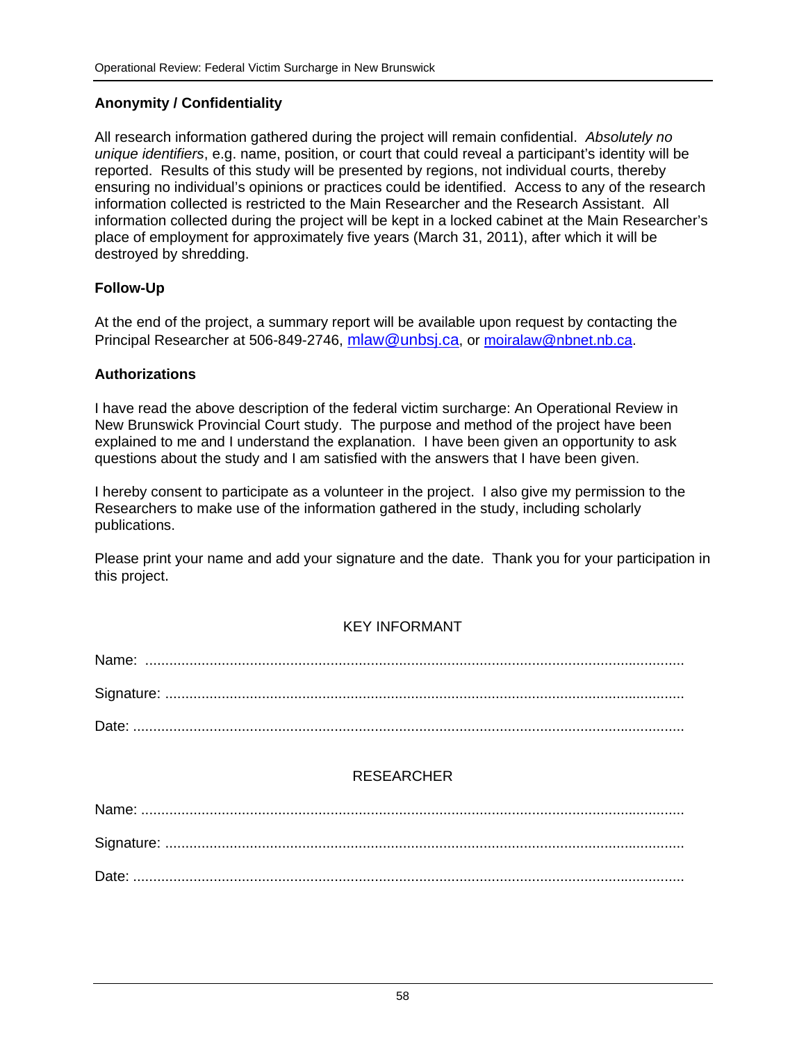## Anonymity / Confidentiality

All research information gathered during the project will remain confidential. *Absolutely no unique identifiers*, e.g. name, position, or court that could reveal a participant's identity will be reported. Results of this study will be presented by regions, not individual courts, thereby ensuring no individual's opinions or practices could be identified. Access to any of the research information collected is restricted to the Main Researcher and the Research Assistant. All information collected during the project will be kept in a locked cabinet at the Main Researcher's place of employment for approximately five years (March 31, 2011), after which it will be destroyed by shredding.

## Follow-Up

At the end of the project, a summary report will be available upon request by contacting the Principal Researcher at 506-849-2746, mlaw@unbsj.ca, or moiralaw@nbnet.nb.ca.

## Authorizations

I have read the above description of the federal victim surcharge: An Operational Review in New Brunswick Provincial Court study. The purpose and method of the project have been explained to me and I understand the explanation. I have been given an opportunity to ask questions about the study and I am satisfied with the answers that I have been given.

I hereby consent to participate as a volunteer in the project. I also give my permission to the Researchers to make use of the information gathered in the study, including scholarly publications.

Please print your name and add your signature and the date. Thank you for your participation in this project.

KEY INFORMANT

Name: ..................................................................................................................................

Signature: ............................................................................................................................

Date: ....................................................................................................................................

RESEARCHER

Name: ..................................................................................................................................

Signature: ............................................................................................................................

Date: ....................................................................................................................................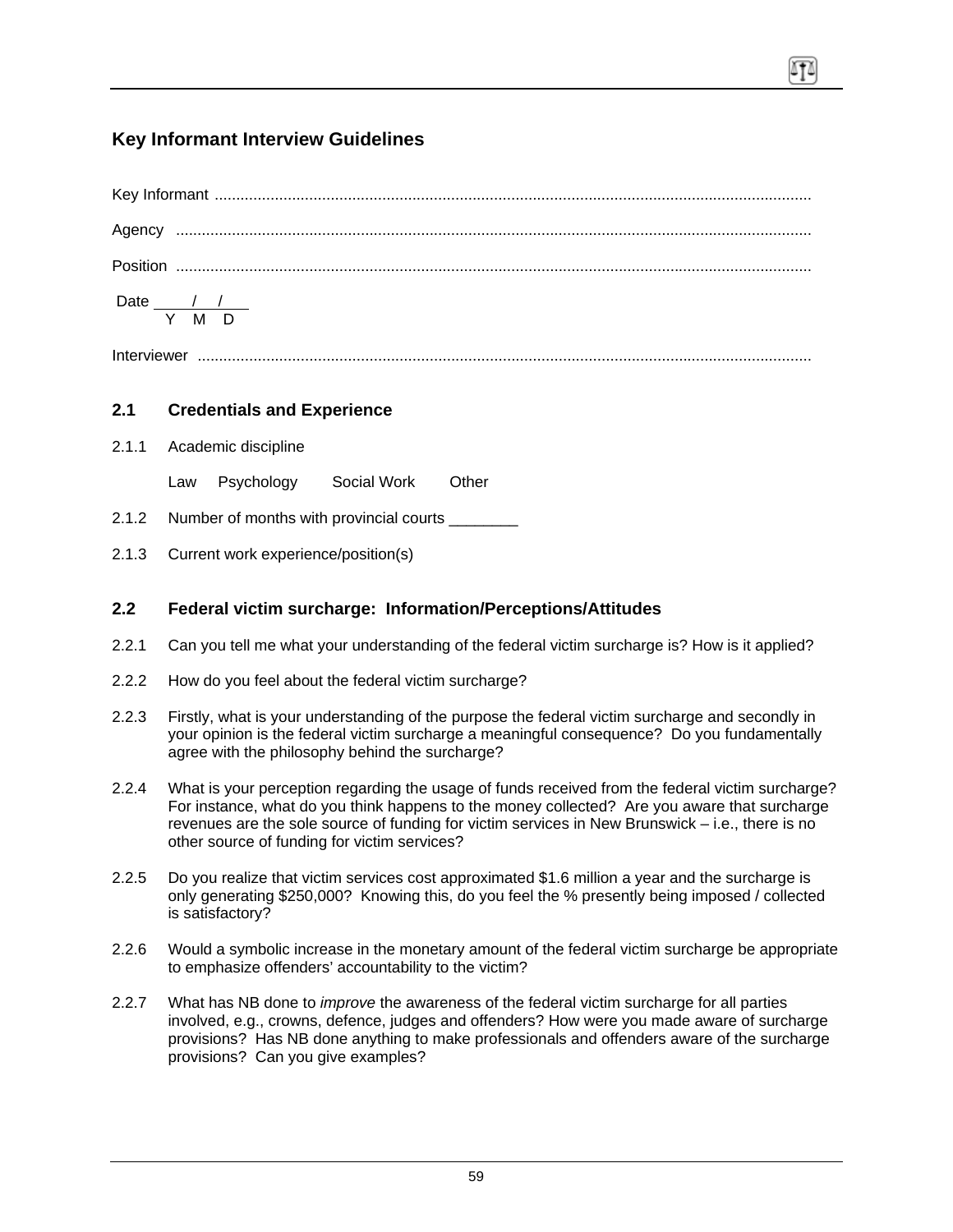## Key Informant Interview Guidelines

Key Informant ..........................................................................................................................................

Agency ..................................................................................................................................................

Position ..................................................................................................................................................

Date ____/____/____
Y M D

Interviewer .............................................................................................................................................

### 2.1 Credentials and Experience

2.1.1 Academic discipline

Law Psychology Social Work Other

2.1.2 Number of months with provincial courts ________

2.1.3 Current work experience/position(s)

### 2.2 Federal victim surcharge: Information/Perceptions/Attitudes

2.2.1 Can you tell me what your understanding of the federal victim surcharge is? How is it applied?

2.2.2 How do you feel about the federal victim surcharge?

2.2.3 Firstly, what is your understanding of the purpose the federal victim surcharge and secondly in your opinion is the federal victim surcharge a meaningful consequence? Do you fundamentally agree with the philosophy behind the surcharge?

2.2.4 What is your perception regarding the usage of funds received from the federal victim surcharge? For instance, what do you think happens to the money collected? Are you aware that surcharge revenues are the sole source of funding for victim services in New Brunswick – i.e., there is no other source of funding for victim services?

2.2.5 Do you realize that victim services cost approximated $1.6 million a year and the surcharge is only generating $250,000? Knowing this, do you feel the % presently being imposed / collected is satisfactory?

2.2.6 Would a symbolic increase in the monetary amount of the federal victim surcharge be appropriate to emphasize offenders' accountability to the victim?

2.2.7 What has NB done to *improve* the awareness of the federal victim surcharge for all parties involved, e.g., crowns, defence, judges and offenders? How were you made aware of surcharge provisions? Has NB done anything to make professionals and offenders aware of the surcharge provisions? Can you give examples?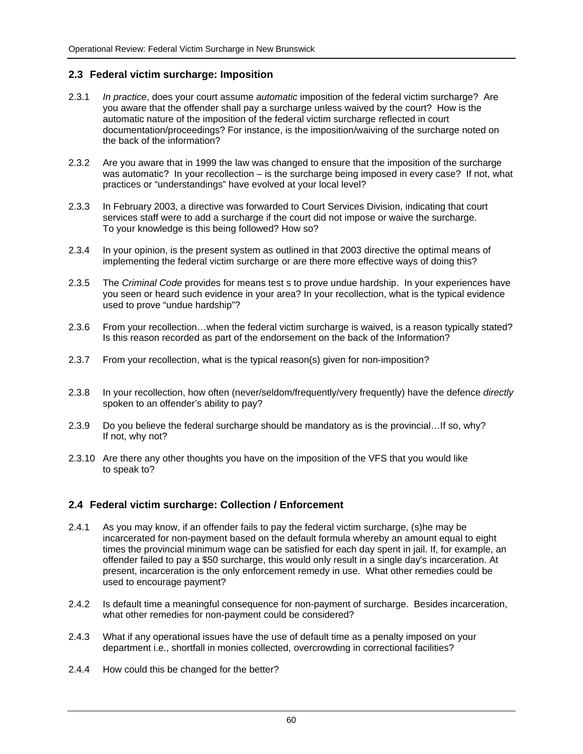## 2.3 Federal victim surcharge: Imposition

2.3.1 *In practice*, does your court assume *automatic* imposition of the federal victim surcharge? Are you aware that the offender shall pay a surcharge unless waived by the court? How is the automatic nature of the imposition of the federal victim surcharge reflected in court documentation/proceedings? For instance, is the imposition/waiving of the surcharge noted on the back of the information?

2.3.2 Are you aware that in 1999 the law was changed to ensure that the imposition of the surcharge was automatic? In your recollection – is the surcharge being imposed in every case? If not, what practices or "understandings" have evolved at your local level?

2.3.3 In February 2003, a directive was forwarded to Court Services Division, indicating that court services staff were to add a surcharge if the court did not impose or waive the surcharge. To your knowledge is this being followed? How so?

2.3.4 In your opinion, is the present system as outlined in that 2003 directive the optimal means of implementing the federal victim surcharge or are there more effective ways of doing this?

2.3.5 The *Criminal Code* provides for means test s to prove undue hardship. In your experiences have you seen or heard such evidence in your area? In your recollection, what is the typical evidence used to prove "undue hardship"?

2.3.6 From your recollection…when the federal victim surcharge is waived, is a reason typically stated? Is this reason recorded as part of the endorsement on the back of the Information?

2.3.7 From your recollection, what is the typical reason(s) given for non-imposition?

2.3.8 In your recollection, how often (never/seldom/frequently/very frequently) have the defence *directly* spoken to an offender's ability to pay?

2.3.9 Do you believe the federal surcharge should be mandatory as is the provincial…If so, why? If not, why not?

2.3.10 Are there any other thoughts you have on the imposition of the VFS that you would like to speak to?

## 2.4 Federal victim surcharge: Collection / Enforcement

2.4.1 As you may know, if an offender fails to pay the federal victim surcharge, (s)he may be incarcerated for non-payment based on the default formula whereby an amount equal to eight times the provincial minimum wage can be satisfied for each day spent in jail. If, for example, an offender failed to pay a $50 surcharge, this would only result in a single day's incarceration. At present, incarceration is the only enforcement remedy in use. What other remedies could be used to encourage payment?

2.4.2 Is default time a meaningful consequence for non-payment of surcharge. Besides incarceration, what other remedies for non-payment could be considered?

2.4.3 What if any operational issues have the use of default time as a penalty imposed on your department i.e., shortfall in monies collected, overcrowding in correctional facilities?

2.4.4 How could this be changed for the better?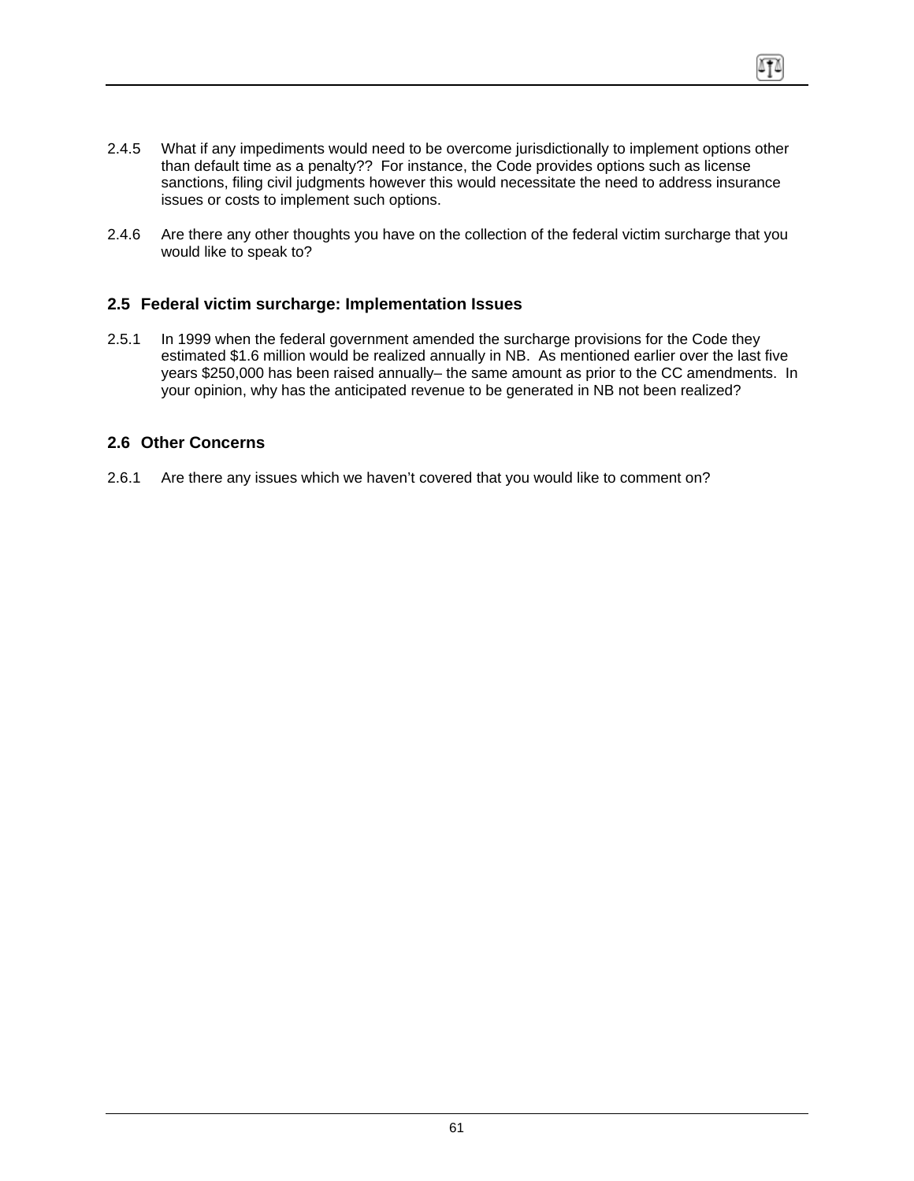2.4.5 What if any impediments would need to be overcome jurisdictionally to implement options other than default time as a penalty?? For instance, the Code provides options such as license sanctions, filing civil judgments however this would necessitate the need to address insurance issues or costs to implement such options.

2.4.6 Are there any other thoughts you have on the collection of the federal victim surcharge that you would like to speak to?

## 2.5 Federal victim surcharge: Implementation Issues

2.5.1 In 1999 when the federal government amended the surcharge provisions for the Code they estimated $1.6 million would be realized annually in NB. As mentioned earlier over the last five years $250,000 has been raised annually– the same amount as prior to the CC amendments. In your opinion, why has the anticipated revenue to be generated in NB not been realized?

## 2.6 Other Concerns

2.6.1 Are there any issues which we haven't covered that you would like to comment on?